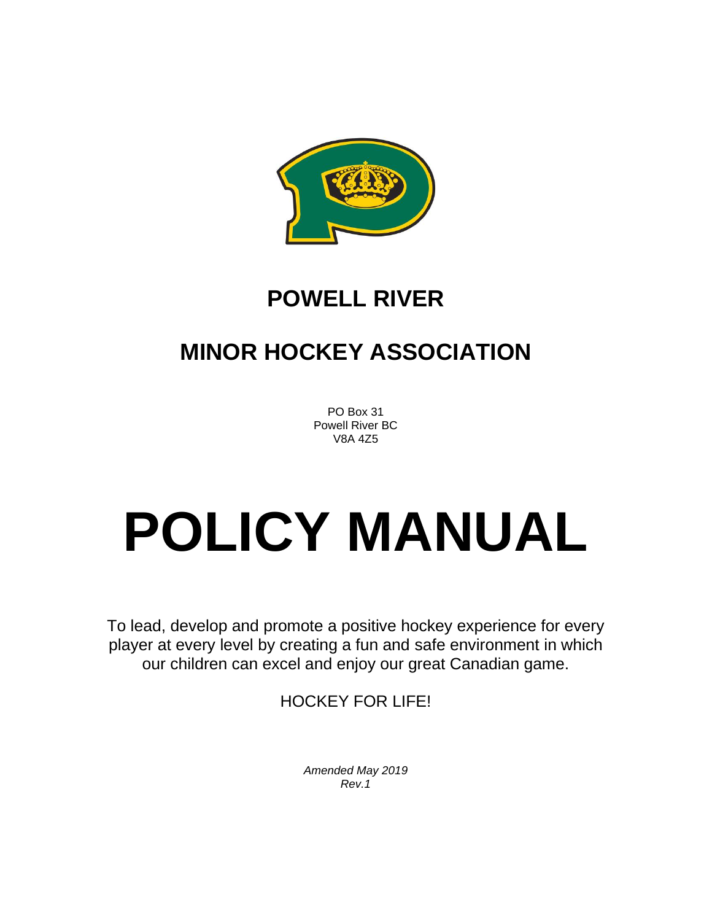# POWELL RIVER

# MINOR HOCKEY ASSOCIATION

PO Box 31
Powell River BC
V8A 4Z5

# POLICY MANUAL

To lead, develop and promote a positive hockey experience for every player at every level by creating a fun and safe environment in which our children can excel and enjoy our great Canadian game.

HOCKEY FOR LIFE!

*Amended May 2019*
*Rev.1*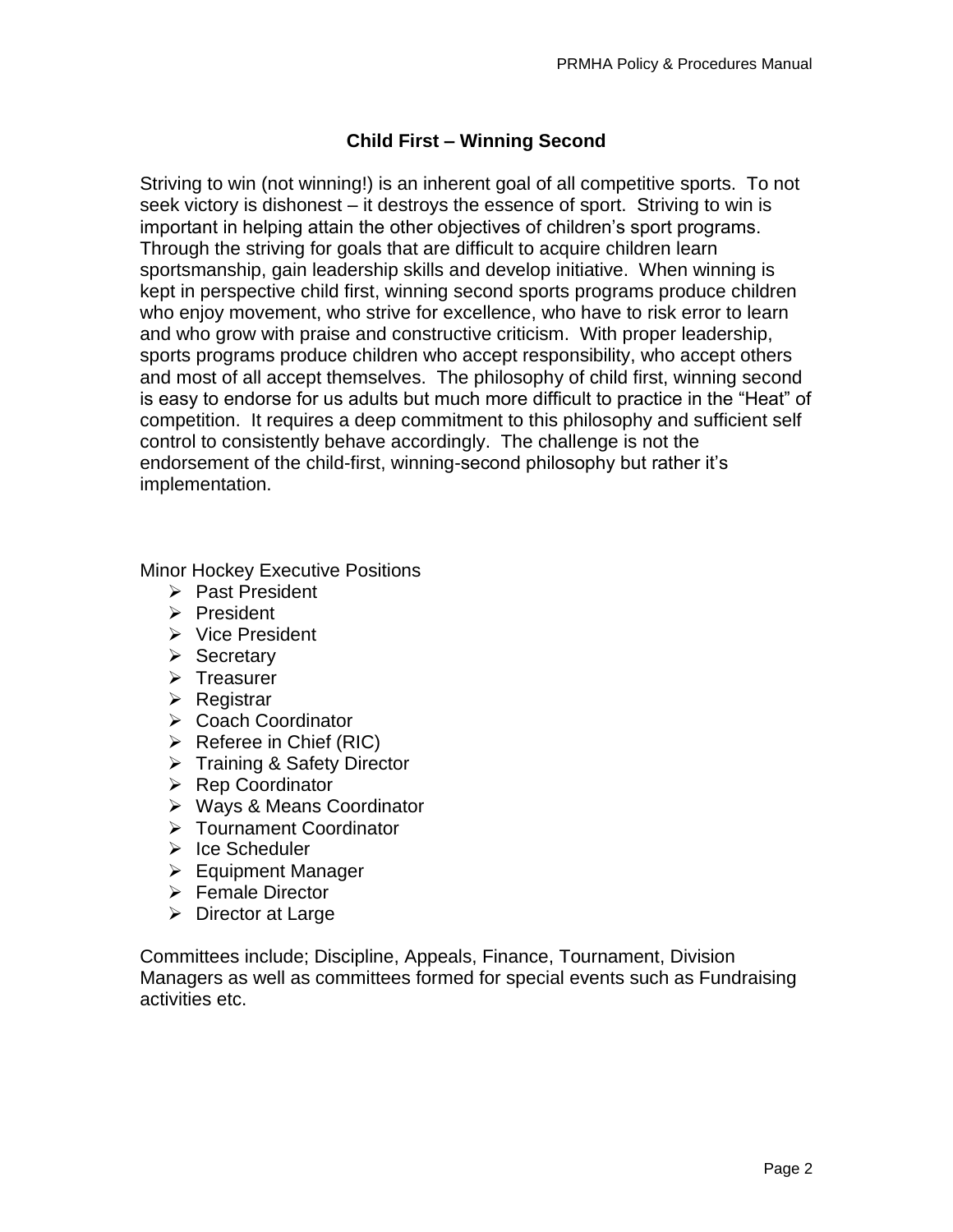## Child First – Winning Second

Striving to win (not winning!) is an inherent goal of all competitive sports. To not seek victory is dishonest – it destroys the essence of sport. Striving to win is important in helping attain the other objectives of children's sport programs. Through the striving for goals that are difficult to acquire children learn sportsmanship, gain leadership skills and develop initiative. When winning is kept in perspective child first, winning second sports programs produce children who enjoy movement, who strive for excellence, who have to risk error to learn and who grow with praise and constructive criticism. With proper leadership, sports programs produce children who accept responsibility, who accept others and most of all accept themselves. The philosophy of child first, winning second is easy to endorse for us adults but much more difficult to practice in the "Heat" of competition. It requires a deep commitment to this philosophy and sufficient self control to consistently behave accordingly. The challenge is not the endorsement of the child-first, winning-second philosophy but rather it's implementation.

Minor Hockey Executive Positions

- Past President
- President
- Vice President
- Secretary
- Treasurer
- Registrar
- Coach Coordinator
- Referee in Chief (RIC)
- Training & Safety Director
- Rep Coordinator
- Ways & Means Coordinator
- Tournament Coordinator
- Ice Scheduler
- Equipment Manager
- Female Director
- Director at Large

Committees include; Discipline, Appeals, Finance, Tournament, Division Managers as well as committees formed for special events such as Fundraising activities etc.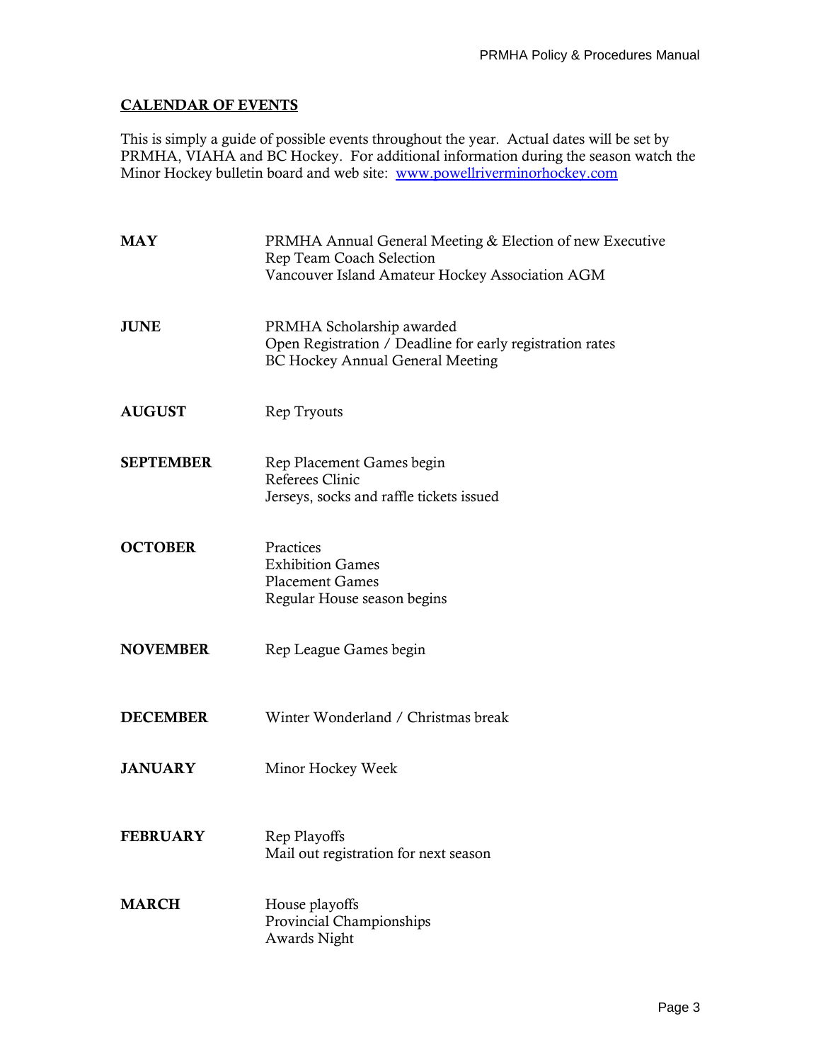## CALENDAR OF EVENTS

This is simply a guide of possible events throughout the year. Actual dates will be set by PRMHA, VIAHA and BC Hockey. For additional information during the season watch the Minor Hockey bulletin board and web site: [www.powellriverminorhockey.com](http://www.powellriverminorhockey.com)

| | |
|---|---|
| **MAY** | PRMHA Annual General Meeting & Election of new Executive<br>Rep Team Coach Selection<br>Vancouver Island Amateur Hockey Association AGM |
| **JUNE** | PRMHA Scholarship awarded<br>Open Registration / Deadline for early registration rates<br>BC Hockey Annual General Meeting |
| **AUGUST** | Rep Tryouts |
| **SEPTEMBER** | Rep Placement Games begin<br>Referees Clinic<br>Jerseys, socks and raffle tickets issued |
| **OCTOBER** | Practices<br>Exhibition Games<br>Placement Games<br>Regular House season begins |
| **NOVEMBER** | Rep League Games begin |
| **DECEMBER** | Winter Wonderland / Christmas break |
| **JANUARY** | Minor Hockey Week |
| **FEBRUARY** | Rep Playoffs<br>Mail out registration for next season |
| **MARCH** | House playoffs<br>Provincial Championships<br>Awards Night |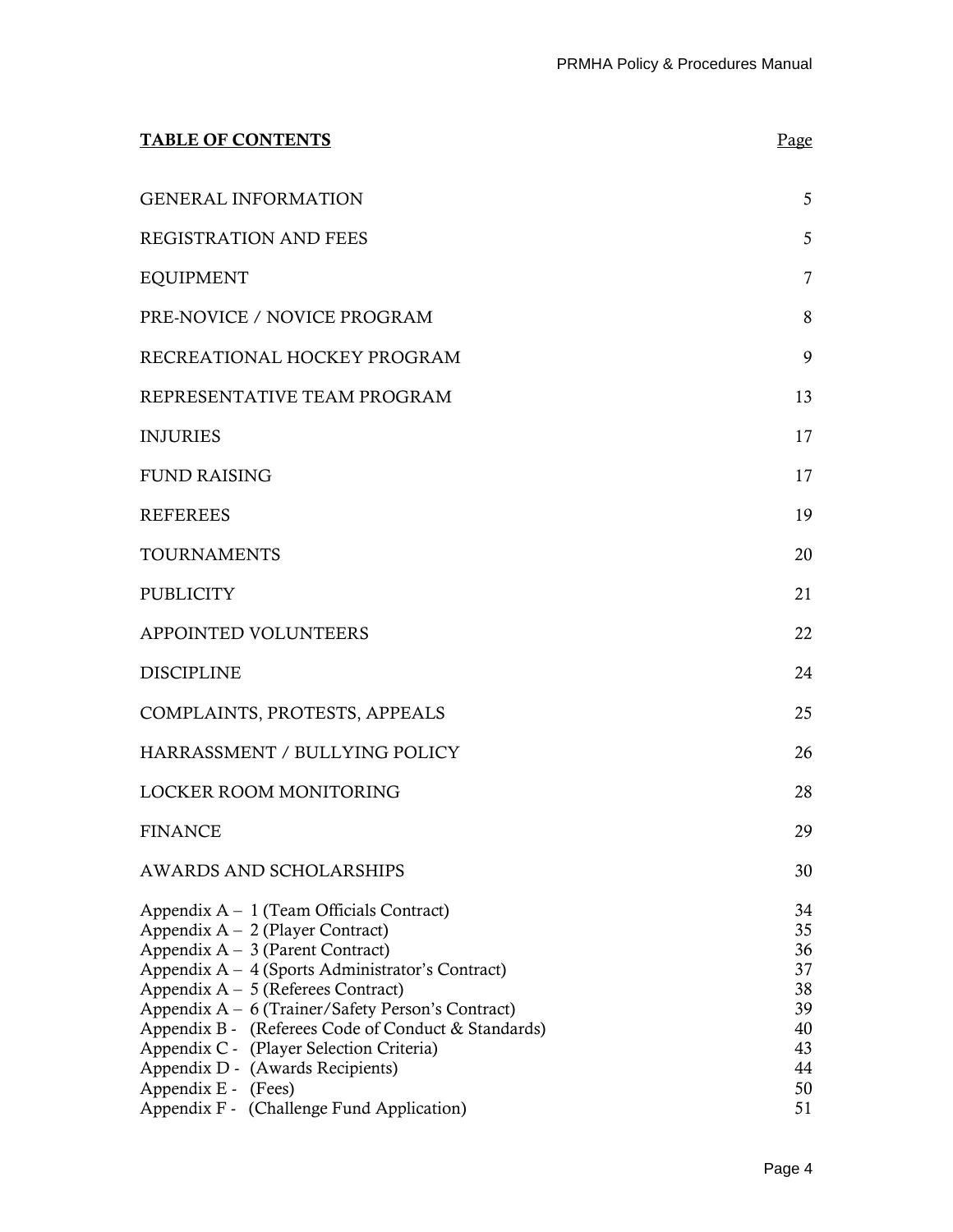## TABLE OF CONTENTS

| | Page |
|---|---|
| GENERAL INFORMATION | 5 |
| REGISTRATION AND FEES | 5 |
| EQUIPMENT | 7 |
| PRE-NOVICE / NOVICE PROGRAM | 8 |
| RECREATIONAL HOCKEY PROGRAM | 9 |
| REPRESENTATIVE TEAM PROGRAM | 13 |
| INJURIES | 17 |
| FUND RAISING | 17 |
| REFEREES | 19 |
| TOURNAMENTS | 20 |
| PUBLICITY | 21 |
| APPOINTED VOLUNTEERS | 22 |
| DISCIPLINE | 24 |
| COMPLAINTS, PROTESTS, APPEALS | 25 |
| HARRASSMENT / BULLYING POLICY | 26 |
| LOCKER ROOM MONITORING | 28 |
| FINANCE | 29 |
| AWARDS AND SCHOLARSHIPS | 30 |
| Appendix A – 1 (Team Officials Contract) | 34 |
| Appendix A – 2 (Player Contract) | 35 |
| Appendix A – 3 (Parent Contract) | 36 |
| Appendix A – 4 (Sports Administrator's Contract) | 37 |
| Appendix A – 5 (Referees Contract) | 38 |
| Appendix A – 6 (Trainer/Safety Person's Contract) | 39 |
| Appendix B - (Referees Code of Conduct & Standards) | 40 |
| Appendix C - (Player Selection Criteria) | 43 |
| Appendix D - (Awards Recipients) | 44 |
| Appendix E - (Fees) | 50 |
| Appendix F - (Challenge Fund Application) | 51 |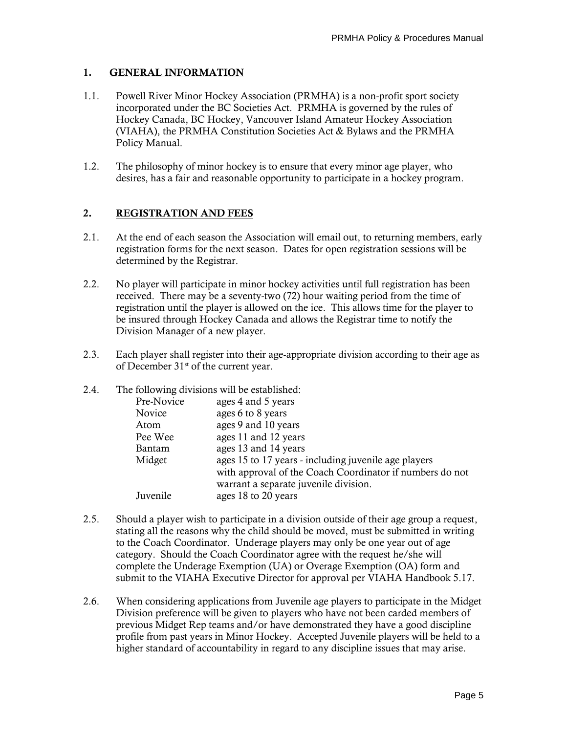## 1. GENERAL INFORMATION

1.1. Powell River Minor Hockey Association (PRMHA) is a non-profit sport society incorporated under the BC Societies Act. PRMHA is governed by the rules of Hockey Canada, BC Hockey, Vancouver Island Amateur Hockey Association (VIAHA), the PRMHA Constitution Societies Act & Bylaws and the PRMHA Policy Manual.

1.2. The philosophy of minor hockey is to ensure that every minor age player, who desires, has a fair and reasonable opportunity to participate in a hockey program.

## 2. REGISTRATION AND FEES

2.1. At the end of each season the Association will email out, to returning members, early registration forms for the next season. Dates for open registration sessions will be determined by the Registrar.

2.2. No player will participate in minor hockey activities until full registration has been received. There may be a seventy-two (72) hour waiting period from the time of registration until the player is allowed on the ice. This allows time for the player to be insured through Hockey Canada and allows the Registrar time to notify the Division Manager of a new player.

2.3. Each player shall register into their age-appropriate division according to their age as of December 31st of the current year.

2.4. The following divisions will be established:

| | |
|---|---|
| Pre-Novice | ages 4 and 5 years |
| Novice | ages 6 to 8 years |
| Atom | ages 9 and 10 years |
| Pee Wee | ages 11 and 12 years |
| Bantam | ages 13 and 14 years |
| Midget | ages 15 to 17 years - including juvenile age players with approval of the Coach Coordinator if numbers do not warrant a separate juvenile division. |
| Juvenile | ages 18 to 20 years |

2.5. Should a player wish to participate in a division outside of their age group a request, stating all the reasons why the child should be moved, must be submitted in writing to the Coach Coordinator. Underage players may only be one year out of age category. Should the Coach Coordinator agree with the request he/she will complete the Underage Exemption (UA) or Overage Exemption (OA) form and submit to the VIAHA Executive Director for approval per VIAHA Handbook 5.17.

2.6. When considering applications from Juvenile age players to participate in the Midget Division preference will be given to players who have not been carded members of previous Midget Rep teams and/or have demonstrated they have a good discipline profile from past years in Minor Hockey. Accepted Juvenile players will be held to a higher standard of accountability in regard to any discipline issues that may arise.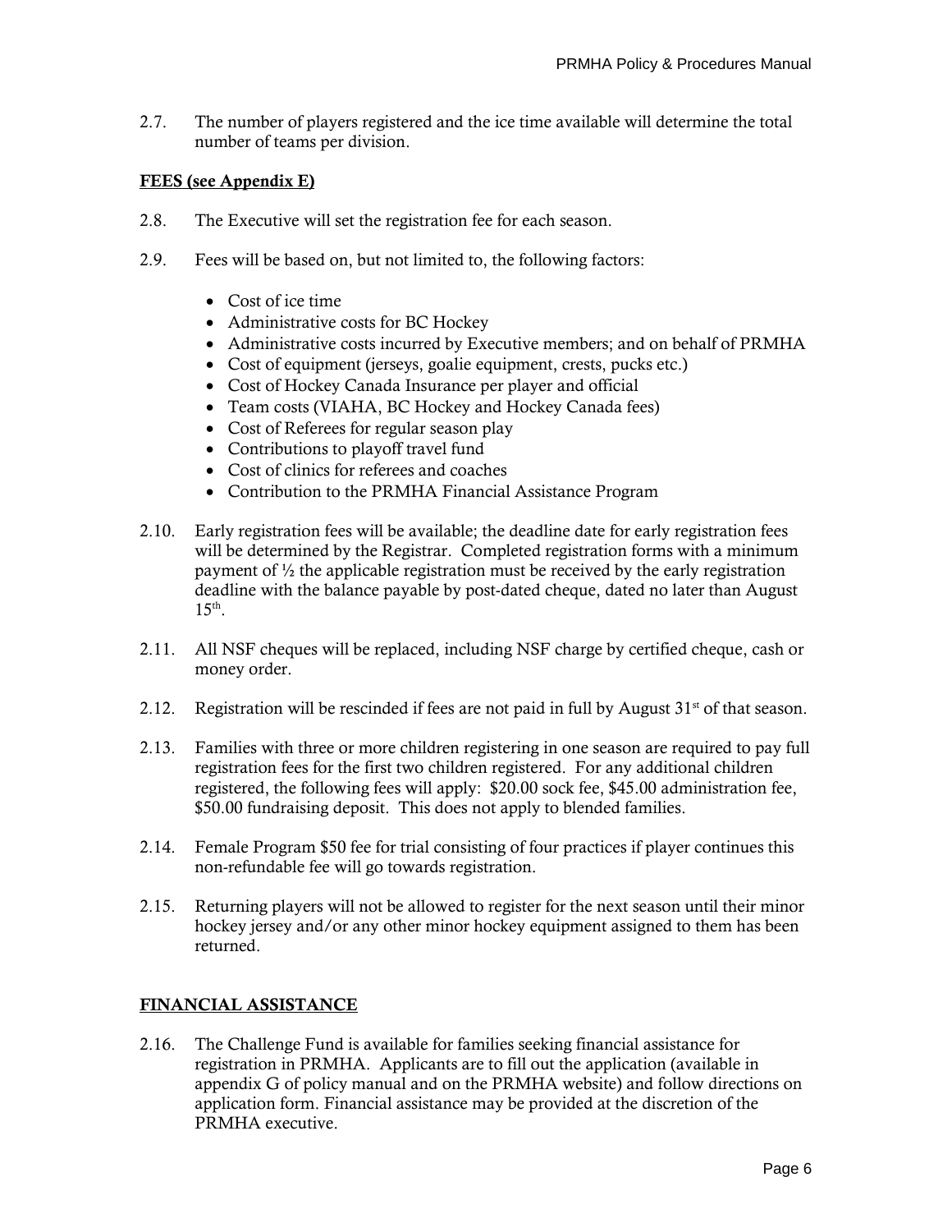2.7. The number of players registered and the ice time available will determine the total number of teams per division.

**FEES (see Appendix E)**

2.8. The Executive will set the registration fee for each season.

2.9. Fees will be based on, but not limited to, the following factors:

- Cost of ice time
- Administrative costs for BC Hockey
- Administrative costs incurred by Executive members; and on behalf of PRMHA
- Cost of equipment (jerseys, goalie equipment, crests, pucks etc.)
- Cost of Hockey Canada Insurance per player and official
- Team costs (VIAHA, BC Hockey and Hockey Canada fees)
- Cost of Referees for regular season play
- Contributions to playoff travel fund
- Cost of clinics for referees and coaches
- Contribution to the PRMHA Financial Assistance Program

2.10. Early registration fees will be available; the deadline date for early registration fees will be determined by the Registrar. Completed registration forms with a minimum payment of ½ the applicable registration must be received by the early registration deadline with the balance payable by post-dated cheque, dated no later than August 15th.

2.11. All NSF cheques will be replaced, including NSF charge by certified cheque, cash or money order.

2.12. Registration will be rescinded if fees are not paid in full by August 31st of that season.

2.13. Families with three or more children registering in one season are required to pay full registration fees for the first two children registered. For any additional children registered, the following fees will apply: $20.00 sock fee, $45.00 administration fee, $50.00 fundraising deposit. This does not apply to blended families.

2.14. Female Program $50 fee for trial consisting of four practices if player continues this non-refundable fee will go towards registration.

2.15. Returning players will not be allowed to register for the next season until their minor hockey jersey and/or any other minor hockey equipment assigned to them has been returned.

**FINANCIAL ASSISTANCE**

2.16. The Challenge Fund is available for families seeking financial assistance for registration in PRMHA. Applicants are to fill out the application (available in appendix G of policy manual and on the PRMHA website) and follow directions on application form. Financial assistance may be provided at the discretion of the PRMHA executive.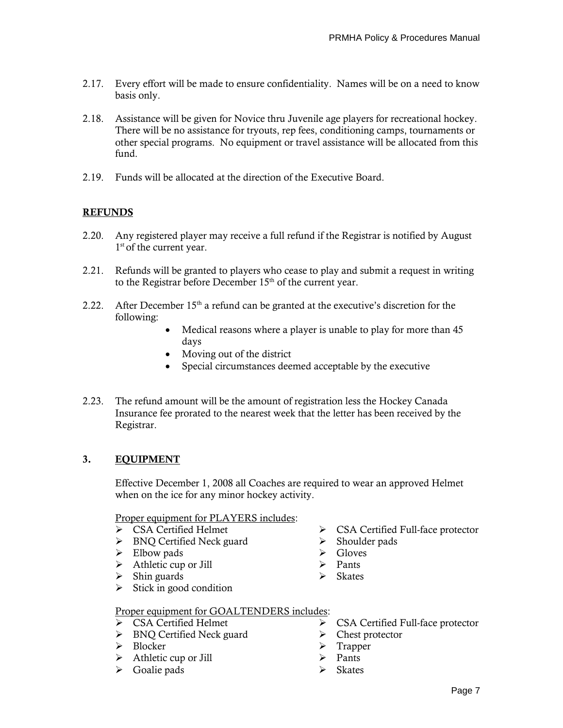2.17. Every effort will be made to ensure confidentiality. Names will be on a need to know basis only.

2.18. Assistance will be given for Novice thru Juvenile age players for recreational hockey. There will be no assistance for tryouts, rep fees, conditioning camps, tournaments or other special programs. No equipment or travel assistance will be allocated from this fund.

2.19. Funds will be allocated at the direction of the Executive Board.

## REFUNDS

2.20. Any registered player may receive a full refund if the Registrar is notified by August 1st of the current year.

2.21. Refunds will be granted to players who cease to play and submit a request in writing to the Registrar before December 15th of the current year.

2.22. After December 15th a refund can be granted at the executive's discretion for the following:

- Medical reasons where a player is unable to play for more than 45 days
- Moving out of the district
- Special circumstances deemed acceptable by the executive

2.23. The refund amount will be the amount of registration less the Hockey Canada Insurance fee prorated to the nearest week that the letter has been received by the Registrar.

## 3. EQUIPMENT

Effective December 1, 2008 all Coaches are required to wear an approved Helmet when on the ice for any minor hockey activity.

Proper equipment for PLAYERS includes:

- CSA Certified Helmet
- BNQ Certified Neck guard
- Elbow pads
- Athletic cup or Jill
- Shin guards
- Stick in good condition
- CSA Certified Full-face protector
- Shoulder pads
- Gloves
- Pants
- Skates

Proper equipment for GOALTENDERS includes:

- CSA Certified Helmet
- BNQ Certified Neck guard
- Blocker
- Athletic cup or Jill
- Goalie pads
- CSA Certified Full-face protector
- Chest protector
- Trapper
- Pants
- Skates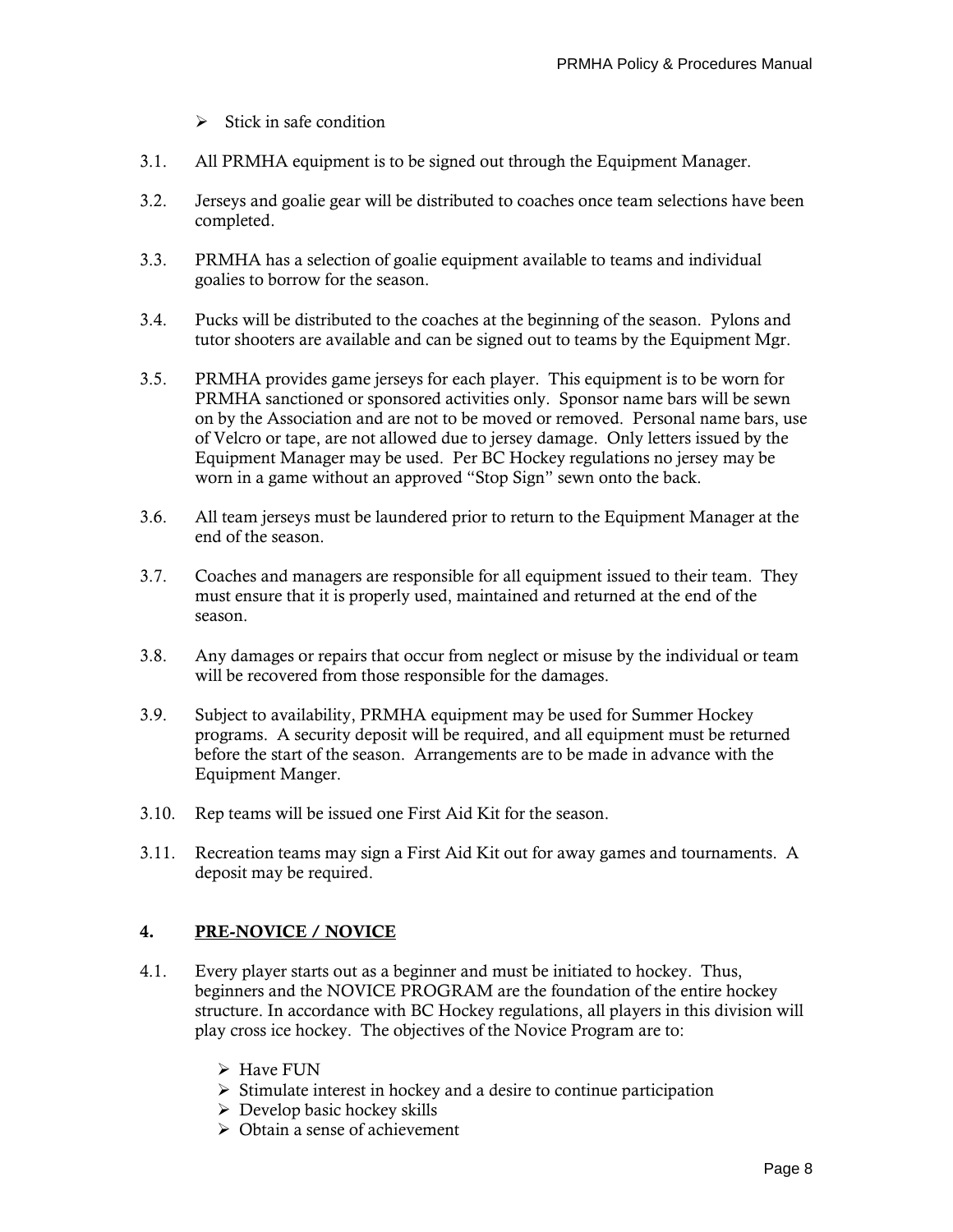- Stick in safe condition

3.1. All PRMHA equipment is to be signed out through the Equipment Manager.

3.2. Jerseys and goalie gear will be distributed to coaches once team selections have been completed.

3.3. PRMHA has a selection of goalie equipment available to teams and individual goalies to borrow for the season.

3.4. Pucks will be distributed to the coaches at the beginning of the season. Pylons and tutor shooters are available and can be signed out to teams by the Equipment Mgr.

3.5. PRMHA provides game jerseys for each player. This equipment is to be worn for PRMHA sanctioned or sponsored activities only. Sponsor name bars will be sewn on by the Association and are not to be moved or removed. Personal name bars, use of Velcro or tape, are not allowed due to jersey damage. Only letters issued by the Equipment Manager may be used. Per BC Hockey regulations no jersey may be worn in a game without an approved "Stop Sign" sewn onto the back.

3.6. All team jerseys must be laundered prior to return to the Equipment Manager at the end of the season.

3.7. Coaches and managers are responsible for all equipment issued to their team. They must ensure that it is properly used, maintained and returned at the end of the season.

3.8. Any damages or repairs that occur from neglect or misuse by the individual or team will be recovered from those responsible for the damages.

3.9. Subject to availability, PRMHA equipment may be used for Summer Hockey programs. A security deposit will be required, and all equipment must be returned before the start of the season. Arrangements are to be made in advance with the Equipment Manger.

3.10. Rep teams will be issued one First Aid Kit for the season.

3.11. Recreation teams may sign a First Aid Kit out for away games and tournaments. A deposit may be required.

## 4. PRE-NOVICE / NOVICE

4.1. Every player starts out as a beginner and must be initiated to hockey. Thus, beginners and the NOVICE PROGRAM are the foundation of the entire hockey structure. In accordance with BC Hockey regulations, all players in this division will play cross ice hockey. The objectives of the Novice Program are to:

- Have FUN
- Stimulate interest in hockey and a desire to continue participation
- Develop basic hockey skills
- Obtain a sense of achievement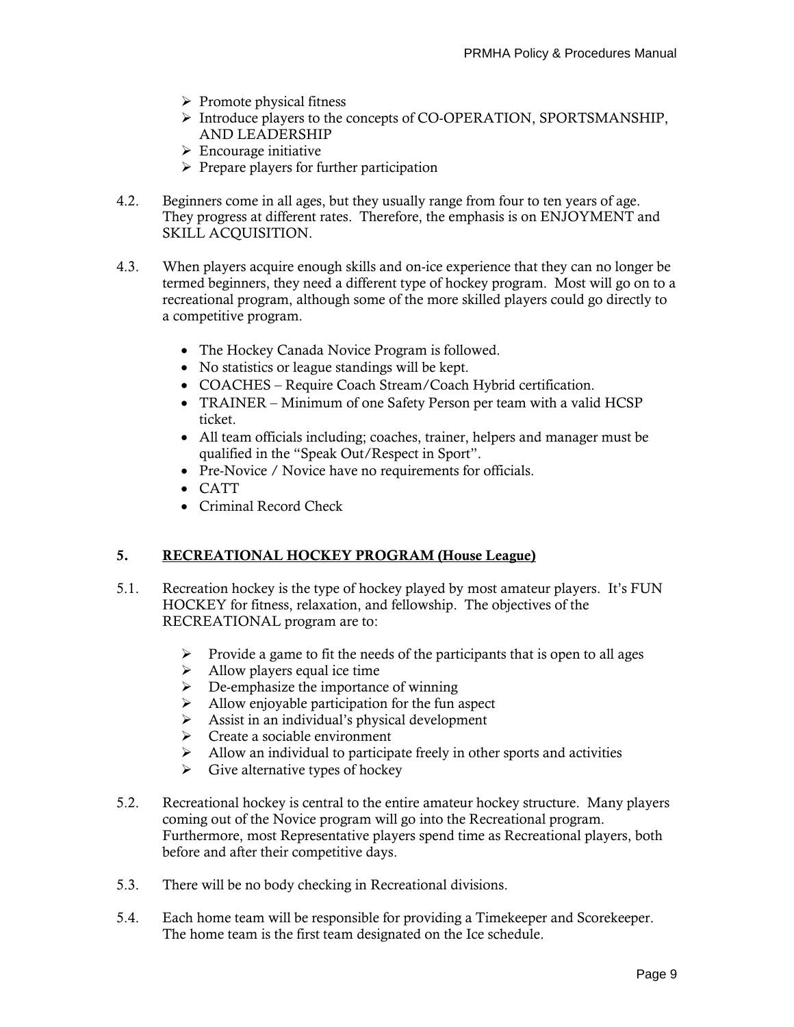- Promote physical fitness
- Introduce players to the concepts of CO-OPERATION, SPORTSMANSHIP, AND LEADERSHIP
- Encourage initiative
- Prepare players for further participation

4.2. Beginners come in all ages, but they usually range from four to ten years of age. They progress at different rates. Therefore, the emphasis is on ENJOYMENT and SKILL ACQUISITION.

4.3. When players acquire enough skills and on-ice experience that they can no longer be termed beginners, they need a different type of hockey program. Most will go on to a recreational program, although some of the more skilled players could go directly to a competitive program.

- The Hockey Canada Novice Program is followed.
- No statistics or league standings will be kept.
- COACHES – Require Coach Stream/Coach Hybrid certification.
- TRAINER – Minimum of one Safety Person per team with a valid HCSP ticket.
- All team officials including; coaches, trainer, helpers and manager must be qualified in the "Speak Out/Respect in Sport".
- Pre-Novice / Novice have no requirements for officials.
- CATT
- Criminal Record Check

## 5. RECREATIONAL HOCKEY PROGRAM (House League)

5.1. Recreation hockey is the type of hockey played by most amateur players. It's FUN HOCKEY for fitness, relaxation, and fellowship. The objectives of the RECREATIONAL program are to:

- Provide a game to fit the needs of the participants that is open to all ages
- Allow players equal ice time
- De-emphasize the importance of winning
- Allow enjoyable participation for the fun aspect
- Assist in an individual's physical development
- Create a sociable environment
- Allow an individual to participate freely in other sports and activities
- Give alternative types of hockey

5.2. Recreational hockey is central to the entire amateur hockey structure. Many players coming out of the Novice program will go into the Recreational program. Furthermore, most Representative players spend time as Recreational players, both before and after their competitive days.

5.3. There will be no body checking in Recreational divisions.

5.4. Each home team will be responsible for providing a Timekeeper and Scorekeeper. The home team is the first team designated on the Ice schedule.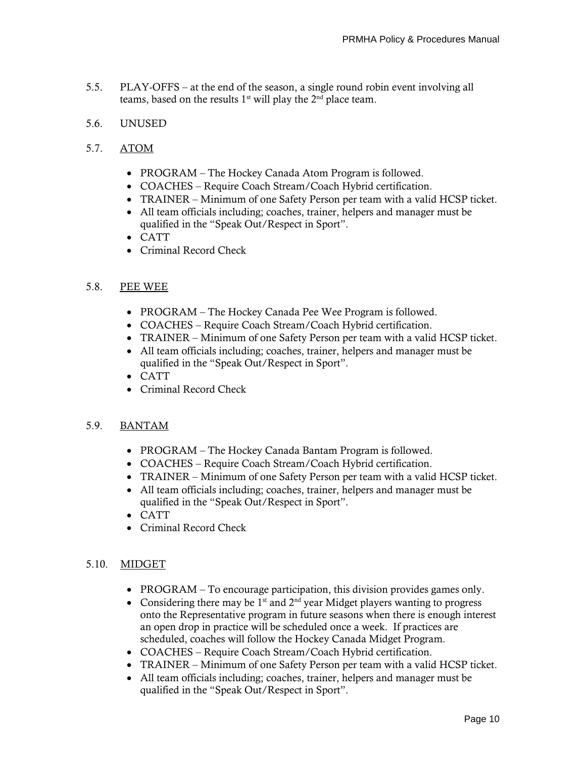5.5. PLAY-OFFS – at the end of the season, a single round robin event involving all teams, based on the results 1st will play the 2nd place team.

5.6. UNUSED

5.7. <u>ATOM</u>

- PROGRAM – The Hockey Canada Atom Program is followed.
- COACHES – Require Coach Stream/Coach Hybrid certification.
- TRAINER – Minimum of one Safety Person per team with a valid HCSP ticket.
- All team officials including; coaches, trainer, helpers and manager must be qualified in the "Speak Out/Respect in Sport".
- CATT
- Criminal Record Check

5.8. <u>PEE WEE</u>

- PROGRAM – The Hockey Canada Pee Wee Program is followed.
- COACHES – Require Coach Stream/Coach Hybrid certification.
- TRAINER – Minimum of one Safety Person per team with a valid HCSP ticket.
- All team officials including; coaches, trainer, helpers and manager must be qualified in the "Speak Out/Respect in Sport".
- CATT
- Criminal Record Check

5.9. <u>BANTAM</u>

- PROGRAM – The Hockey Canada Bantam Program is followed.
- COACHES – Require Coach Stream/Coach Hybrid certification.
- TRAINER – Minimum of one Safety Person per team with a valid HCSP ticket.
- All team officials including; coaches, trainer, helpers and manager must be qualified in the "Speak Out/Respect in Sport".
- CATT
- Criminal Record Check

5.10. <u>MIDGET</u>

- PROGRAM – To encourage participation, this division provides games only.
- Considering there may be 1st and 2nd year Midget players wanting to progress onto the Representative program in future seasons when there is enough interest an open drop in practice will be scheduled once a week. If practices are scheduled, coaches will follow the Hockey Canada Midget Program.
- COACHES – Require Coach Stream/Coach Hybrid certification.
- TRAINER – Minimum of one Safety Person per team with a valid HCSP ticket.
- All team officials including; coaches, trainer, helpers and manager must be qualified in the "Speak Out/Respect in Sport".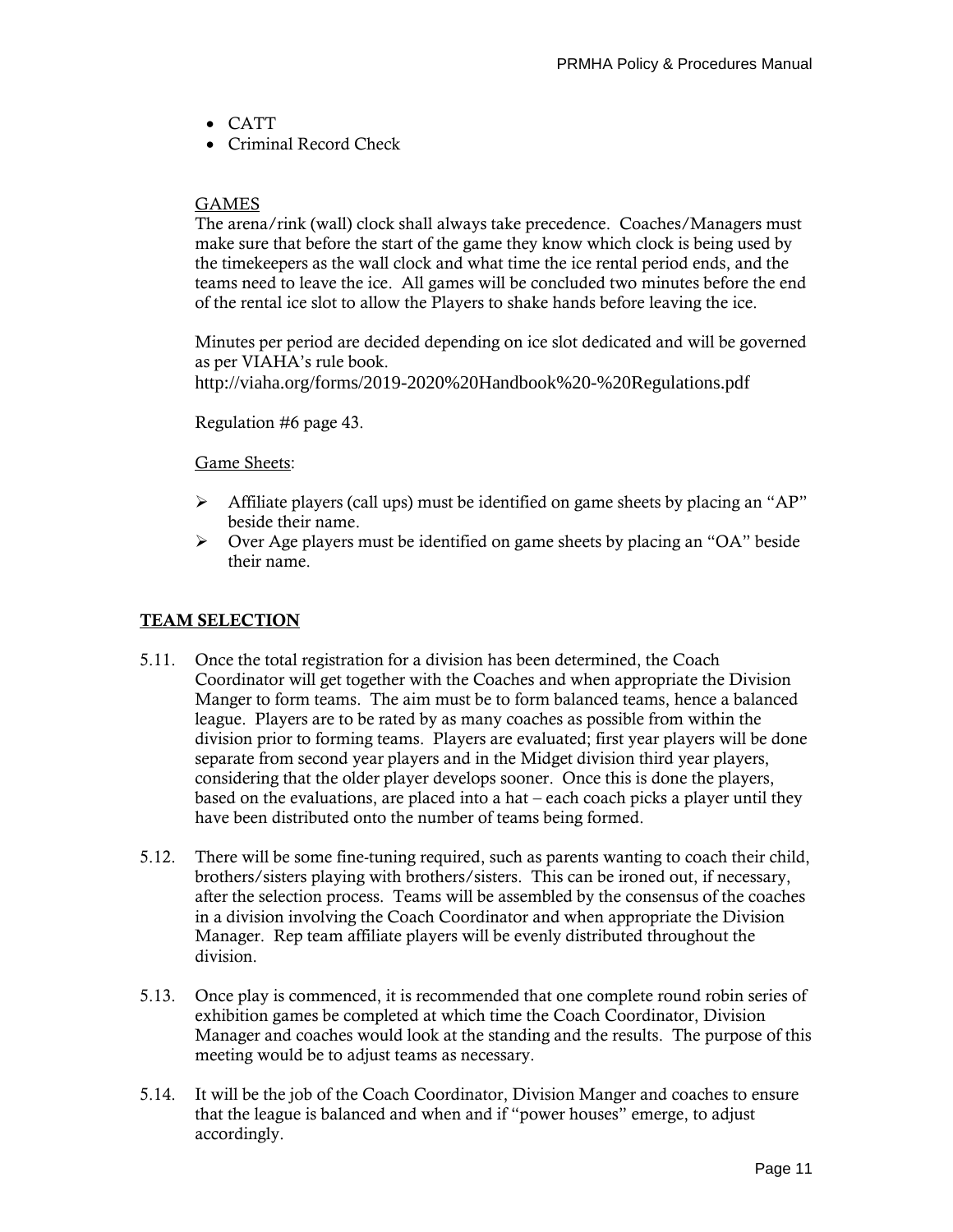- CATT
- Criminal Record Check

GAMES

The arena/rink (wall) clock shall always take precedence. Coaches/Managers must make sure that before the start of the game they know which clock is being used by the timekeepers as the wall clock and what time the ice rental period ends, and the teams need to leave the ice. All games will be concluded two minutes before the end of the rental ice slot to allow the Players to shake hands before leaving the ice.

Minutes per period are decided depending on ice slot dedicated and will be governed as per VIAHA's rule book.
http://viaha.org/forms/2019-2020%20Handbook%20-%20Regulations.pdf

Regulation #6 page 43.

Game Sheets:

- Affiliate players (call ups) must be identified on game sheets by placing an "AP" beside their name.
- Over Age players must be identified on game sheets by placing an "OA" beside their name.

## TEAM SELECTION

5.11. Once the total registration for a division has been determined, the Coach Coordinator will get together with the Coaches and when appropriate the Division Manger to form teams. The aim must be to form balanced teams, hence a balanced league. Players are to be rated by as many coaches as possible from within the division prior to forming teams. Players are evaluated; first year players will be done separate from second year players and in the Midget division third year players, considering that the older player develops sooner. Once this is done the players, based on the evaluations, are placed into a hat – each coach picks a player until they have been distributed onto the number of teams being formed.

5.12. There will be some fine-tuning required, such as parents wanting to coach their child, brothers/sisters playing with brothers/sisters. This can be ironed out, if necessary, after the selection process. Teams will be assembled by the consensus of the coaches in a division involving the Coach Coordinator and when appropriate the Division Manager. Rep team affiliate players will be evenly distributed throughout the division.

5.13. Once play is commenced, it is recommended that one complete round robin series of exhibition games be completed at which time the Coach Coordinator, Division Manager and coaches would look at the standing and the results. The purpose of this meeting would be to adjust teams as necessary.

5.14. It will be the job of the Coach Coordinator, Division Manger and coaches to ensure that the league is balanced and when and if "power houses" emerge, to adjust accordingly.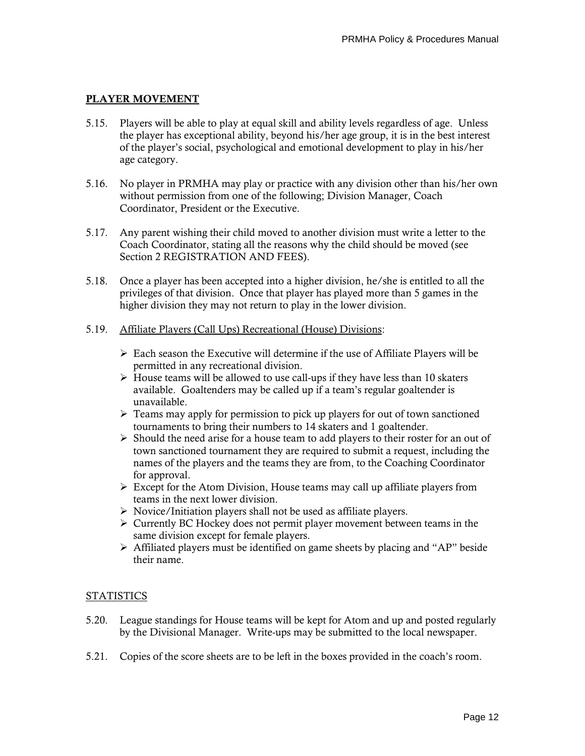## **PLAYER MOVEMENT**

5.15. Players will be able to play at equal skill and ability levels regardless of age. Unless the player has exceptional ability, beyond his/her age group, it is in the best interest of the player's social, psychological and emotional development to play in his/her age category.

5.16. No player in PRMHA may play or practice with any division other than his/her own without permission from one of the following; Division Manager, Coach Coordinator, President or the Executive.

5.17. Any parent wishing their child moved to another division must write a letter to the Coach Coordinator, stating all the reasons why the child should be moved (see Section 2 REGISTRATION AND FEES).

5.18. Once a player has been accepted into a higher division, he/she is entitled to all the privileges of that division. Once that player has played more than 5 games in the higher division they may not return to play in the lower division.

5.19. Affiliate Players (Call Ups) Recreational (House) Divisions:

- Each season the Executive will determine if the use of Affiliate Players will be permitted in any recreational division.
- House teams will be allowed to use call-ups if they have less than 10 skaters available. Goaltenders may be called up if a team's regular goaltender is unavailable.
- Teams may apply for permission to pick up players for out of town sanctioned tournaments to bring their numbers to 14 skaters and 1 goaltender.
- Should the need arise for a house team to add players to their roster for an out of town sanctioned tournament they are required to submit a request, including the names of the players and the teams they are from, to the Coaching Coordinator for approval.
- Except for the Atom Division, House teams may call up affiliate players from teams in the next lower division.
- Novice/Initiation players shall not be used as affiliate players.
- Currently BC Hockey does not permit player movement between teams in the same division except for female players.
- Affiliated players must be identified on game sheets by placing and "AP" beside their name.

## STATISTICS

5.20. League standings for House teams will be kept for Atom and up and posted regularly by the Divisional Manager. Write-ups may be submitted to the local newspaper.

5.21. Copies of the score sheets are to be left in the boxes provided in the coach's room.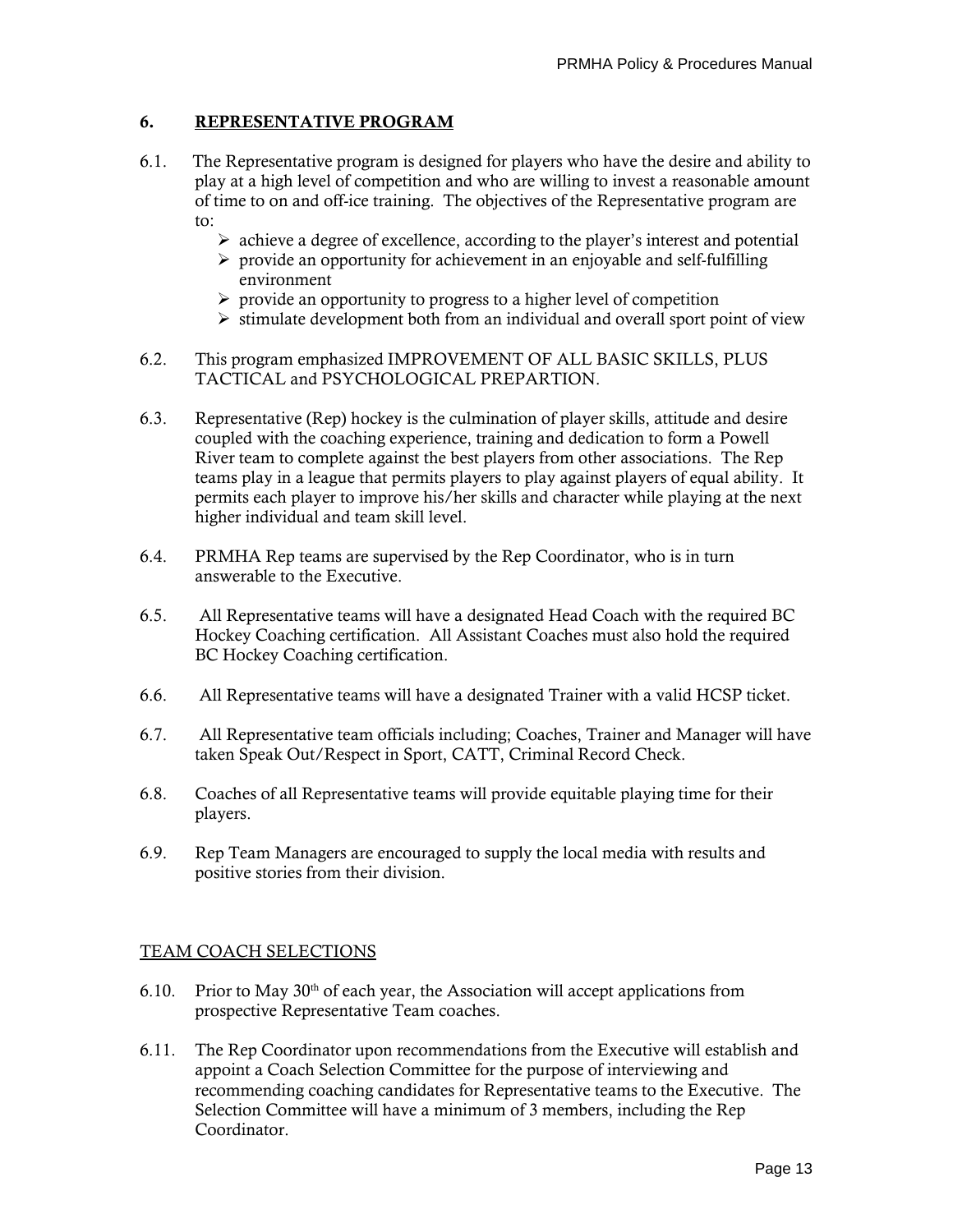## 6. REPRESENTATIVE PROGRAM

6.1. The Representative program is designed for players who have the desire and ability to play at a high level of competition and who are willing to invest a reasonable amount of time to on and off-ice training. The objectives of the Representative program are to:

- achieve a degree of excellence, according to the player's interest and potential
- provide an opportunity for achievement in an enjoyable and self-fulfilling environment
- provide an opportunity to progress to a higher level of competition
- stimulate development both from an individual and overall sport point of view

6.2. This program emphasized IMPROVEMENT OF ALL BASIC SKILLS, PLUS TACTICAL and PSYCHOLOGICAL PREPARTION.

6.3. Representative (Rep) hockey is the culmination of player skills, attitude and desire coupled with the coaching experience, training and dedication to form a Powell River team to complete against the best players from other associations. The Rep teams play in a league that permits players to play against players of equal ability. It permits each player to improve his/her skills and character while playing at the next higher individual and team skill level.

6.4. PRMHA Rep teams are supervised by the Rep Coordinator, who is in turn answerable to the Executive.

6.5. All Representative teams will have a designated Head Coach with the required BC Hockey Coaching certification. All Assistant Coaches must also hold the required BC Hockey Coaching certification.

6.6. All Representative teams will have a designated Trainer with a valid HCSP ticket.

6.7. All Representative team officials including; Coaches, Trainer and Manager will have taken Speak Out/Respect in Sport, CATT, Criminal Record Check.

6.8. Coaches of all Representative teams will provide equitable playing time for their players.

6.9. Rep Team Managers are encouraged to supply the local media with results and positive stories from their division.

### TEAM COACH SELECTIONS

6.10. Prior to May 30th of each year, the Association will accept applications from prospective Representative Team coaches.

6.11. The Rep Coordinator upon recommendations from the Executive will establish and appoint a Coach Selection Committee for the purpose of interviewing and recommending coaching candidates for Representative teams to the Executive. The Selection Committee will have a minimum of 3 members, including the Rep Coordinator.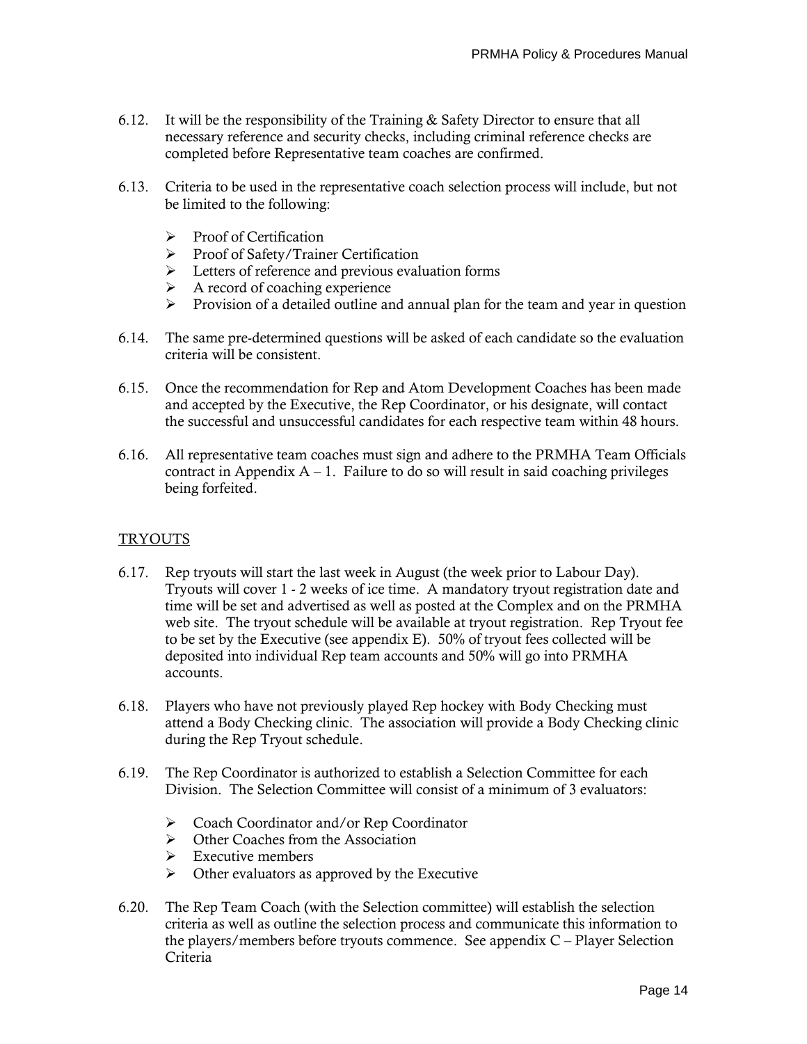6.12. It will be the responsibility of the Training & Safety Director to ensure that all necessary reference and security checks, including criminal reference checks are completed before Representative team coaches are confirmed.

6.13. Criteria to be used in the representative coach selection process will include, but not be limited to the following:

- Proof of Certification
- Proof of Safety/Trainer Certification
- Letters of reference and previous evaluation forms
- A record of coaching experience
- Provision of a detailed outline and annual plan for the team and year in question

6.14. The same pre-determined questions will be asked of each candidate so the evaluation criteria will be consistent.

6.15. Once the recommendation for Rep and Atom Development Coaches has been made and accepted by the Executive, the Rep Coordinator, or his designate, will contact the successful and unsuccessful candidates for each respective team within 48 hours.

6.16. All representative team coaches must sign and adhere to the PRMHA Team Officials contract in Appendix A – 1. Failure to do so will result in said coaching privileges being forfeited.

## TRYOUTS

6.17. Rep tryouts will start the last week in August (the week prior to Labour Day). Tryouts will cover 1 - 2 weeks of ice time. A mandatory tryout registration date and time will be set and advertised as well as posted at the Complex and on the PRMHA web site. The tryout schedule will be available at tryout registration. Rep Tryout fee to be set by the Executive (see appendix E). 50% of tryout fees collected will be deposited into individual Rep team accounts and 50% will go into PRMHA accounts.

6.18. Players who have not previously played Rep hockey with Body Checking must attend a Body Checking clinic. The association will provide a Body Checking clinic during the Rep Tryout schedule.

6.19. The Rep Coordinator is authorized to establish a Selection Committee for each Division. The Selection Committee will consist of a minimum of 3 evaluators:

- Coach Coordinator and/or Rep Coordinator
- Other Coaches from the Association
- Executive members
- Other evaluators as approved by the Executive

6.20. The Rep Team Coach (with the Selection committee) will establish the selection criteria as well as outline the selection process and communicate this information to the players/members before tryouts commence. See appendix C – Player Selection Criteria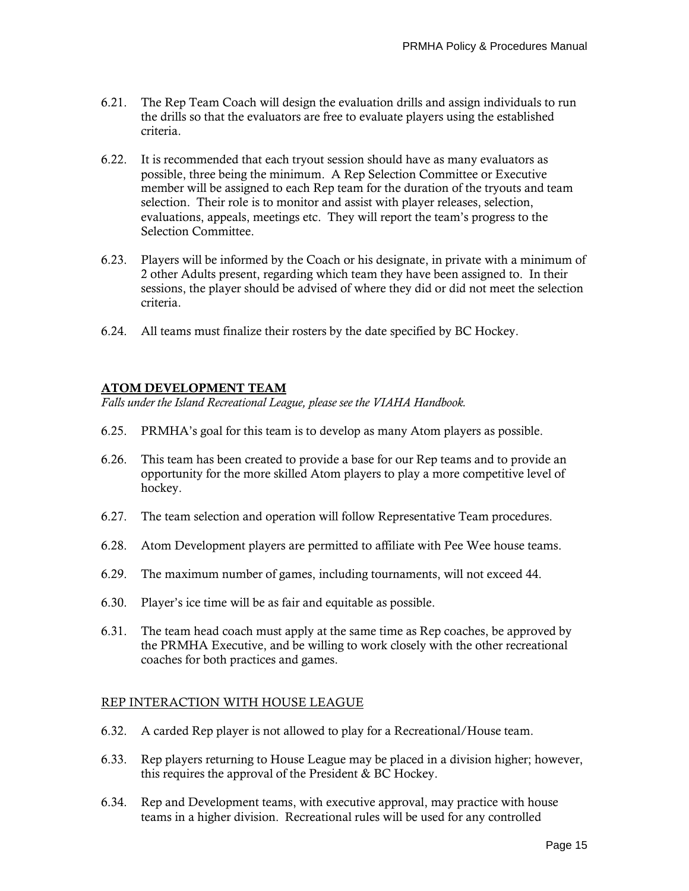6.21. The Rep Team Coach will design the evaluation drills and assign individuals to run the drills so that the evaluators are free to evaluate players using the established criteria.

6.22. It is recommended that each tryout session should have as many evaluators as possible, three being the minimum. A Rep Selection Committee or Executive member will be assigned to each Rep team for the duration of the tryouts and team selection. Their role is to monitor and assist with player releases, selection, evaluations, appeals, meetings etc. They will report the team's progress to the Selection Committee.

6.23. Players will be informed by the Coach or his designate, in private with a minimum of 2 other Adults present, regarding which team they have been assigned to. In their sessions, the player should be advised of where they did or did not meet the selection criteria.

6.24. All teams must finalize their rosters by the date specified by BC Hockey.

## ATOM DEVELOPMENT TEAM

*Falls under the Island Recreational League, please see the VIAHA Handbook.*

6.25. PRMHA's goal for this team is to develop as many Atom players as possible.

6.26. This team has been created to provide a base for our Rep teams and to provide an opportunity for the more skilled Atom players to play a more competitive level of hockey.

6.27. The team selection and operation will follow Representative Team procedures.

6.28. Atom Development players are permitted to affiliate with Pee Wee house teams.

6.29. The maximum number of games, including tournaments, will not exceed 44.

6.30. Player's ice time will be as fair and equitable as possible.

6.31. The team head coach must apply at the same time as Rep coaches, be approved by the PRMHA Executive, and be willing to work closely with the other recreational coaches for both practices and games.

## REP INTERACTION WITH HOUSE LEAGUE

6.32. A carded Rep player is not allowed to play for a Recreational/House team.

6.33. Rep players returning to House League may be placed in a division higher; however, this requires the approval of the President & BC Hockey.

6.34. Rep and Development teams, with executive approval, may practice with house teams in a higher division. Recreational rules will be used for any controlled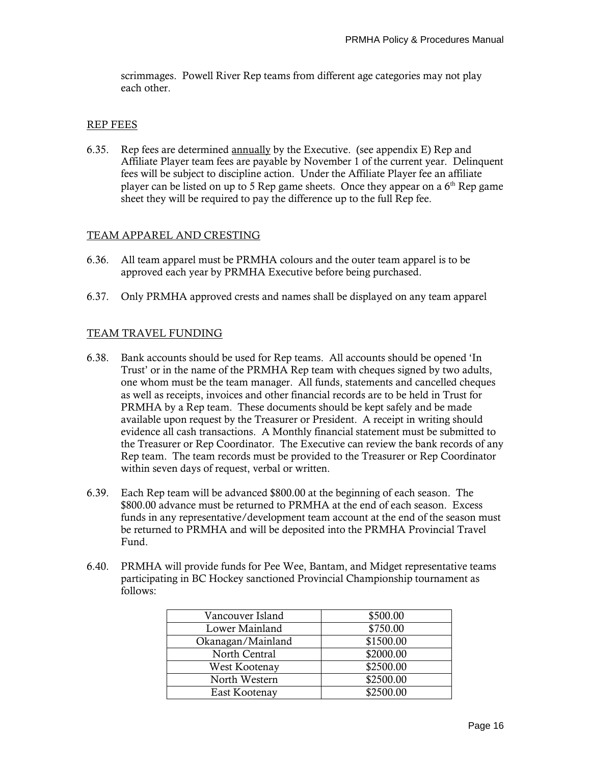scrimmages. Powell River Rep teams from different age categories may not play each other.

## REP FEES

6.35. Rep fees are determined annually by the Executive. (see appendix E) Rep and Affiliate Player team fees are payable by November 1 of the current year. Delinquent fees will be subject to discipline action. Under the Affiliate Player fee an affiliate player can be listed on up to 5 Rep game sheets. Once they appear on a 6th Rep game sheet they will be required to pay the difference up to the full Rep fee.

## TEAM APPAREL AND CRESTING

6.36. All team apparel must be PRMHA colours and the outer team apparel is to be approved each year by PRMHA Executive before being purchased.

6.37. Only PRMHA approved crests and names shall be displayed on any team apparel

## TEAM TRAVEL FUNDING

6.38. Bank accounts should be used for Rep teams. All accounts should be opened 'In Trust' or in the name of the PRMHA Rep team with cheques signed by two adults, one whom must be the team manager. All funds, statements and cancelled cheques as well as receipts, invoices and other financial records are to be held in Trust for PRMHA by a Rep team. These documents should be kept safely and be made available upon request by the Treasurer or President. A receipt in writing should evidence all cash transactions. A Monthly financial statement must be submitted to the Treasurer or Rep Coordinator. The Executive can review the bank records of any Rep team. The team records must be provided to the Treasurer or Rep Coordinator within seven days of request, verbal or written.

6.39. Each Rep team will be advanced $800.00 at the beginning of each season. The $800.00 advance must be returned to PRMHA at the end of each season. Excess funds in any representative/development team account at the end of the season must be returned to PRMHA and will be deposited into the PRMHA Provincial Travel Fund.

6.40. PRMHA will provide funds for Pee Wee, Bantam, and Midget representative teams participating in BC Hockey sanctioned Provincial Championship tournament as follows:

| Region | Amount |
|---|---|
| Vancouver Island | $500.00 |
| Lower Mainland | $750.00 |
| Okanagan/Mainland | $1500.00 |
| North Central | $2000.00 |
| West Kootenay | $2500.00 |
| North Western | $2500.00 |
| East Kootenay | $2500.00 |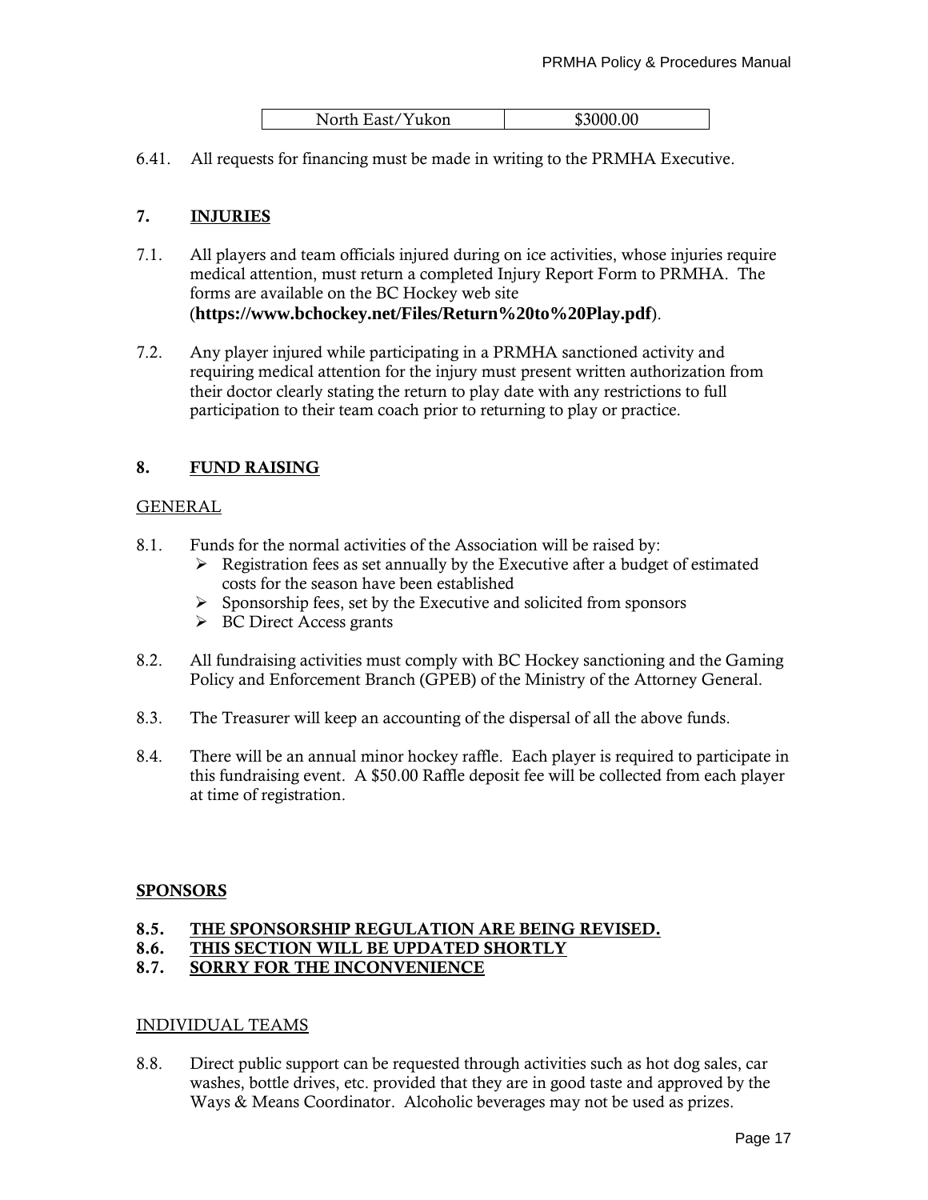| North East/Yukon | $3000.00 |
|---|---|

6.41. All requests for financing must be made in writing to the PRMHA Executive.

## 7. INJURIES

7.1. All players and team officials injured during on ice activities, whose injuries require medical attention, must return a completed Injury Report Form to PRMHA. The forms are available on the BC Hockey web site (**https://www.bchockey.net/Files/Return%20to%20Play.pdf**).

7.2. Any player injured while participating in a PRMHA sanctioned activity and requiring medical attention for the injury must present written authorization from their doctor clearly stating the return to play date with any restrictions to full participation to their team coach prior to returning to play or practice.

## 8. FUND RAISING

### GENERAL

8.1. Funds for the normal activities of the Association will be raised by:

- Registration fees as set annually by the Executive after a budget of estimated costs for the season have been established
- Sponsorship fees, set by the Executive and solicited from sponsors
- BC Direct Access grants

8.2. All fundraising activities must comply with BC Hockey sanctioning and the Gaming Policy and Enforcement Branch (GPEB) of the Ministry of the Attorney General.

8.3. The Treasurer will keep an accounting of the dispersal of all the above funds.

8.4. There will be an annual minor hockey raffle. Each player is required to participate in this fundraising event. A $50.00 Raffle deposit fee will be collected from each player at time of registration.

### SPONSORS

**8.5. THE SPONSORSHIP REGULATION ARE BEING REVISED.**
**8.6. THIS SECTION WILL BE UPDATED SHORTLY**
**8.7. SORRY FOR THE INCONVENIENCE**

### INDIVIDUAL TEAMS

8.8. Direct public support can be requested through activities such as hot dog sales, car washes, bottle drives, etc. provided that they are in good taste and approved by the Ways & Means Coordinator. Alcoholic beverages may not be used as prizes.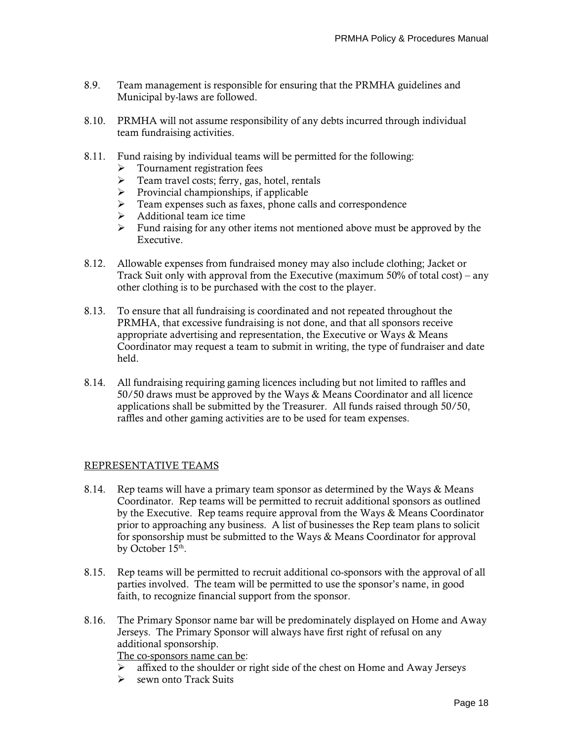8.9. Team management is responsible for ensuring that the PRMHA guidelines and Municipal by-laws are followed.

8.10. PRMHA will not assume responsibility of any debts incurred through individual team fundraising activities.

8.11. Fund raising by individual teams will be permitted for the following:

- Tournament registration fees
- Team travel costs; ferry, gas, hotel, rentals
- Provincial championships, if applicable
- Team expenses such as faxes, phone calls and correspondence
- Additional team ice time
- Fund raising for any other items not mentioned above must be approved by the Executive.

8.12. Allowable expenses from fundraised money may also include clothing; Jacket or Track Suit only with approval from the Executive (maximum 50% of total cost) – any other clothing is to be purchased with the cost to the player.

8.13. To ensure that all fundraising is coordinated and not repeated throughout the PRMHA, that excessive fundraising is not done, and that all sponsors receive appropriate advertising and representation, the Executive or Ways & Means Coordinator may request a team to submit in writing, the type of fundraiser and date held.

8.14. All fundraising requiring gaming licences including but not limited to raffles and 50/50 draws must be approved by the Ways & Means Coordinator and all licence applications shall be submitted by the Treasurer. All funds raised through 50/50, raffles and other gaming activities are to be used for team expenses.

## REPRESENTATIVE TEAMS

8.14. Rep teams will have a primary team sponsor as determined by the Ways & Means Coordinator. Rep teams will be permitted to recruit additional sponsors as outlined by the Executive. Rep teams require approval from the Ways & Means Coordinator prior to approaching any business. A list of businesses the Rep team plans to solicit for sponsorship must be submitted to the Ways & Means Coordinator for approval by October 15th.

8.15. Rep teams will be permitted to recruit additional co-sponsors with the approval of all parties involved. The team will be permitted to use the sponsor's name, in good faith, to recognize financial support from the sponsor.

8.16. The Primary Sponsor name bar will be predominately displayed on Home and Away Jerseys. The Primary Sponsor will always have first right of refusal on any additional sponsorship.

The co-sponsors name can be:

- affixed to the shoulder or right side of the chest on Home and Away Jerseys
- sewn onto Track Suits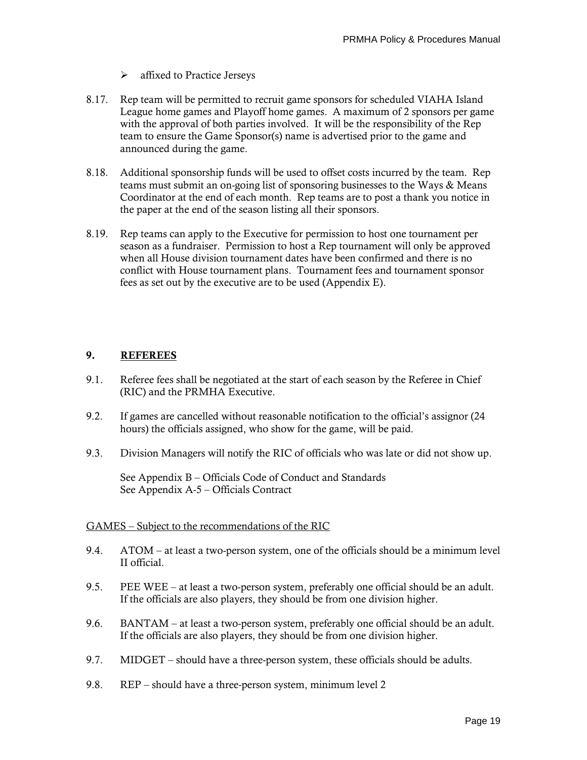- affixed to Practice Jerseys

8.17. Rep team will be permitted to recruit game sponsors for scheduled VIAHA Island League home games and Playoff home games. A maximum of 2 sponsors per game with the approval of both parties involved. It will be the responsibility of the Rep team to ensure the Game Sponsor(s) name is advertised prior to the game and announced during the game.

8.18. Additional sponsorship funds will be used to offset costs incurred by the team. Rep teams must submit an on-going list of sponsoring businesses to the Ways & Means Coordinator at the end of each month. Rep teams are to post a thank you notice in the paper at the end of the season listing all their sponsors.

8.19. Rep teams can apply to the Executive for permission to host one tournament per season as a fundraiser. Permission to host a Rep tournament will only be approved when all House division tournament dates have been confirmed and there is no conflict with House tournament plans. Tournament fees and tournament sponsor fees as set out by the executive are to be used (Appendix E).

## 9. REFEREES

9.1. Referee fees shall be negotiated at the start of each season by the Referee in Chief (RIC) and the PRMHA Executive.

9.2. If games are cancelled without reasonable notification to the official's assignor (24 hours) the officials assigned, who show for the game, will be paid.

9.3. Division Managers will notify the RIC of officials who was late or did not show up.

See Appendix B – Officials Code of Conduct and Standards
See Appendix A-5 – Officials Contract

GAMES – Subject to the recommendations of the RIC

9.4. ATOM – at least a two-person system, one of the officials should be a minimum level II official.

9.5. PEE WEE – at least a two-person system, preferably one official should be an adult. If the officials are also players, they should be from one division higher.

9.6. BANTAM – at least a two-person system, preferably one official should be an adult. If the officials are also players, they should be from one division higher.

9.7. MIDGET – should have a three-person system, these officials should be adults.

9.8. REP – should have a three-person system, minimum level 2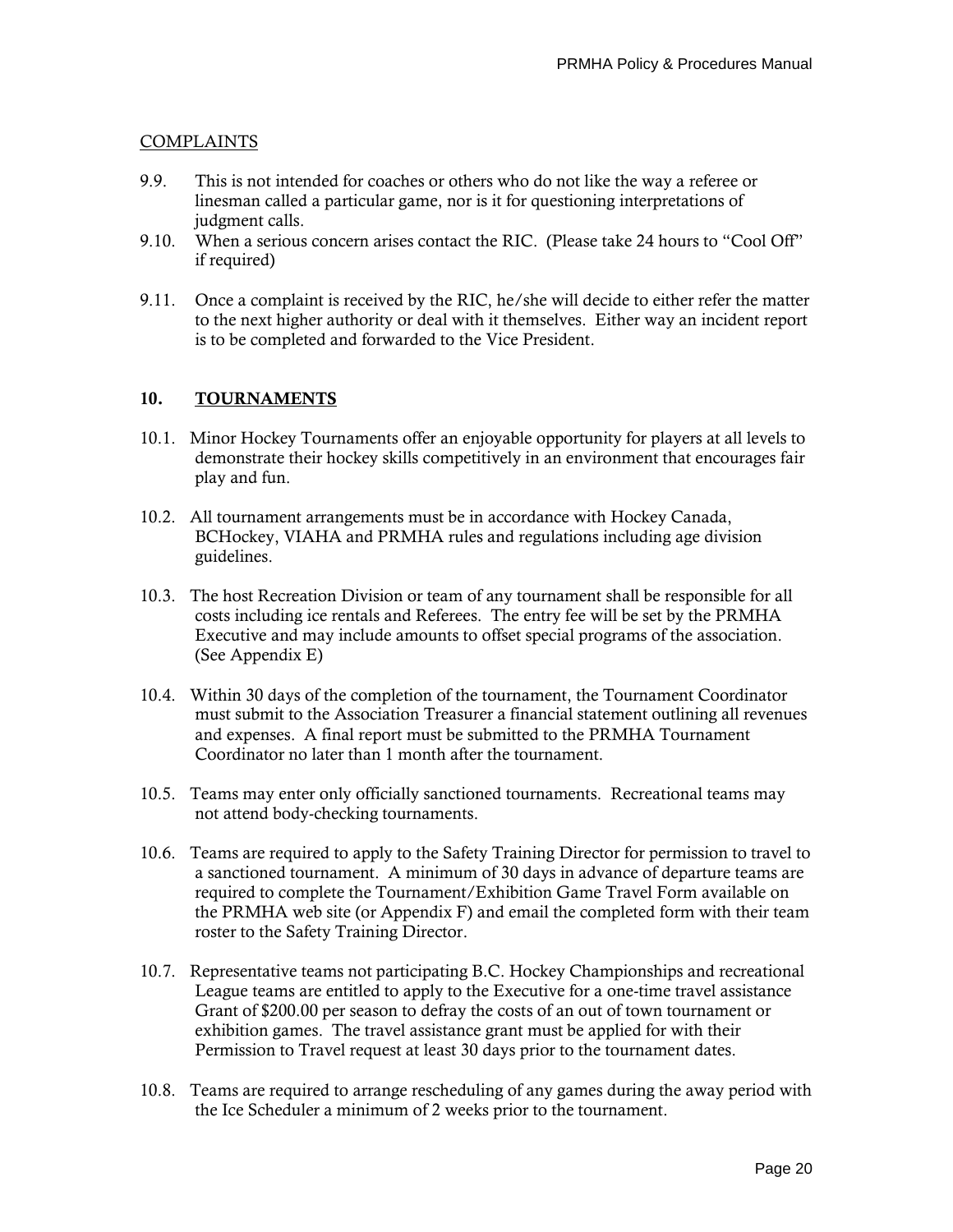COMPLAINTS

9.9. This is not intended for coaches or others who do not like the way a referee or linesman called a particular game, nor is it for questioning interpretations of judgment calls.

9.10. When a serious concern arises contact the RIC. (Please take 24 hours to "Cool Off" if required)

9.11. Once a complaint is received by the RIC, he/she will decide to either refer the matter to the next higher authority or deal with it themselves. Either way an incident report is to be completed and forwarded to the Vice President.

## 10. TOURNAMENTS

10.1. Minor Hockey Tournaments offer an enjoyable opportunity for players at all levels to demonstrate their hockey skills competitively in an environment that encourages fair play and fun.

10.2. All tournament arrangements must be in accordance with Hockey Canada, BCHockey, VIAHA and PRMHA rules and regulations including age division guidelines.

10.3. The host Recreation Division or team of any tournament shall be responsible for all costs including ice rentals and Referees. The entry fee will be set by the PRMHA Executive and may include amounts to offset special programs of the association. (See Appendix E)

10.4. Within 30 days of the completion of the tournament, the Tournament Coordinator must submit to the Association Treasurer a financial statement outlining all revenues and expenses. A final report must be submitted to the PRMHA Tournament Coordinator no later than 1 month after the tournament.

10.5. Teams may enter only officially sanctioned tournaments. Recreational teams may not attend body-checking tournaments.

10.6. Teams are required to apply to the Safety Training Director for permission to travel to a sanctioned tournament. A minimum of 30 days in advance of departure teams are required to complete the Tournament/Exhibition Game Travel Form available on the PRMHA web site (or Appendix F) and email the completed form with their team roster to the Safety Training Director.

10.7. Representative teams not participating B.C. Hockey Championships and recreational League teams are entitled to apply to the Executive for a one-time travel assistance Grant of $200.00 per season to defray the costs of an out of town tournament or exhibition games. The travel assistance grant must be applied for with their Permission to Travel request at least 30 days prior to the tournament dates.

10.8. Teams are required to arrange rescheduling of any games during the away period with the Ice Scheduler a minimum of 2 weeks prior to the tournament.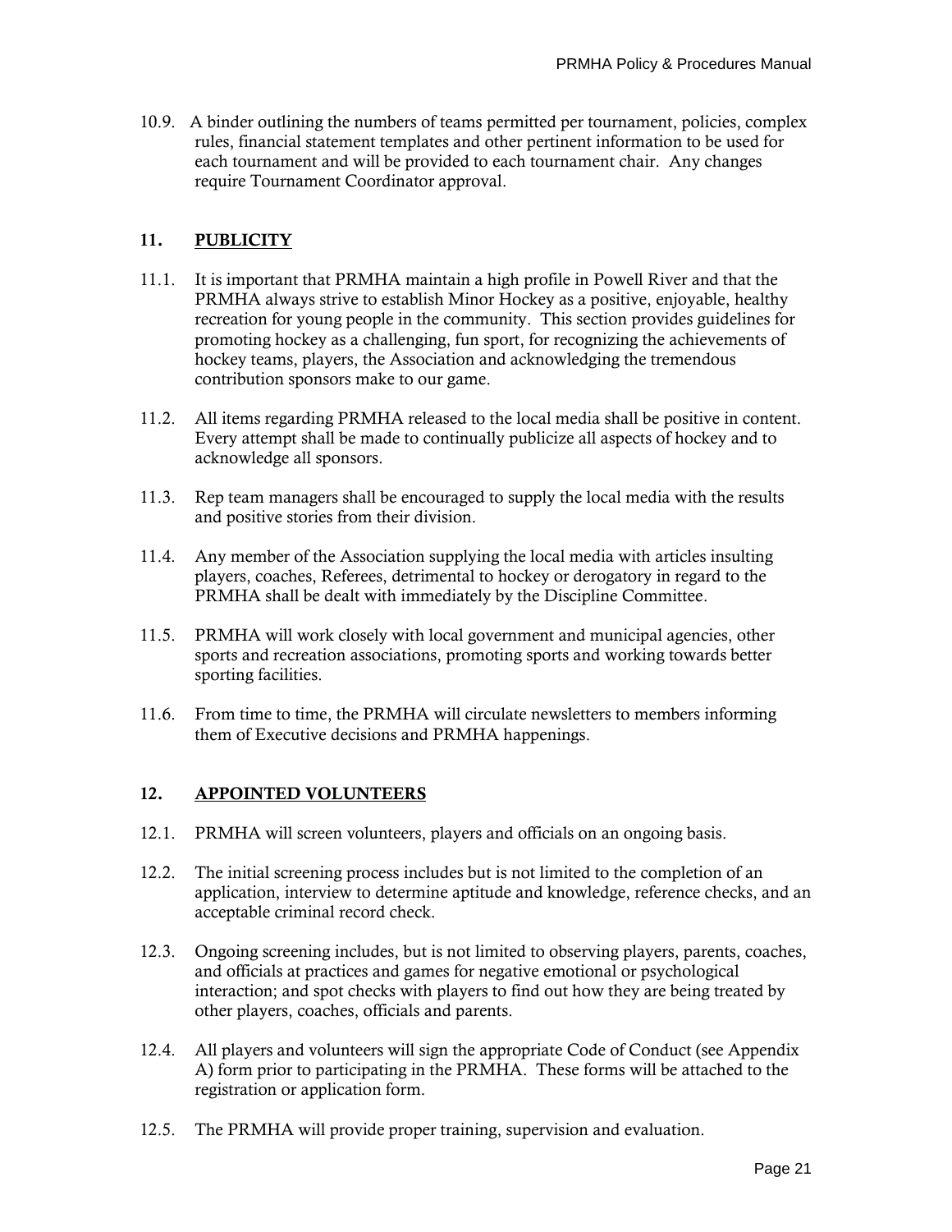10.9. A binder outlining the numbers of teams permitted per tournament, policies, complex rules, financial statement templates and other pertinent information to be used for each tournament and will be provided to each tournament chair. Any changes require Tournament Coordinator approval.

## 11. PUBLICITY

11.1. It is important that PRMHA maintain a high profile in Powell River and that the PRMHA always strive to establish Minor Hockey as a positive, enjoyable, healthy recreation for young people in the community. This section provides guidelines for promoting hockey as a challenging, fun sport, for recognizing the achievements of hockey teams, players, the Association and acknowledging the tremendous contribution sponsors make to our game.

11.2. All items regarding PRMHA released to the local media shall be positive in content. Every attempt shall be made to continually publicize all aspects of hockey and to acknowledge all sponsors.

11.3. Rep team managers shall be encouraged to supply the local media with the results and positive stories from their division.

11.4. Any member of the Association supplying the local media with articles insulting players, coaches, Referees, detrimental to hockey or derogatory in regard to the PRMHA shall be dealt with immediately by the Discipline Committee.

11.5. PRMHA will work closely with local government and municipal agencies, other sports and recreation associations, promoting sports and working towards better sporting facilities.

11.6. From time to time, the PRMHA will circulate newsletters to members informing them of Executive decisions and PRMHA happenings.

## 12. APPOINTED VOLUNTEERS

12.1. PRMHA will screen volunteers, players and officials on an ongoing basis.

12.2. The initial screening process includes but is not limited to the completion of an application, interview to determine aptitude and knowledge, reference checks, and an acceptable criminal record check.

12.3. Ongoing screening includes, but is not limited to observing players, parents, coaches, and officials at practices and games for negative emotional or psychological interaction; and spot checks with players to find out how they are being treated by other players, coaches, officials and parents.

12.4. All players and volunteers will sign the appropriate Code of Conduct (see Appendix A) form prior to participating in the PRMHA. These forms will be attached to the registration or application form.

12.5. The PRMHA will provide proper training, supervision and evaluation.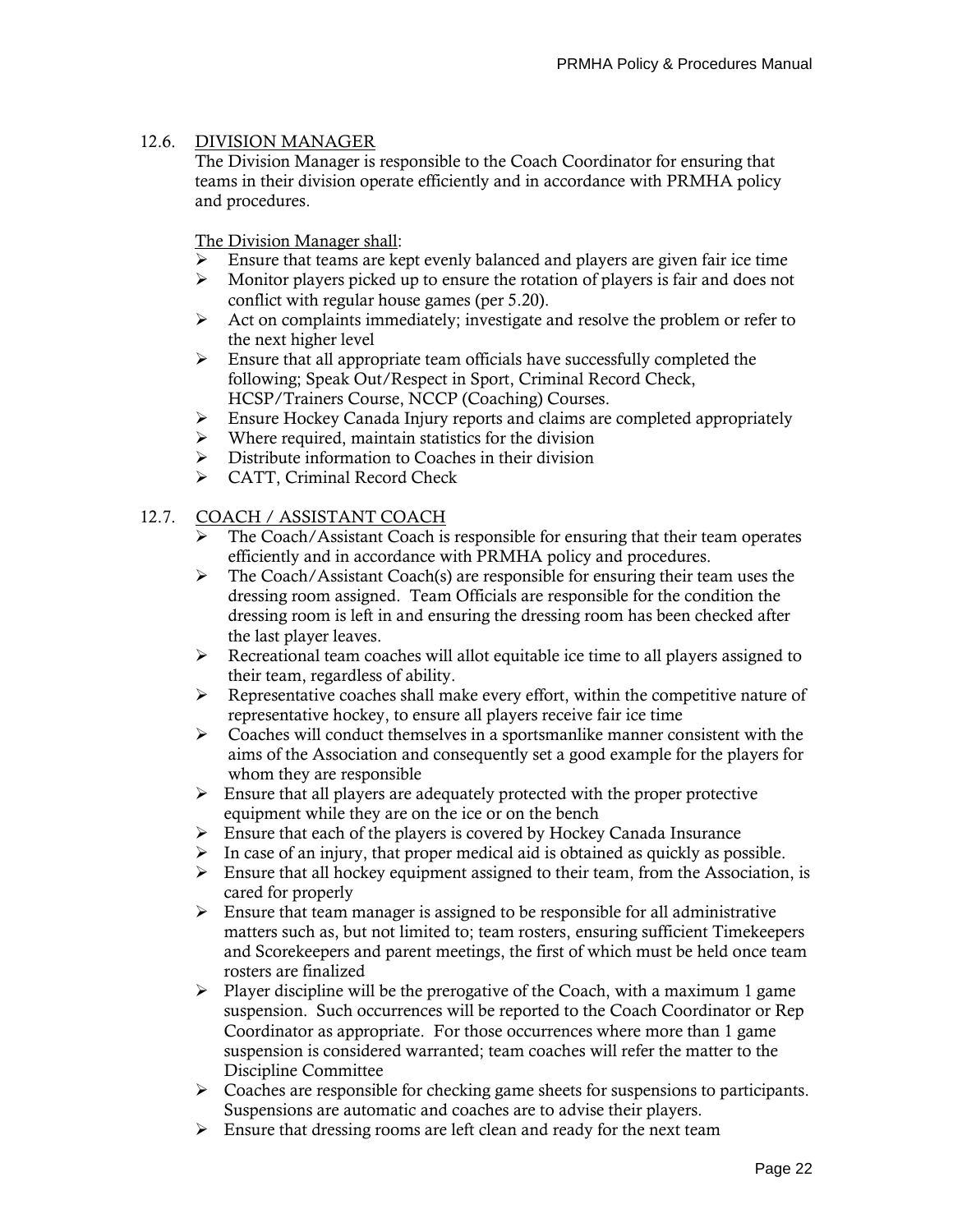## 12.6. DIVISION MANAGER

The Division Manager is responsible to the Coach Coordinator for ensuring that teams in their division operate efficiently and in accordance with PRMHA policy and procedures.

The Division Manager shall:

- Ensure that teams are kept evenly balanced and players are given fair ice time
- Monitor players picked up to ensure the rotation of players is fair and does not conflict with regular house games (per 5.20).
- Act on complaints immediately; investigate and resolve the problem or refer to the next higher level
- Ensure that all appropriate team officials have successfully completed the following; Speak Out/Respect in Sport, Criminal Record Check, HCSP/Trainers Course, NCCP (Coaching) Courses.
- Ensure Hockey Canada Injury reports and claims are completed appropriately
- Where required, maintain statistics for the division
- Distribute information to Coaches in their division
- CATT, Criminal Record Check

## 12.7. COACH / ASSISTANT COACH

- The Coach/Assistant Coach is responsible for ensuring that their team operates efficiently and in accordance with PRMHA policy and procedures.
- The Coach/Assistant Coach(s) are responsible for ensuring their team uses the dressing room assigned. Team Officials are responsible for the condition the dressing room is left in and ensuring the dressing room has been checked after the last player leaves.
- Recreational team coaches will allot equitable ice time to all players assigned to their team, regardless of ability.
- Representative coaches shall make every effort, within the competitive nature of representative hockey, to ensure all players receive fair ice time
- Coaches will conduct themselves in a sportsmanlike manner consistent with the aims of the Association and consequently set a good example for the players for whom they are responsible
- Ensure that all players are adequately protected with the proper protective equipment while they are on the ice or on the bench
- Ensure that each of the players is covered by Hockey Canada Insurance
- In case of an injury, that proper medical aid is obtained as quickly as possible.
- Ensure that all hockey equipment assigned to their team, from the Association, is cared for properly
- Ensure that team manager is assigned to be responsible for all administrative matters such as, but not limited to; team rosters, ensuring sufficient Timekeepers and Scorekeepers and parent meetings, the first of which must be held once team rosters are finalized
- Player discipline will be the prerogative of the Coach, with a maximum 1 game suspension. Such occurrences will be reported to the Coach Coordinator or Rep Coordinator as appropriate. For those occurrences where more than 1 game suspension is considered warranted; team coaches will refer the matter to the Discipline Committee
- Coaches are responsible for checking game sheets for suspensions to participants. Suspensions are automatic and coaches are to advise their players.
- Ensure that dressing rooms are left clean and ready for the next team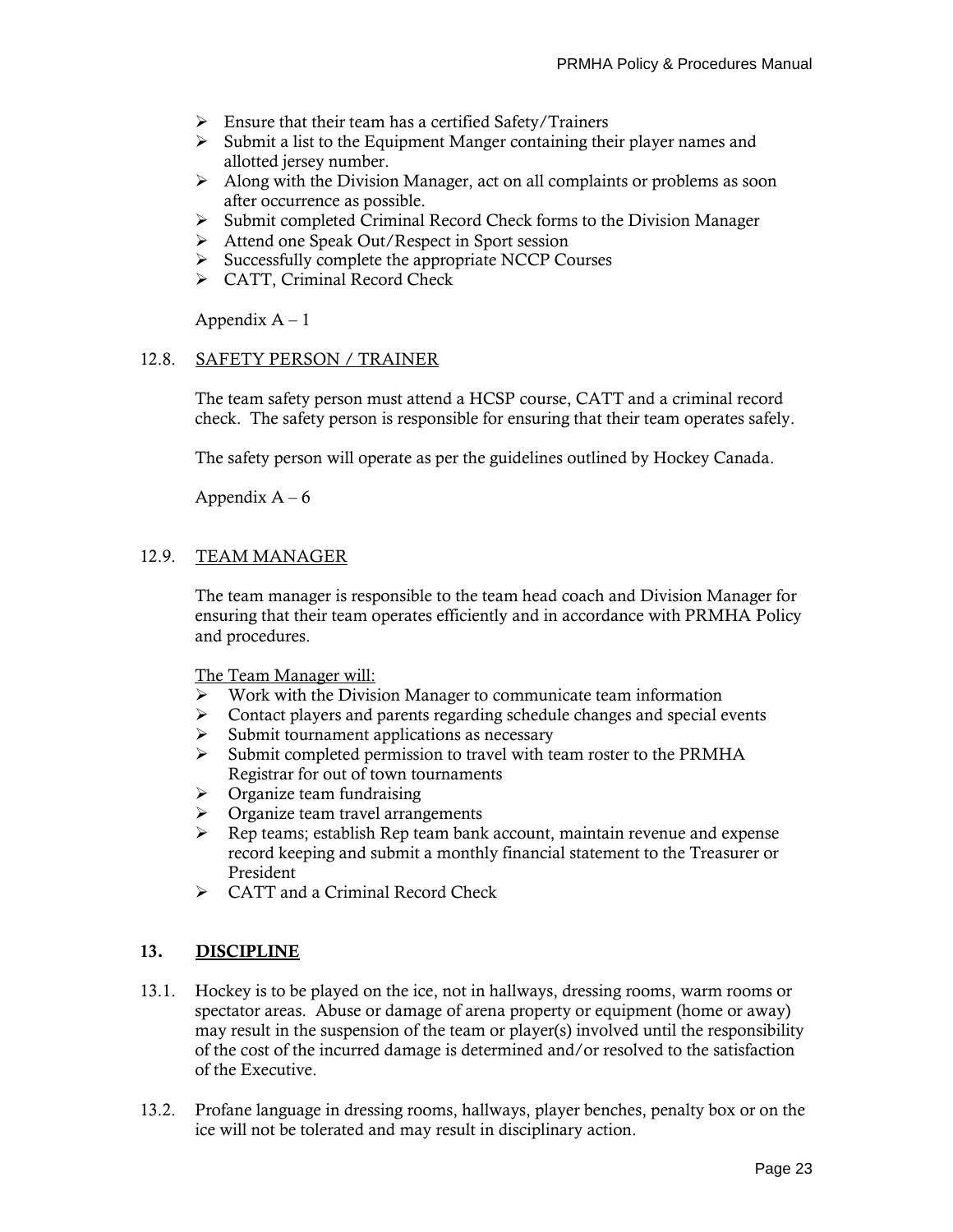- Ensure that their team has a certified Safety/Trainers
- Submit a list to the Equipment Manger containing their player names and allotted jersey number.
- Along with the Division Manager, act on all complaints or problems as soon after occurrence as possible.
- Submit completed Criminal Record Check forms to the Division Manager
- Attend one Speak Out/Respect in Sport session
- Successfully complete the appropriate NCCP Courses
- CATT, Criminal Record Check

Appendix A – 1

### 12.8. SAFETY PERSON / TRAINER

The team safety person must attend a HCSP course, CATT and a criminal record check. The safety person is responsible for ensuring that their team operates safely.

The safety person will operate as per the guidelines outlined by Hockey Canada.

Appendix A – 6

### 12.9. TEAM MANAGER

The team manager is responsible to the team head coach and Division Manager for ensuring that their team operates efficiently and in accordance with PRMHA Policy and procedures.

The Team Manager will:

- Work with the Division Manager to communicate team information
- Contact players and parents regarding schedule changes and special events
- Submit tournament applications as necessary
- Submit completed permission to travel with team roster to the PRMHA Registrar for out of town tournaments
- Organize team fundraising
- Organize team travel arrangements
- Rep teams; establish Rep team bank account, maintain revenue and expense record keeping and submit a monthly financial statement to the Treasurer or President
- CATT and a Criminal Record Check

## 13. DISCIPLINE

13.1. Hockey is to be played on the ice, not in hallways, dressing rooms, warm rooms or spectator areas. Abuse or damage of arena property or equipment (home or away) may result in the suspension of the team or player(s) involved until the responsibility of the cost of the incurred damage is determined and/or resolved to the satisfaction of the Executive.

13.2. Profane language in dressing rooms, hallways, player benches, penalty box or on the ice will not be tolerated and may result in disciplinary action.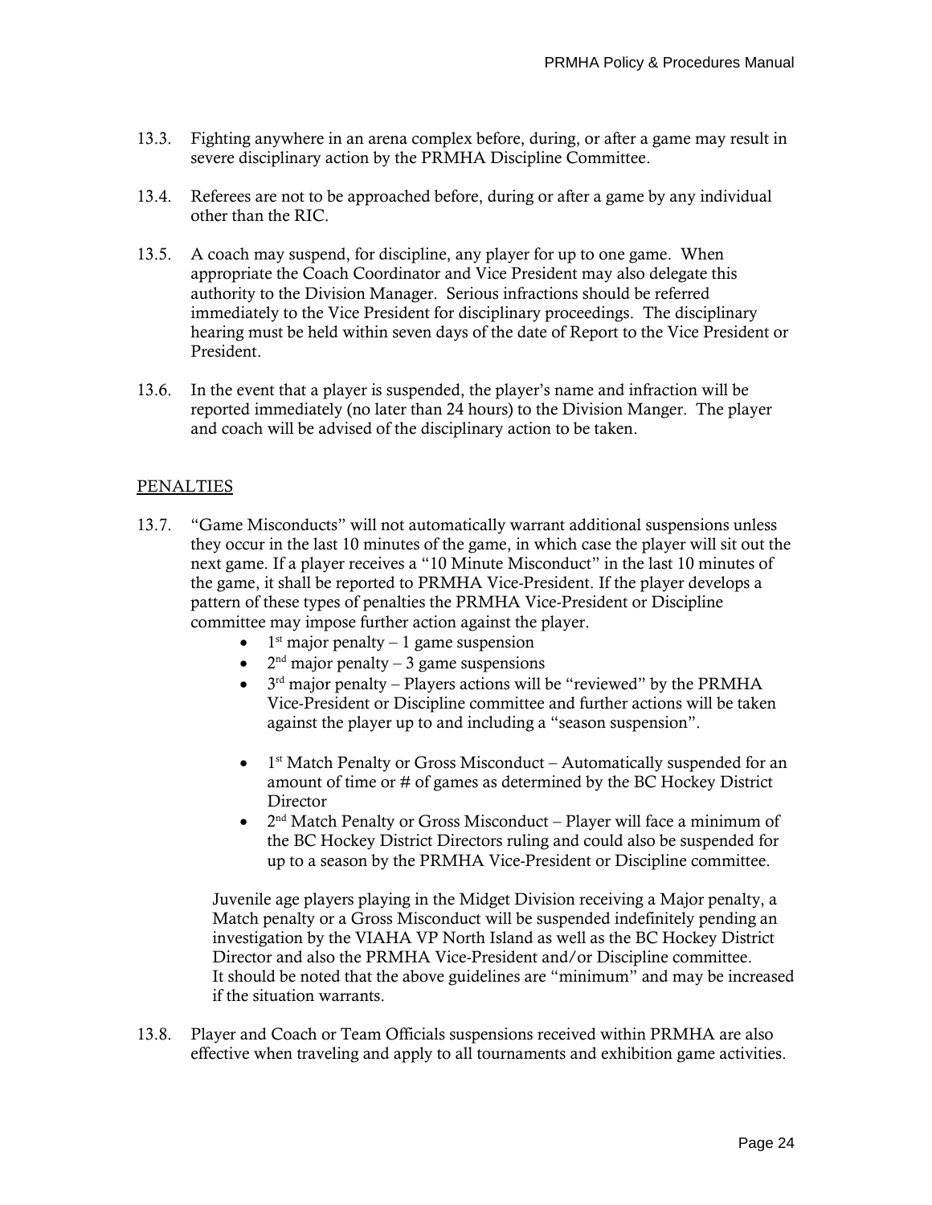13.3. Fighting anywhere in an arena complex before, during, or after a game may result in severe disciplinary action by the PRMHA Discipline Committee.

13.4. Referees are not to be approached before, during or after a game by any individual other than the RIC.

13.5. A coach may suspend, for discipline, any player for up to one game. When appropriate the Coach Coordinator and Vice President may also delegate this authority to the Division Manager. Serious infractions should be referred immediately to the Vice President for disciplinary proceedings. The disciplinary hearing must be held within seven days of the date of Report to the Vice President or President.

13.6. In the event that a player is suspended, the player's name and infraction will be reported immediately (no later than 24 hours) to the Division Manger. The player and coach will be advised of the disciplinary action to be taken.

## PENALTIES

13.7. "Game Misconducts" will not automatically warrant additional suspensions unless they occur in the last 10 minutes of the game, in which case the player will sit out the next game. If a player receives a "10 Minute Misconduct" in the last 10 minutes of the game, it shall be reported to PRMHA Vice-President. If the player develops a pattern of these types of penalties the PRMHA Vice-President or Discipline committee may impose further action against the player.

- 1st major penalty – 1 game suspension
- 2nd major penalty – 3 game suspensions
- 3rd major penalty – Players actions will be "reviewed" by the PRMHA Vice-President or Discipline committee and further actions will be taken against the player up to and including a "season suspension".

- 1st Match Penalty or Gross Misconduct – Automatically suspended for an amount of time or # of games as determined by the BC Hockey District Director
- 2nd Match Penalty or Gross Misconduct – Player will face a minimum of the BC Hockey District Directors ruling and could also be suspended for up to a season by the PRMHA Vice-President or Discipline committee.

Juvenile age players playing in the Midget Division receiving a Major penalty, a Match penalty or a Gross Misconduct will be suspended indefinitely pending an investigation by the VIAHA VP North Island as well as the BC Hockey District Director and also the PRMHA Vice-President and/or Discipline committee. It should be noted that the above guidelines are "minimum" and may be increased if the situation warrants.

13.8. Player and Coach or Team Officials suspensions received within PRMHA are also effective when traveling and apply to all tournaments and exhibition game activities.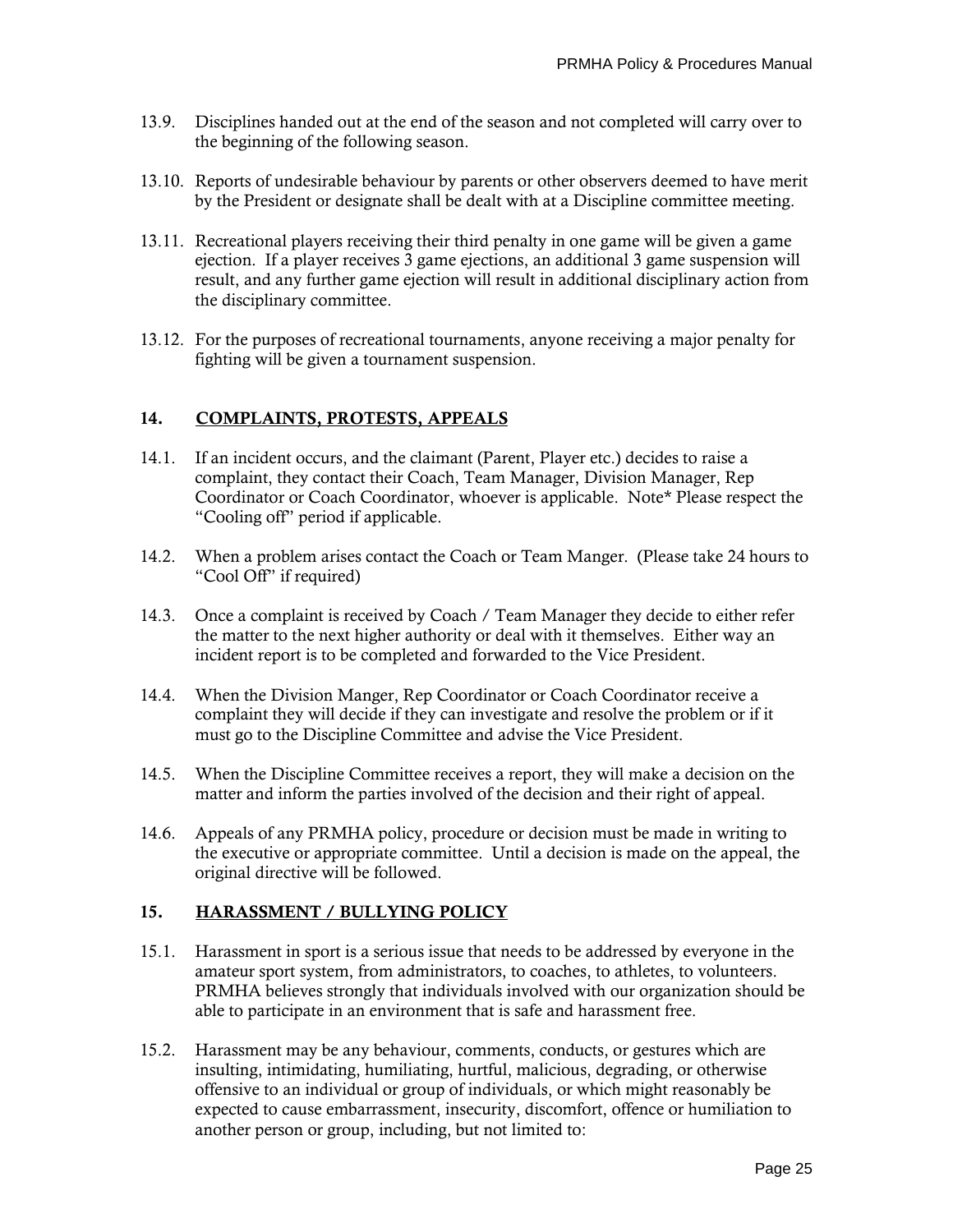13.9. Disciplines handed out at the end of the season and not completed will carry over to the beginning of the following season.

13.10. Reports of undesirable behaviour by parents or other observers deemed to have merit by the President or designate shall be dealt with at a Discipline committee meeting.

13.11. Recreational players receiving their third penalty in one game will be given a game ejection. If a player receives 3 game ejections, an additional 3 game suspension will result, and any further game ejection will result in additional disciplinary action from the disciplinary committee.

13.12. For the purposes of recreational tournaments, anyone receiving a major penalty for fighting will be given a tournament suspension.

## 14. COMPLAINTS, PROTESTS, APPEALS

14.1. If an incident occurs, and the claimant (Parent, Player etc.) decides to raise a complaint, they contact their Coach, Team Manager, Division Manager, Rep Coordinator or Coach Coordinator, whoever is applicable. Note* Please respect the "Cooling off" period if applicable.

14.2. When a problem arises contact the Coach or Team Manger. (Please take 24 hours to "Cool Off" if required)

14.3. Once a complaint is received by Coach / Team Manager they decide to either refer the matter to the next higher authority or deal with it themselves. Either way an incident report is to be completed and forwarded to the Vice President.

14.4. When the Division Manger, Rep Coordinator or Coach Coordinator receive a complaint they will decide if they can investigate and resolve the problem or if it must go to the Discipline Committee and advise the Vice President.

14.5. When the Discipline Committee receives a report, they will make a decision on the matter and inform the parties involved of the decision and their right of appeal.

14.6. Appeals of any PRMHA policy, procedure or decision must be made in writing to the executive or appropriate committee. Until a decision is made on the appeal, the original directive will be followed.

## 15. HARASSMENT / BULLYING POLICY

15.1. Harassment in sport is a serious issue that needs to be addressed by everyone in the amateur sport system, from administrators, to coaches, to athletes, to volunteers. PRMHA believes strongly that individuals involved with our organization should be able to participate in an environment that is safe and harassment free.

15.2. Harassment may be any behaviour, comments, conducts, or gestures which are insulting, intimidating, humiliating, hurtful, malicious, degrading, or otherwise offensive to an individual or group of individuals, or which might reasonably be expected to cause embarrassment, insecurity, discomfort, offence or humiliation to another person or group, including, but not limited to: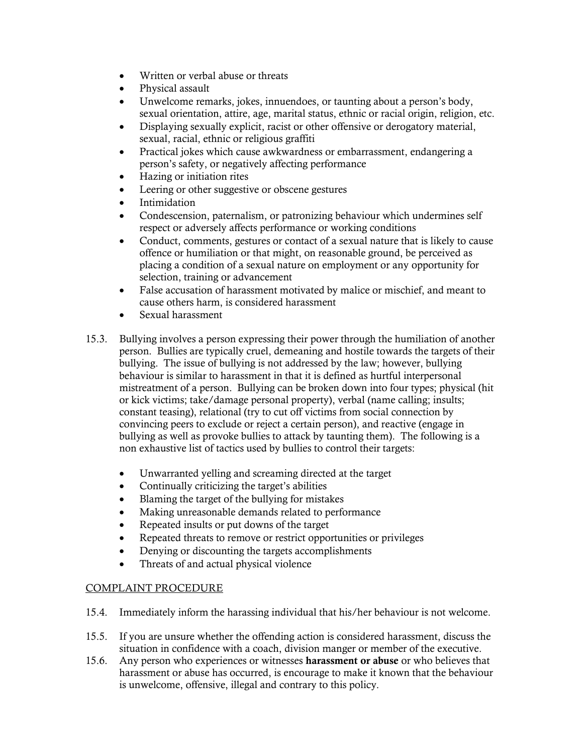- Written or verbal abuse or threats
- Physical assault
- Unwelcome remarks, jokes, innuendoes, or taunting about a person's body, sexual orientation, attire, age, marital status, ethnic or racial origin, religion, etc.
- Displaying sexually explicit, racist or other offensive or derogatory material, sexual, racial, ethnic or religious graffiti
- Practical jokes which cause awkwardness or embarrassment, endangering a person's safety, or negatively affecting performance
- Hazing or initiation rites
- Leering or other suggestive or obscene gestures
- Intimidation
- Condescension, paternalism, or patronizing behaviour which undermines self respect or adversely affects performance or working conditions
- Conduct, comments, gestures or contact of a sexual nature that is likely to cause offence or humiliation or that might, on reasonable ground, be perceived as placing a condition of a sexual nature on employment or any opportunity for selection, training or advancement
- False accusation of harassment motivated by malice or mischief, and meant to cause others harm, is considered harassment
- Sexual harassment

15.3. Bullying involves a person expressing their power through the humiliation of another person. Bullies are typically cruel, demeaning and hostile towards the targets of their bullying. The issue of bullying is not addressed by the law; however, bullying behaviour is similar to harassment in that it is defined as hurtful interpersonal mistreatment of a person. Bullying can be broken down into four types; physical (hit or kick victims; take/damage personal property), verbal (name calling; insults; constant teasing), relational (try to cut off victims from social connection by convincing peers to exclude or reject a certain person), and reactive (engage in bullying as well as provoke bullies to attack by taunting them). The following is a non exhaustive list of tactics used by bullies to control their targets:

- Unwarranted yelling and screaming directed at the target
- Continually criticizing the target's abilities
- Blaming the target of the bullying for mistakes
- Making unreasonable demands related to performance
- Repeated insults or put downs of the target
- Repeated threats to remove or restrict opportunities or privileges
- Denying or discounting the targets accomplishments
- Threats of and actual physical violence

<u>COMPLAINT PROCEDURE</u>

15.4. Immediately inform the harassing individual that his/her behaviour is not welcome.

15.5. If you are unsure whether the offending action is considered harassment, discuss the situation in confidence with a coach, division manger or member of the executive.

15.6. Any person who experiences or witnesses **harassment or abuse** or who believes that harassment or abuse has occurred, is encourage to make it known that the behaviour is unwelcome, offensive, illegal and contrary to this policy.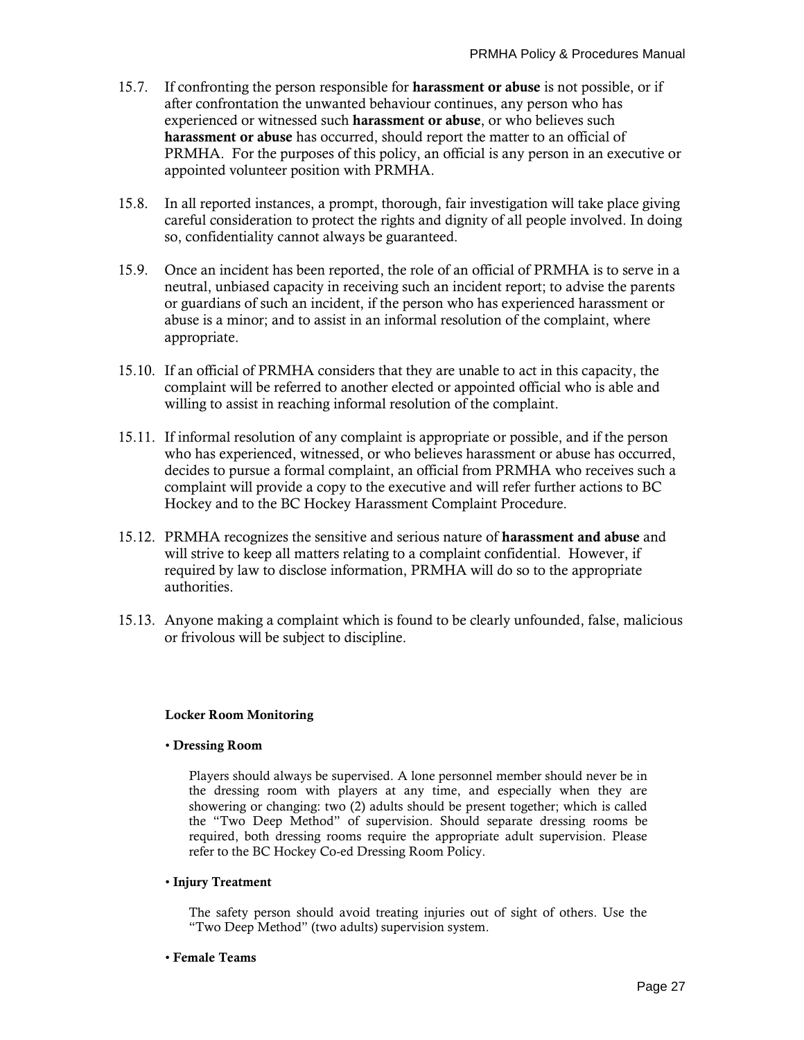15.7. If confronting the person responsible for **harassment or abuse** is not possible, or if after confrontation the unwanted behaviour continues, any person who has experienced or witnessed such **harassment or abuse**, or who believes such **harassment or abuse** has occurred, should report the matter to an official of PRMHA. For the purposes of this policy, an official is any person in an executive or appointed volunteer position with PRMHA.

15.8. In all reported instances, a prompt, thorough, fair investigation will take place giving careful consideration to protect the rights and dignity of all people involved. In doing so, confidentiality cannot always be guaranteed.

15.9. Once an incident has been reported, the role of an official of PRMHA is to serve in a neutral, unbiased capacity in receiving such an incident report; to advise the parents or guardians of such an incident, if the person who has experienced harassment or abuse is a minor; and to assist in an informal resolution of the complaint, where appropriate.

15.10. If an official of PRMHA considers that they are unable to act in this capacity, the complaint will be referred to another elected or appointed official who is able and willing to assist in reaching informal resolution of the complaint.

15.11. If informal resolution of any complaint is appropriate or possible, and if the person who has experienced, witnessed, or who believes harassment or abuse has occurred, decides to pursue a formal complaint, an official from PRMHA who receives such a complaint will provide a copy to the executive and will refer further actions to BC Hockey and to the BC Hockey Harassment Complaint Procedure.

15.12. PRMHA recognizes the sensitive and serious nature of **harassment and abuse** and will strive to keep all matters relating to a complaint confidential. However, if required by law to disclose information, PRMHA will do so to the appropriate authorities.

15.13. Anyone making a complaint which is found to be clearly unfounded, false, malicious or frivolous will be subject to discipline.

**Locker Room Monitoring**

- **Dressing Room**

  Players should always be supervised. A lone personnel member should never be in the dressing room with players at any time, and especially when they are showering or changing: two (2) adults should be present together; which is called the "Two Deep Method" of supervision. Should separate dressing rooms be required, both dressing rooms require the appropriate adult supervision. Please refer to the BC Hockey Co-ed Dressing Room Policy.

- **Injury Treatment**

  The safety person should avoid treating injuries out of sight of others. Use the "Two Deep Method" (two adults) supervision system.

- **Female Teams**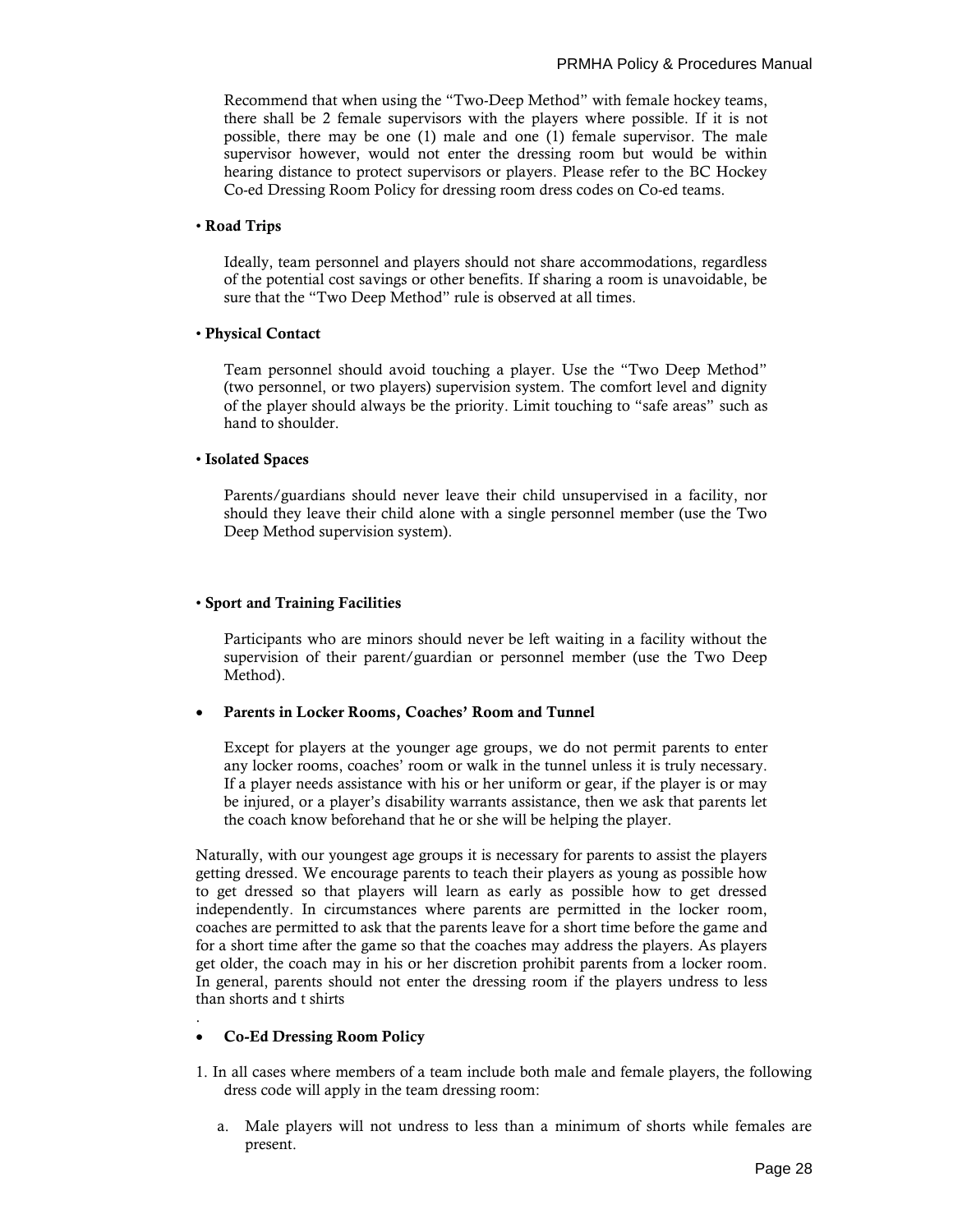Recommend that when using the "Two-Deep Method" with female hockey teams, there shall be 2 female supervisors with the players where possible. If it is not possible, there may be one (1) male and one (1) female supervisor. The male supervisor however, would not enter the dressing room but would be within hearing distance to protect supervisors or players. Please refer to the BC Hockey Co-ed Dressing Room Policy for dressing room dress codes on Co-ed teams.

• **Road Trips**

Ideally, team personnel and players should not share accommodations, regardless of the potential cost savings or other benefits. If sharing a room is unavoidable, be sure that the "Two Deep Method" rule is observed at all times.

• **Physical Contact**

Team personnel should avoid touching a player. Use the "Two Deep Method" (two personnel, or two players) supervision system. The comfort level and dignity of the player should always be the priority. Limit touching to "safe areas" such as hand to shoulder.

• **Isolated Spaces**

Parents/guardians should never leave their child unsupervised in a facility, nor should they leave their child alone with a single personnel member (use the Two Deep Method supervision system).

• **Sport and Training Facilities**

Participants who are minors should never be left waiting in a facility without the supervision of their parent/guardian or personnel member (use the Two Deep Method).

- **Parents in Locker Rooms, Coaches' Room and Tunnel**

Except for players at the younger age groups, we do not permit parents to enter any locker rooms, coaches' room or walk in the tunnel unless it is truly necessary. If a player needs assistance with his or her uniform or gear, if the player is or may be injured, or a player's disability warrants assistance, then we ask that parents let the coach know beforehand that he or she will be helping the player.

Naturally, with our youngest age groups it is necessary for parents to assist the players getting dressed. We encourage parents to teach their players as young as possible how to get dressed so that players will learn as early as possible how to get dressed independently. In circumstances where parents are permitted in the locker room, coaches are permitted to ask that the parents leave for a short time before the game and for a short time after the game so that the coaches may address the players. As players get older, the coach may in his or her discretion prohibit parents from a locker room. In general, parents should not enter the dressing room if the players undress to less than shorts and t shirts

.

- **Co-Ed Dressing Room Policy**

1. In all cases where members of a team include both male and female players, the following dress code will apply in the team dressing room:

   a. Male players will not undress to less than a minimum of shorts while females are present.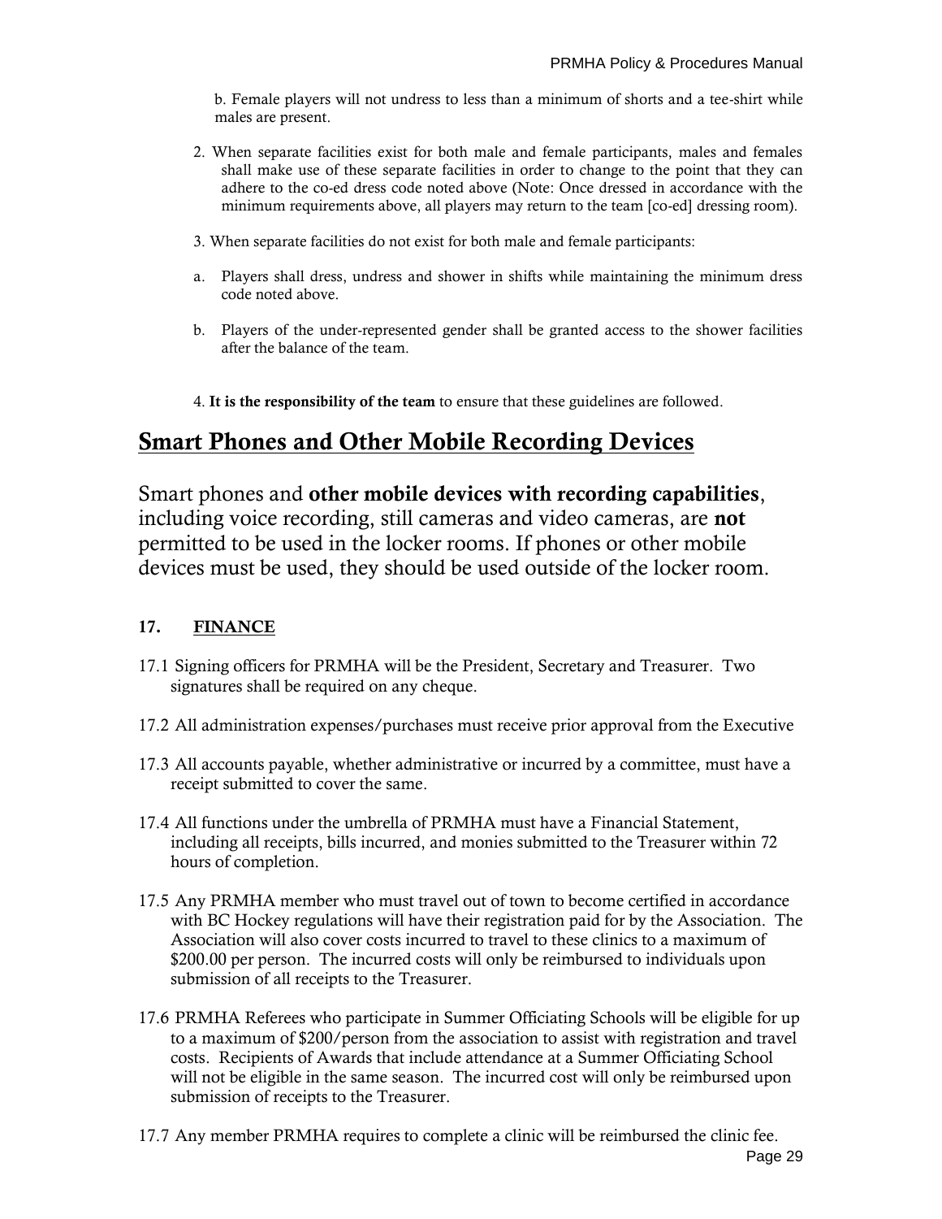b. Female players will not undress to less than a minimum of shorts and a tee-shirt while males are present.

2. When separate facilities exist for both male and female participants, males and females shall make use of these separate facilities in order to change to the point that they can adhere to the co-ed dress code noted above (Note: Once dressed in accordance with the minimum requirements above, all players may return to the team [co-ed] dressing room).

3. When separate facilities do not exist for both male and female participants:

a. Players shall dress, undress and shower in shifts while maintaining the minimum dress code noted above.

b. Players of the under-represented gender shall be granted access to the shower facilities after the balance of the team.

4. **It is the responsibility of the team** to ensure that these guidelines are followed.

## Smart Phones and Other Mobile Recording Devices

Smart phones and **other mobile devices with recording capabilities**, including voice recording, still cameras and video cameras, are **not** permitted to be used in the locker rooms. If phones or other mobile devices must be used, they should be used outside of the locker room.

### 17. FINANCE

17.1 Signing officers for PRMHA will be the President, Secretary and Treasurer. Two signatures shall be required on any cheque.

17.2 All administration expenses/purchases must receive prior approval from the Executive

17.3 All accounts payable, whether administrative or incurred by a committee, must have a receipt submitted to cover the same.

17.4 All functions under the umbrella of PRMHA must have a Financial Statement, including all receipts, bills incurred, and monies submitted to the Treasurer within 72 hours of completion.

17.5 Any PRMHA member who must travel out of town to become certified in accordance with BC Hockey regulations will have their registration paid for by the Association. The Association will also cover costs incurred to travel to these clinics to a maximum of $200.00 per person. The incurred costs will only be reimbursed to individuals upon submission of all receipts to the Treasurer.

17.6 PRMHA Referees who participate in Summer Officiating Schools will be eligible for up to a maximum of $200/person from the association to assist with registration and travel costs. Recipients of Awards that include attendance at a Summer Officiating School will not be eligible in the same season. The incurred cost will only be reimbursed upon submission of receipts to the Treasurer.

17.7 Any member PRMHA requires to complete a clinic will be reimbursed the clinic fee.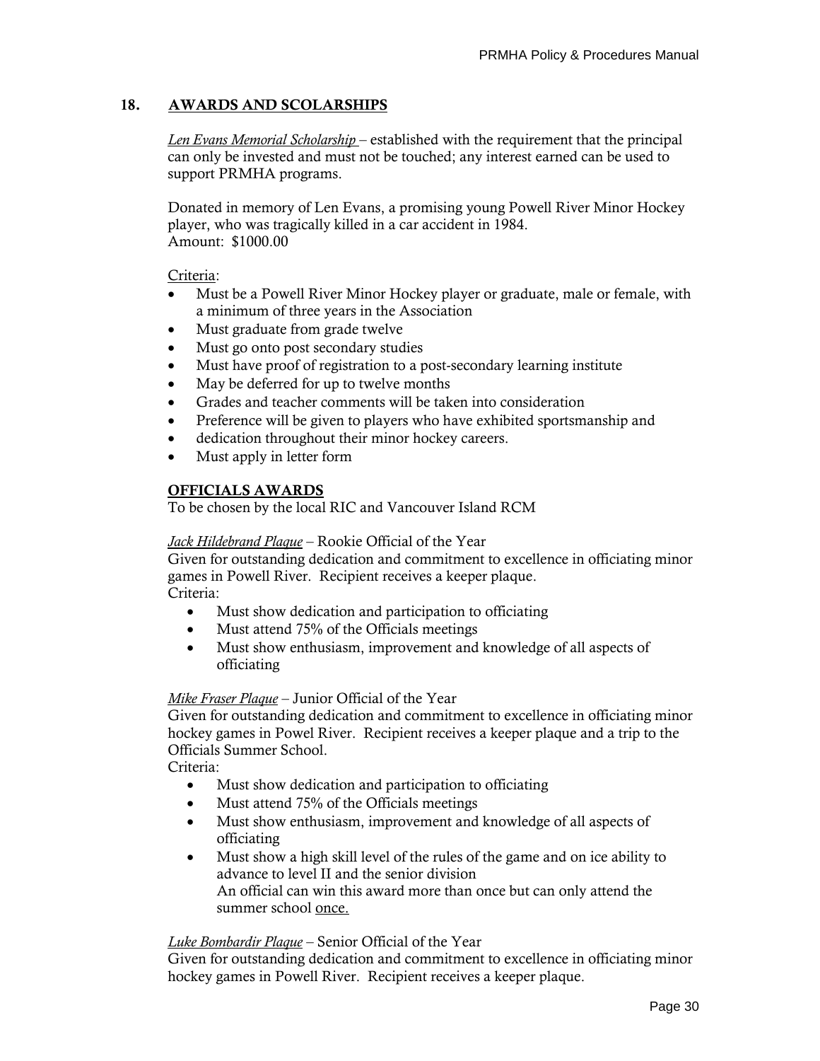## 18. AWARDS AND SCOLARSHIPS

*Len Evans Memorial Scholarship* – established with the requirement that the principal can only be invested and must not be touched; any interest earned can be used to support PRMHA programs.

Donated in memory of Len Evans, a promising young Powell River Minor Hockey player, who was tragically killed in a car accident in 1984.
Amount: $1000.00

Criteria:

- Must be a Powell River Minor Hockey player or graduate, male or female, with a minimum of three years in the Association
- Must graduate from grade twelve
- Must go onto post secondary studies
- Must have proof of registration to a post-secondary learning institute
- May be deferred for up to twelve months
- Grades and teacher comments will be taken into consideration
- Preference will be given to players who have exhibited sportsmanship and
- dedication throughout their minor hockey careers.
- Must apply in letter form

### OFFICIALS AWARDS

To be chosen by the local RIC and Vancouver Island RCM

*Jack Hildebrand Plaque* – Rookie Official of the Year
Given for outstanding dedication and commitment to excellence in officiating minor games in Powell River. Recipient receives a keeper plaque.
Criteria:

- Must show dedication and participation to officiating
- Must attend 75% of the Officials meetings
- Must show enthusiasm, improvement and knowledge of all aspects of officiating

*Mike Fraser Plaque* – Junior Official of the Year
Given for outstanding dedication and commitment to excellence in officiating minor hockey games in Powel River. Recipient receives a keeper plaque and a trip to the Officials Summer School.
Criteria:

- Must show dedication and participation to officiating
- Must attend 75% of the Officials meetings
- Must show enthusiasm, improvement and knowledge of all aspects of officiating
- Must show a high skill level of the rules of the game and on ice ability to advance to level II and the senior division
  An official can win this award more than once but can only attend the summer school once.

*Luke Bombardir Plaque* – Senior Official of the Year
Given for outstanding dedication and commitment to excellence in officiating minor hockey games in Powell River. Recipient receives a keeper plaque.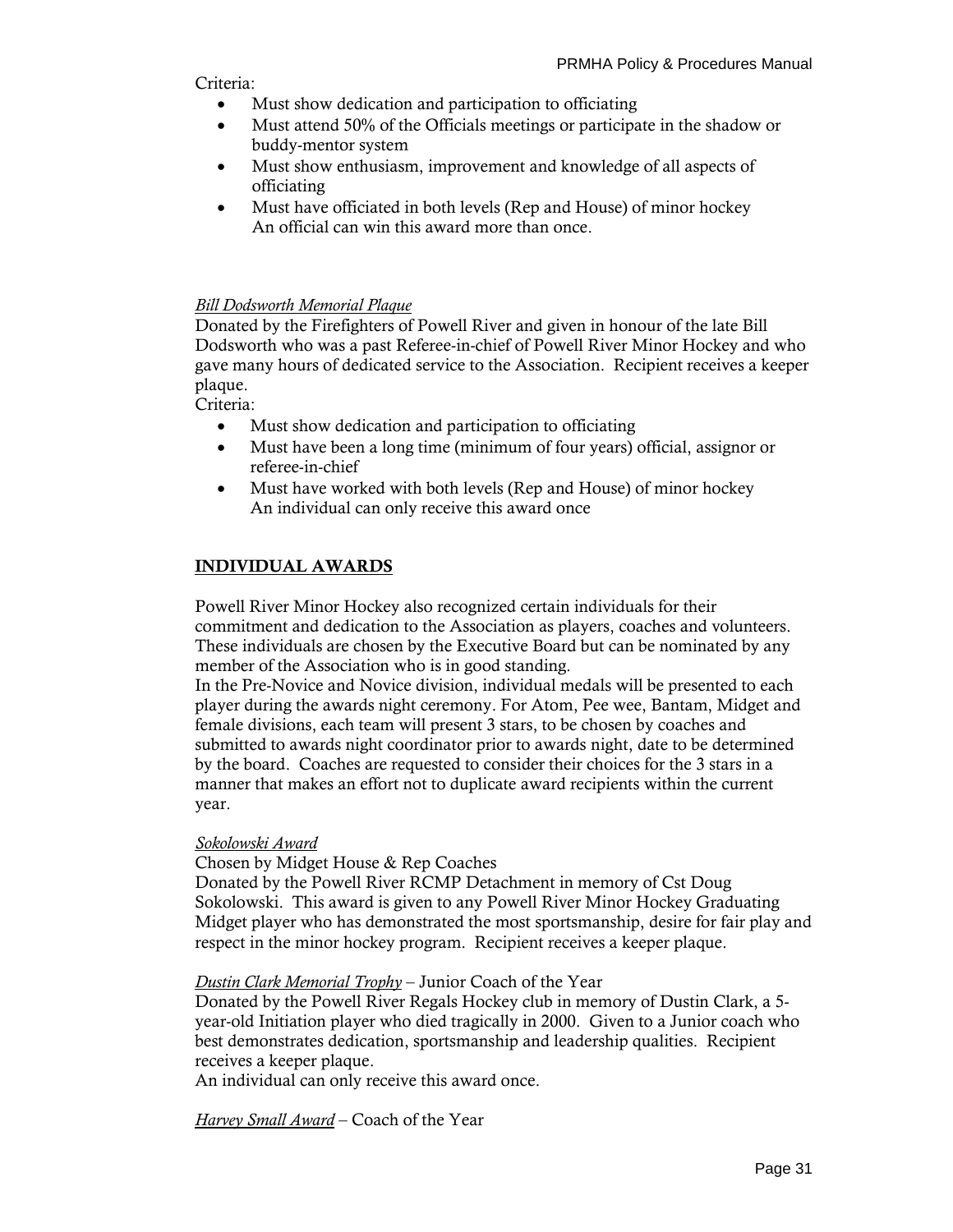Criteria:

- Must show dedication and participation to officiating
- Must attend 50% of the Officials meetings or participate in the shadow or buddy-mentor system
- Must show enthusiasm, improvement and knowledge of all aspects of officiating
- Must have officiated in both levels (Rep and House) of minor hockey
  An official can win this award more than once.

*Bill Dodsworth Memorial Plaque*

Donated by the Firefighters of Powell River and given in honour of the late Bill Dodsworth who was a past Referee-in-chief of Powell River Minor Hockey and who gave many hours of dedicated service to the Association. Recipient receives a keeper plaque.

Criteria:

- Must show dedication and participation to officiating
- Must have been a long time (minimum of four years) official, assignor or referee-in-chief
- Must have worked with both levels (Rep and House) of minor hockey
  An individual can only receive this award once

## INDIVIDUAL AWARDS

Powell River Minor Hockey also recognized certain individuals for their commitment and dedication to the Association as players, coaches and volunteers. These individuals are chosen by the Executive Board but can be nominated by any member of the Association who is in good standing.

In the Pre-Novice and Novice division, individual medals will be presented to each player during the awards night ceremony. For Atom, Pee wee, Bantam, Midget and female divisions, each team will present 3 stars, to be chosen by coaches and submitted to awards night coordinator prior to awards night, date to be determined by the board. Coaches are requested to consider their choices for the 3 stars in a manner that makes an effort not to duplicate award recipients within the current year.

*Sokolowski Award*

Chosen by Midget House & Rep Coaches

Donated by the Powell River RCMP Detachment in memory of Cst Doug Sokolowski. This award is given to any Powell River Minor Hockey Graduating Midget player who has demonstrated the most sportsmanship, desire for fair play and respect in the minor hockey program. Recipient receives a keeper plaque.

*Dustin Clark Memorial Trophy* – Junior Coach of the Year

Donated by the Powell River Regals Hockey club in memory of Dustin Clark, a 5-year-old Initiation player who died tragically in 2000. Given to a Junior coach who best demonstrates dedication, sportsmanship and leadership qualities. Recipient receives a keeper plaque.

An individual can only receive this award once.

*Harvey Small Award* – Coach of the Year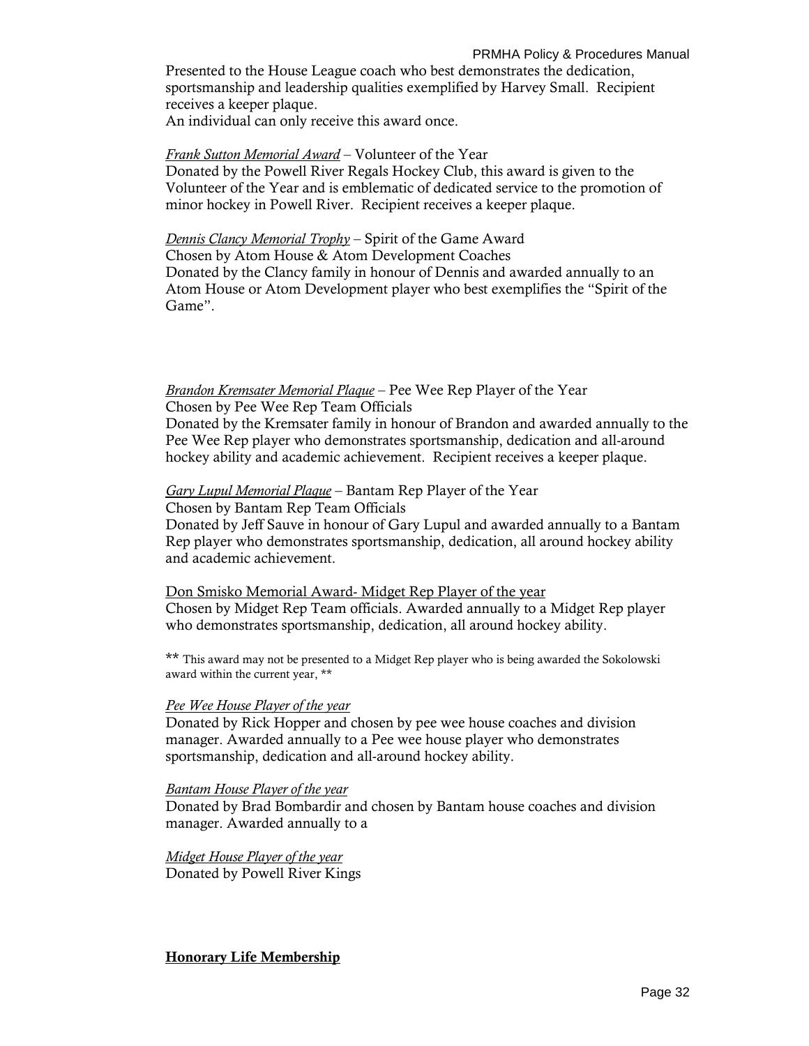Presented to the House League coach who best demonstrates the dedication, sportsmanship and leadership qualities exemplified by Harvey Small. Recipient receives a keeper plaque.
An individual can only receive this award once.

*Frank Sutton Memorial Award* – Volunteer of the Year
Donated by the Powell River Regals Hockey Club, this award is given to the Volunteer of the Year and is emblematic of dedicated service to the promotion of minor hockey in Powell River. Recipient receives a keeper plaque.

*Dennis Clancy Memorial Trophy* – Spirit of the Game Award
Chosen by Atom House & Atom Development Coaches
Donated by the Clancy family in honour of Dennis and awarded annually to an Atom House or Atom Development player who best exemplifies the "Spirit of the Game".

*Brandon Kremsater Memorial Plaque* – Pee Wee Rep Player of the Year
Chosen by Pee Wee Rep Team Officials
Donated by the Kremsater family in honour of Brandon and awarded annually to the Pee Wee Rep player who demonstrates sportsmanship, dedication and all-around hockey ability and academic achievement. Recipient receives a keeper plaque.

*Gary Lupul Memorial Plaque* – Bantam Rep Player of the Year
Chosen by Bantam Rep Team Officials
Donated by Jeff Sauve in honour of Gary Lupul and awarded annually to a Bantam Rep player who demonstrates sportsmanship, dedication, all around hockey ability and academic achievement.

Don Smisko Memorial Award- Midget Rep Player of the year
Chosen by Midget Rep Team officials. Awarded annually to a Midget Rep player who demonstrates sportsmanship, dedication, all around hockey ability.

** This award may not be presented to a Midget Rep player who is being awarded the Sokolowski award within the current year, **

*Pee Wee House Player of the year*
Donated by Rick Hopper and chosen by pee wee house coaches and division manager. Awarded annually to a Pee wee house player who demonstrates sportsmanship, dedication and all-around hockey ability.

*Bantam House Player of the year*
Donated by Brad Bombardir and chosen by Bantam house coaches and division manager. Awarded annually to a

*Midget House Player of the year*
Donated by Powell River Kings

**Honorary Life Membership**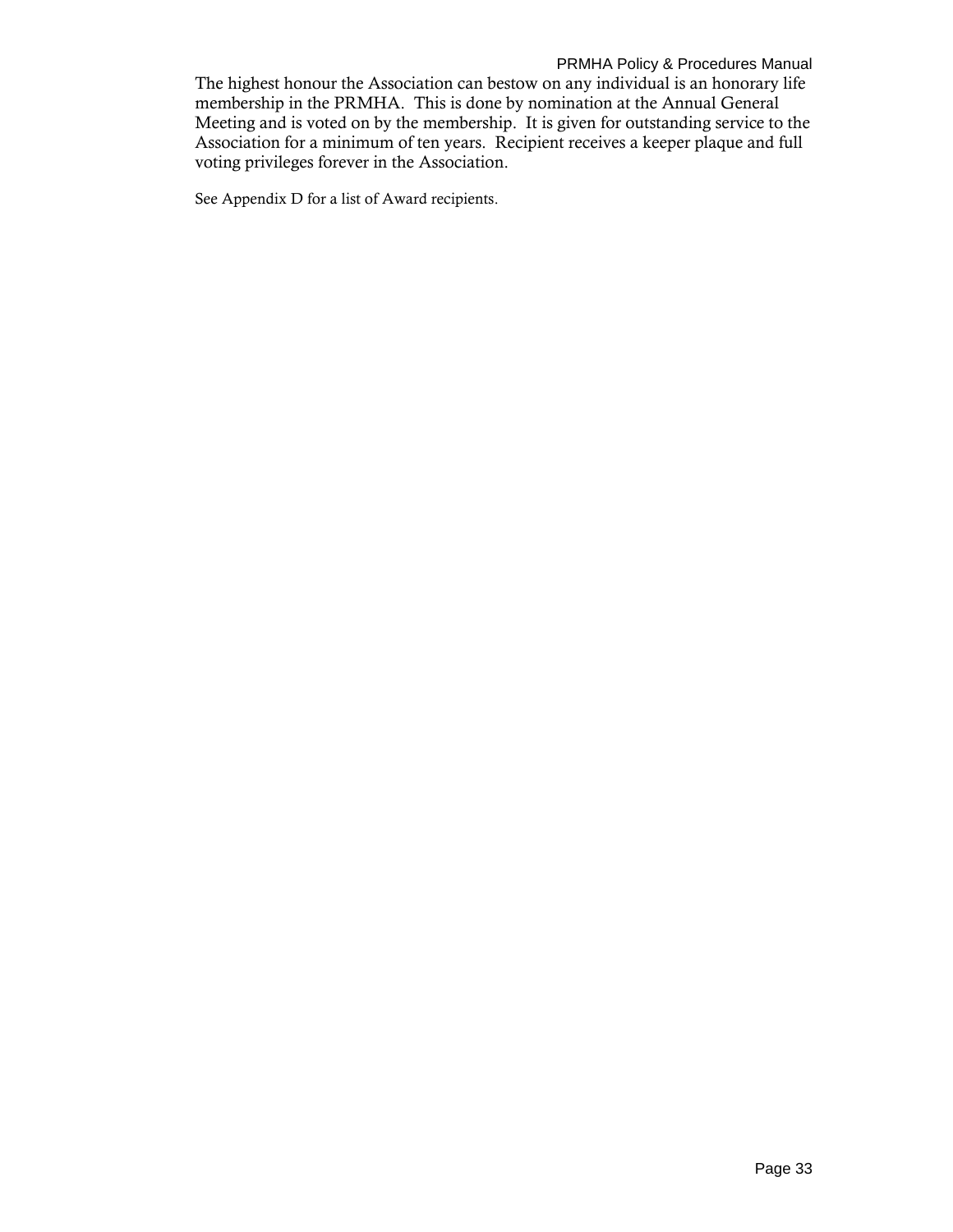The highest honour the Association can bestow on any individual is an honorary life membership in the PRMHA. This is done by nomination at the Annual General Meeting and is voted on by the membership. It is given for outstanding service to the Association for a minimum of ten years. Recipient receives a keeper plaque and full voting privileges forever in the Association.

See Appendix D for a list of Award recipients.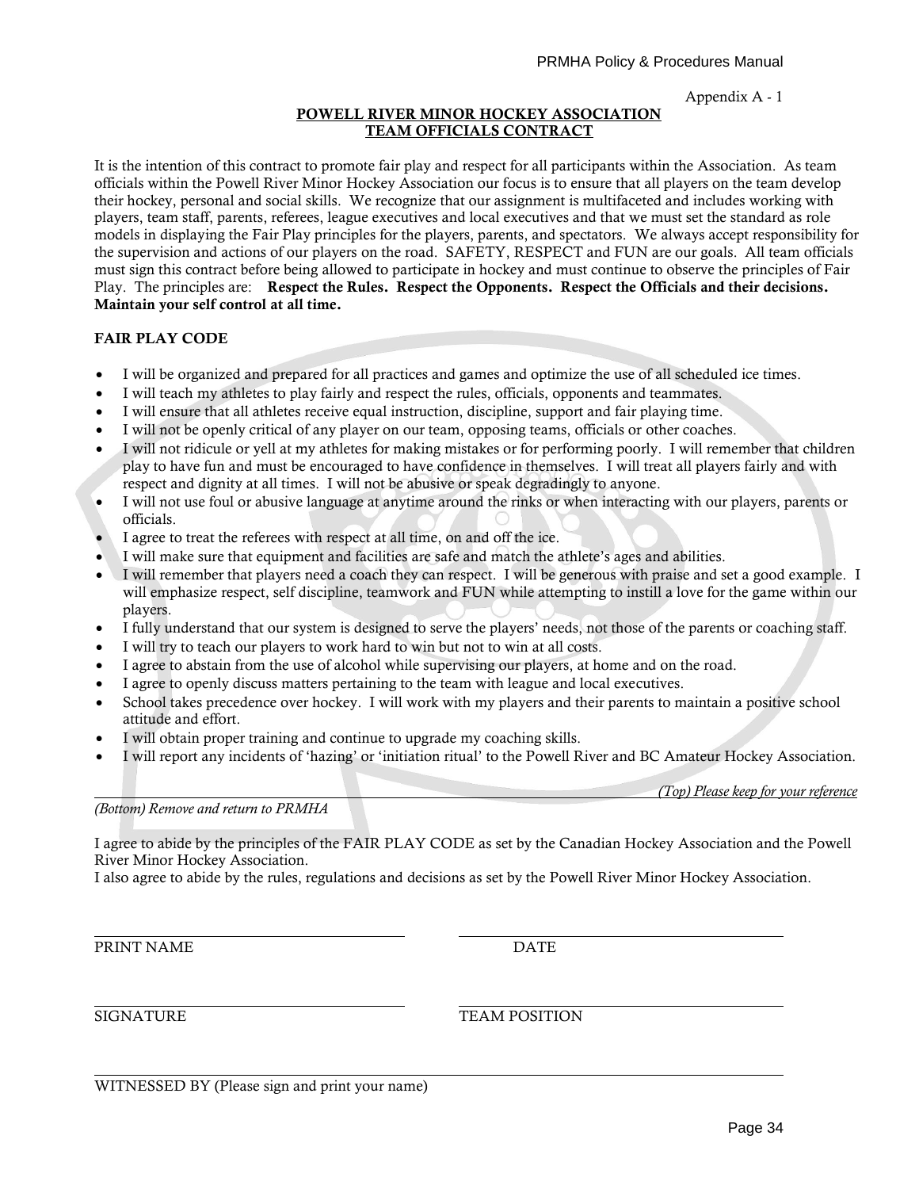Appendix A - 1

**POWELL RIVER MINOR HOCKEY ASSOCIATION**
**TEAM OFFICIALS CONTRACT**

It is the intention of this contract to promote fair play and respect for all participants within the Association. As team officials within the Powell River Minor Hockey Association our focus is to ensure that all players on the team develop their hockey, personal and social skills. We recognize that our assignment is multifaceted and includes working with players, team staff, parents, referees, league executives and local executives and that we must set the standard as role models in displaying the Fair Play principles for the players, parents, and spectators. We always accept responsibility for the supervision and actions of our players on the road. SAFETY, RESPECT and FUN are our goals. All team officials must sign this contract before being allowed to participate in hockey and must continue to observe the principles of Fair Play. The principles are: **Respect the Rules. Respect the Opponents. Respect the Officials and their decisions. Maintain your self control at all time.**

**FAIR PLAY CODE**

- I will be organized and prepared for all practices and games and optimize the use of all scheduled ice times.
- I will teach my athletes to play fairly and respect the rules, officials, opponents and teammates.
- I will ensure that all athletes receive equal instruction, discipline, support and fair playing time.
- I will not be openly critical of any player on our team, opposing teams, officials or other coaches.
- I will not ridicule or yell at my athletes for making mistakes or for performing poorly. I will remember that children play to have fun and must be encouraged to have confidence in themselves. I will treat all players fairly and with respect and dignity at all times. I will not be abusive or speak degradingly to anyone.
- I will not use foul or abusive language at anytime around the rinks or when interacting with our players, parents or officials.
- I agree to treat the referees with respect at all time, on and off the ice.
- I will make sure that equipment and facilities are safe and match the athlete's ages and abilities.
- I will remember that players need a coach they can respect. I will be generous with praise and set a good example. I will emphasize respect, self discipline, teamwork and FUN while attempting to instill a love for the game within our players.
- I fully understand that our system is designed to serve the players' needs, not those of the parents or coaching staff.
- I will try to teach our players to work hard to win but not to win at all costs.
- I agree to abstain from the use of alcohol while supervising our players, at home and on the road.
- I agree to openly discuss matters pertaining to the team with league and local executives.
- School takes precedence over hockey. I will work with my players and their parents to maintain a positive school attitude and effort.
- I will obtain proper training and continue to upgrade my coaching skills.
- I will report any incidents of 'hazing' or 'initiation ritual' to the Powell River and BC Amateur Hockey Association.

*(Top) Please keep for your reference*

---

*(Bottom) Remove and return to PRMHA*

I agree to abide by the principles of the FAIR PLAY CODE as set by the Canadian Hockey Association and the Powell River Minor Hockey Association.
I also agree to abide by the rules, regulations and decisions as set by the Powell River Minor Hockey Association.

PRINT NAME ______________________ DATE ______________________

SIGNATURE ______________________ TEAM POSITION ______________________

______________________________________________
WITNESSED BY (Please sign and print your name)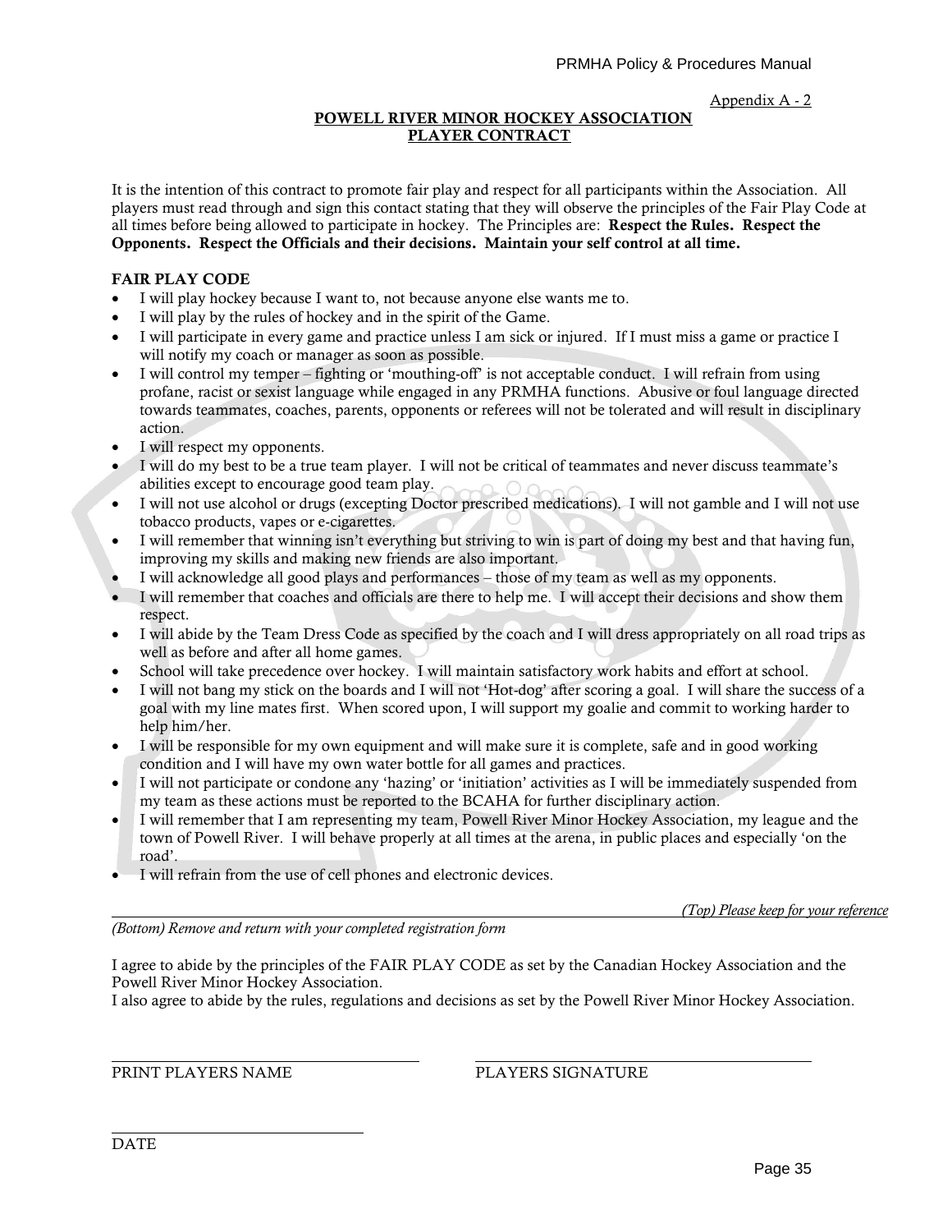Appendix A - 2

## POWELL RIVER MINOR HOCKEY ASSOCIATION PLAYER CONTRACT

It is the intention of this contract to promote fair play and respect for all participants within the Association. All players must read through and sign this contact stating that they will observe the principles of the Fair Play Code at all times before being allowed to participate in hockey. The Principles are: **Respect the Rules. Respect the Opponents. Respect the Officials and their decisions. Maintain your self control at all time.**

### FAIR PLAY CODE

- I will play hockey because I want to, not because anyone else wants me to.
- I will play by the rules of hockey and in the spirit of the Game.
- I will participate in every game and practice unless I am sick or injured. If I must miss a game or practice I will notify my coach or manager as soon as possible.
- I will control my temper – fighting or 'mouthing-off' is not acceptable conduct. I will refrain from using profane, racist or sexist language while engaged in any PRMHA functions. Abusive or foul language directed towards teammates, coaches, parents, opponents or referees will not be tolerated and will result in disciplinary action.
- I will respect my opponents.
- I will do my best to be a true team player. I will not be critical of teammates and never discuss teammate's abilities except to encourage good team play.
- I will not use alcohol or drugs (excepting Doctor prescribed medications). I will not gamble and I will not use tobacco products, vapes or e-cigarettes.
- I will remember that winning isn't everything but striving to win is part of doing my best and that having fun, improving my skills and making new friends are also important.
- I will acknowledge all good plays and performances – those of my team as well as my opponents.
- I will remember that coaches and officials are there to help me. I will accept their decisions and show them respect.
- I will abide by the Team Dress Code as specified by the coach and I will dress appropriately on all road trips as well as before and after all home games.
- School will take precedence over hockey. I will maintain satisfactory work habits and effort at school.
- I will not bang my stick on the boards and I will not 'Hot-dog' after scoring a goal. I will share the success of a goal with my line mates first. When scored upon, I will support my goalie and commit to working harder to help him/her.
- I will be responsible for my own equipment and will make sure it is complete, safe and in good working condition and I will have my own water bottle for all games and practices.
- I will not participate or condone any 'hazing' or 'initiation' activities as I will be immediately suspended from my team as these actions must be reported to the BCAHA for further disciplinary action.
- I will remember that I am representing my team, Powell River Minor Hockey Association, my league and the town of Powell River. I will behave properly at all times at the arena, in public places and especially 'on the road'.
- I will refrain from the use of cell phones and electronic devices.

*(Top) Please keep for your reference*

---

*(Bottom) Remove and return with your completed registration form*

I agree to abide by the principles of the FAIR PLAY CODE as set by the Canadian Hockey Association and the Powell River Minor Hockey Association.
I also agree to abide by the rules, regulations and decisions as set by the Powell River Minor Hockey Association.

\_\_\_\_\_\_\_\_\_\_\_\_\_\_\_\_\_\_\_\_\_\_\_\_\_\_\_\_\_\_ \_\_\_\_\_\_\_\_\_\_\_\_\_\_\_\_\_\_\_\_\_\_\_\_\_\_\_\_\_\_

PRINT PLAYERS NAME PLAYERS SIGNATURE

\_\_\_\_\_\_\_\_\_\_\_\_\_\_\_\_\_\_\_\_\_\_\_\_\_\_\_\_\_\_

DATE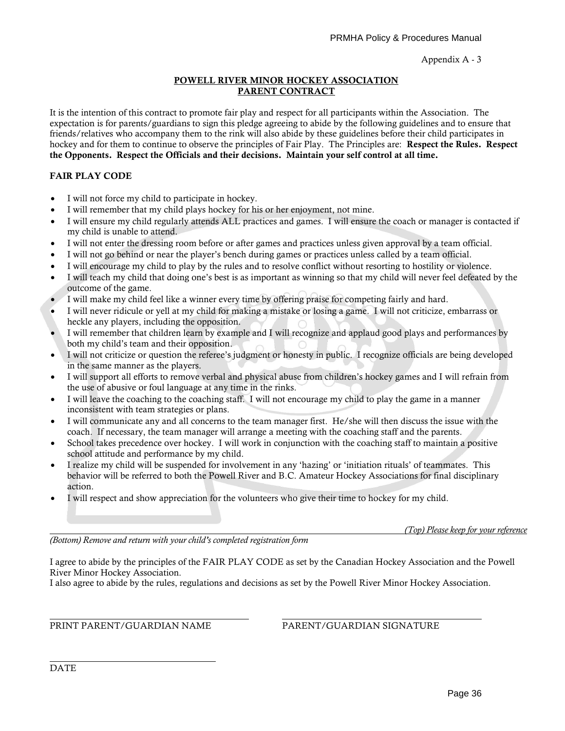Appendix A - 3

# POWELL RIVER MINOR HOCKEY ASSOCIATION
## PARENT CONTRACT

It is the intention of this contract to promote fair play and respect for all participants within the Association. The expectation is for parents/guardians to sign this pledge agreeing to abide by the following guidelines and to ensure that friends/relatives who accompany them to the rink will also abide by these guidelines before their child participates in hockey and for them to continue to observe the principles of Fair Play. The Principles are: **Respect the Rules. Respect the Opponents. Respect the Officials and their decisions. Maintain your self control at all time.**

### FAIR PLAY CODE

- I will not force my child to participate in hockey.
- I will remember that my child plays hockey for his or her enjoyment, not mine.
- I will ensure my child regularly attends ALL practices and games. I will ensure the coach or manager is contacted if my child is unable to attend.
- I will not enter the dressing room before or after games and practices unless given approval by a team official.
- I will not go behind or near the player's bench during games or practices unless called by a team official.
- I will encourage my child to play by the rules and to resolve conflict without resorting to hostility or violence.
- I will teach my child that doing one's best is as important as winning so that my child will never feel defeated by the outcome of the game.
- I will make my child feel like a winner every time by offering praise for competing fairly and hard.
- I will never ridicule or yell at my child for making a mistake or losing a game. I will not criticize, embarrass or heckle any players, including the opposition.
- I will remember that children learn by example and I will recognize and applaud good plays and performances by both my child's team and their opposition.
- I will not criticize or question the referee's judgment or honesty in public. I recognize officials are being developed in the same manner as the players.
- I will support all efforts to remove verbal and physical abuse from children's hockey games and I will refrain from the use of abusive or foul language at any time in the rinks.
- I will leave the coaching to the coaching staff. I will not encourage my child to play the game in a manner inconsistent with team strategies or plans.
- I will communicate any and all concerns to the team manager first. He/she will then discuss the issue with the coach. If necessary, the team manager will arrange a meeting with the coaching staff and the parents.
- School takes precedence over hockey. I will work in conjunction with the coaching staff to maintain a positive school attitude and performance by my child.
- I realize my child will be suspended for involvement in any 'hazing' or 'initiation rituals' of teammates. This behavior will be referred to both the Powell River and B.C. Amateur Hockey Associations for final disciplinary action.
- I will respect and show appreciation for the volunteers who give their time to hockey for my child.

*(Top) Please keep for your reference*

---

*(Bottom) Remove and return with your child's completed registration form*

I agree to abide by the principles of the FAIR PLAY CODE as set by the Canadian Hockey Association and the Powell River Minor Hockey Association.
I also agree to abide by the rules, regulations and decisions as set by the Powell River Minor Hockey Association.

\_\_\_\_\_\_\_\_\_\_\_\_\_\_\_\_\_\_\_\_\_\_\_\_\_\_\_\_\_\_ \_\_\_\_\_\_\_\_\_\_\_\_\_\_\_\_\_\_\_\_\_\_\_\_\_\_\_\_\_\_
PRINT PARENT/GUARDIAN NAME PARENT/GUARDIAN SIGNATURE

\_\_\_\_\_\_\_\_\_\_\_\_\_\_\_\_\_\_\_\_\_\_\_\_\_\_\_\_\_\_
DATE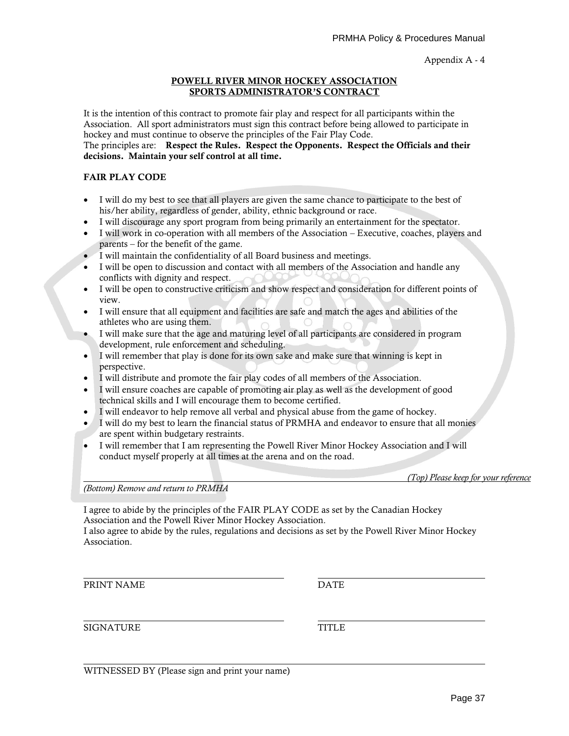Appendix A - 4

## POWELL RIVER MINOR HOCKEY ASSOCIATION
## SPORTS ADMINISTRATOR'S CONTRACT

It is the intention of this contract to promote fair play and respect for all participants within the Association. All sport administrators must sign this contract before being allowed to participate in hockey and must continue to observe the principles of the Fair Play Code.
The principles are: **Respect the Rules. Respect the Opponents. Respect the Officials and their decisions. Maintain your self control at all time.**

### FAIR PLAY CODE

- I will do my best to see that all players are given the same chance to participate to the best of his/her ability, regardless of gender, ability, ethnic background or race.
- I will discourage any sport program from being primarily an entertainment for the spectator.
- I will work in co-operation with all members of the Association – Executive, coaches, players and parents – for the benefit of the game.
- I will maintain the confidentiality of all Board business and meetings.
- I will be open to discussion and contact with all members of the Association and handle any conflicts with dignity and respect.
- I will be open to constructive criticism and show respect and consideration for different points of view.
- I will ensure that all equipment and facilities are safe and match the ages and abilities of the athletes who are using them.
- I will make sure that the age and maturing level of all participants are considered in program development, rule enforcement and scheduling.
- I will remember that play is done for its own sake and make sure that winning is kept in perspective.
- I will distribute and promote the fair play codes of all members of the Association.
- I will ensure coaches are capable of promoting air play as well as the development of good technical skills and I will encourage them to become certified.
- I will endeavor to help remove all verbal and physical abuse from the game of hockey.
- I will do my best to learn the financial status of PRMHA and endeavor to ensure that all monies are spent within budgetary restraints.
- I will remember that I am representing the Powell River Minor Hockey Association and I will conduct myself properly at all times at the arena and on the road.

*(Top) Please keep for your reference*

---

*(Bottom) Remove and return to PRMHA*

I agree to abide by the principles of the FAIR PLAY CODE as set by the Canadian Hockey Association and the Powell River Minor Hockey Association.
I also agree to abide by the rules, regulations and decisions as set by the Powell River Minor Hockey Association.

PRINT NAME ____________________ DATE ____________________

SIGNATURE ____________________ TITLE ____________________

WITNESSED BY (Please sign and print your name) ____________________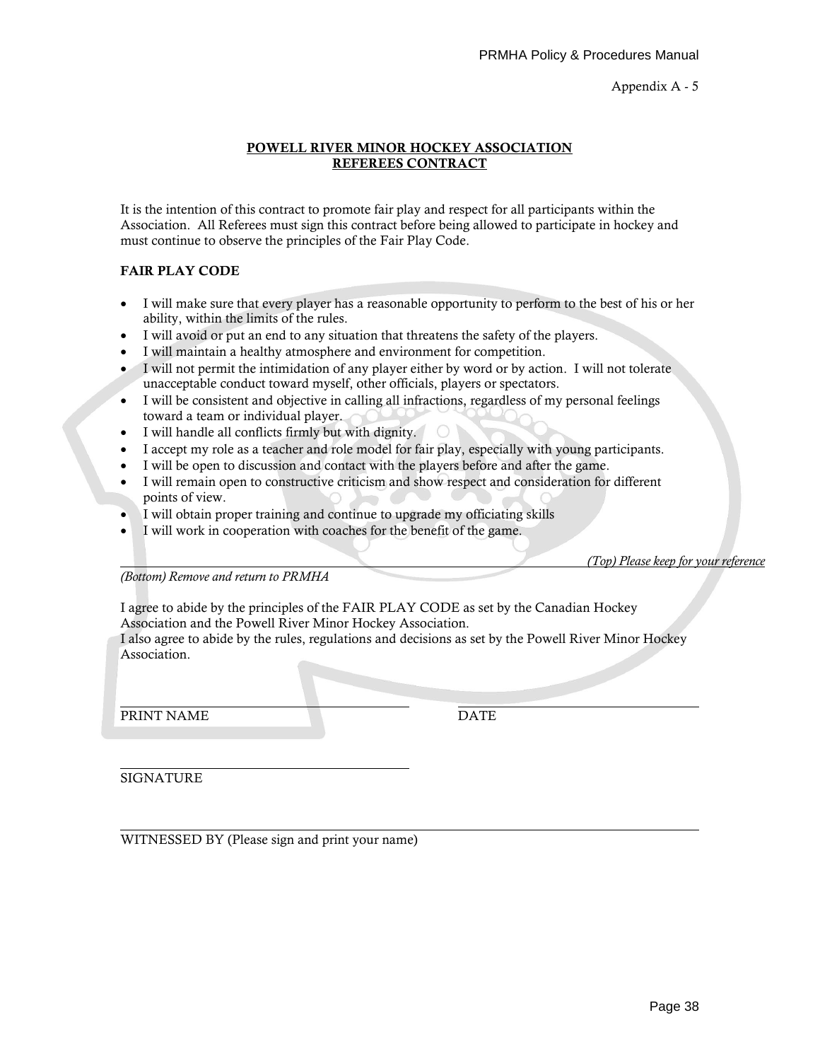Appendix A - 5

## POWELL RIVER MINOR HOCKEY ASSOCIATION
## REFEREES CONTRACT

It is the intention of this contract to promote fair play and respect for all participants within the Association. All Referees must sign this contract before being allowed to participate in hockey and must continue to observe the principles of the Fair Play Code.

**FAIR PLAY CODE**

- I will make sure that every player has a reasonable opportunity to perform to the best of his or her ability, within the limits of the rules.
- I will avoid or put an end to any situation that threatens the safety of the players.
- I will maintain a healthy atmosphere and environment for competition.
- I will not permit the intimidation of any player either by word or by action. I will not tolerate unacceptable conduct toward myself, other officials, players or spectators.
- I will be consistent and objective in calling all infractions, regardless of my personal feelings toward a team or individual player.
- I will handle all conflicts firmly but with dignity.
- I accept my role as a teacher and role model for fair play, especially with young participants.
- I will be open to discussion and contact with the players before and after the game.
- I will remain open to constructive criticism and show respect and consideration for different points of view.
- I will obtain proper training and continue to upgrade my officiating skills
- I will work in cooperation with coaches for the benefit of the game.

*(Top) Please keep for your reference*

---

*(Bottom) Remove and return to PRMHA*

I agree to abide by the principles of the FAIR PLAY CODE as set by the Canadian Hockey Association and the Powell River Minor Hockey Association.
I also agree to abide by the rules, regulations and decisions as set by the Powell River Minor Hockey Association.

PRINT NAME ______________________ DATE ______________________

SIGNATURE ______________________

WITNESSED BY (Please sign and print your name) ______________________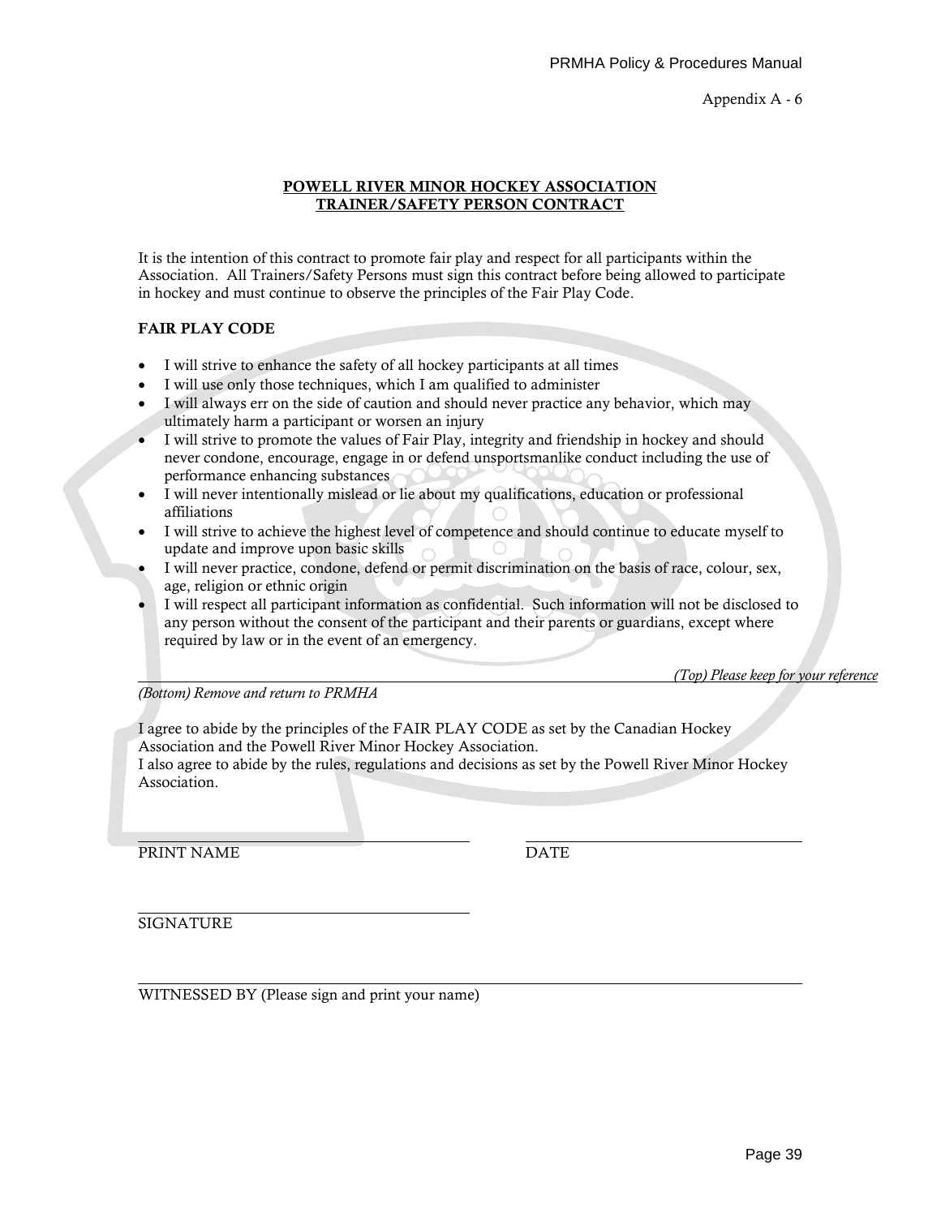Appendix A - 6

**POWELL RIVER MINOR HOCKEY ASSOCIATION**
**TRAINER/SAFETY PERSON CONTRACT**

It is the intention of this contract to promote fair play and respect for all participants within the Association. All Trainers/Safety Persons must sign this contract before being allowed to participate in hockey and must continue to observe the principles of the Fair Play Code.

**FAIR PLAY CODE**

- I will strive to enhance the safety of all hockey participants at all times
- I will use only those techniques, which I am qualified to administer
- I will always err on the side of caution and should never practice any behavior, which may ultimately harm a participant or worsen an injury
- I will strive to promote the values of Fair Play, integrity and friendship in hockey and should never condone, encourage, engage in or defend unsportsmanlike conduct including the use of performance enhancing substances
- I will never intentionally mislead or lie about my qualifications, education or professional affiliations
- I will strive to achieve the highest level of competence and should continue to educate myself to update and improve upon basic skills
- I will never practice, condone, defend or permit discrimination on the basis of race, colour, sex, age, religion or ethnic origin
- I will respect all participant information as confidential. Such information will not be disclosed to any person without the consent of the participant and their parents or guardians, except where required by law or in the event of an emergency.

*(Top) Please keep for your reference*

---

*(Bottom) Remove and return to PRMHA*

I agree to abide by the principles of the FAIR PLAY CODE as set by the Canadian Hockey Association and the Powell River Minor Hockey Association.
I also agree to abide by the rules, regulations and decisions as set by the Powell River Minor Hockey Association.

\_\_\_\_\_\_\_\_\_\_\_\_\_\_\_\_\_\_\_\_\_\_\_\_\_\_\_\_\_\_ \_\_\_\_\_\_\_\_\_\_\_\_\_\_\_\_\_\_\_\_\_\_\_\_\_\_\_\_\_\_
PRINT NAME DATE

\_\_\_\_\_\_\_\_\_\_\_\_\_\_\_\_\_\_\_\_\_\_\_\_\_\_\_\_\_\_
SIGNATURE

\_\_\_\_\_\_\_\_\_\_\_\_\_\_\_\_\_\_\_\_\_\_\_\_\_\_\_\_\_\_\_\_\_\_\_\_\_\_\_\_\_\_\_\_\_\_\_\_\_\_\_\_\_\_\_\_\_\_
WITNESSED BY (Please sign and print your name)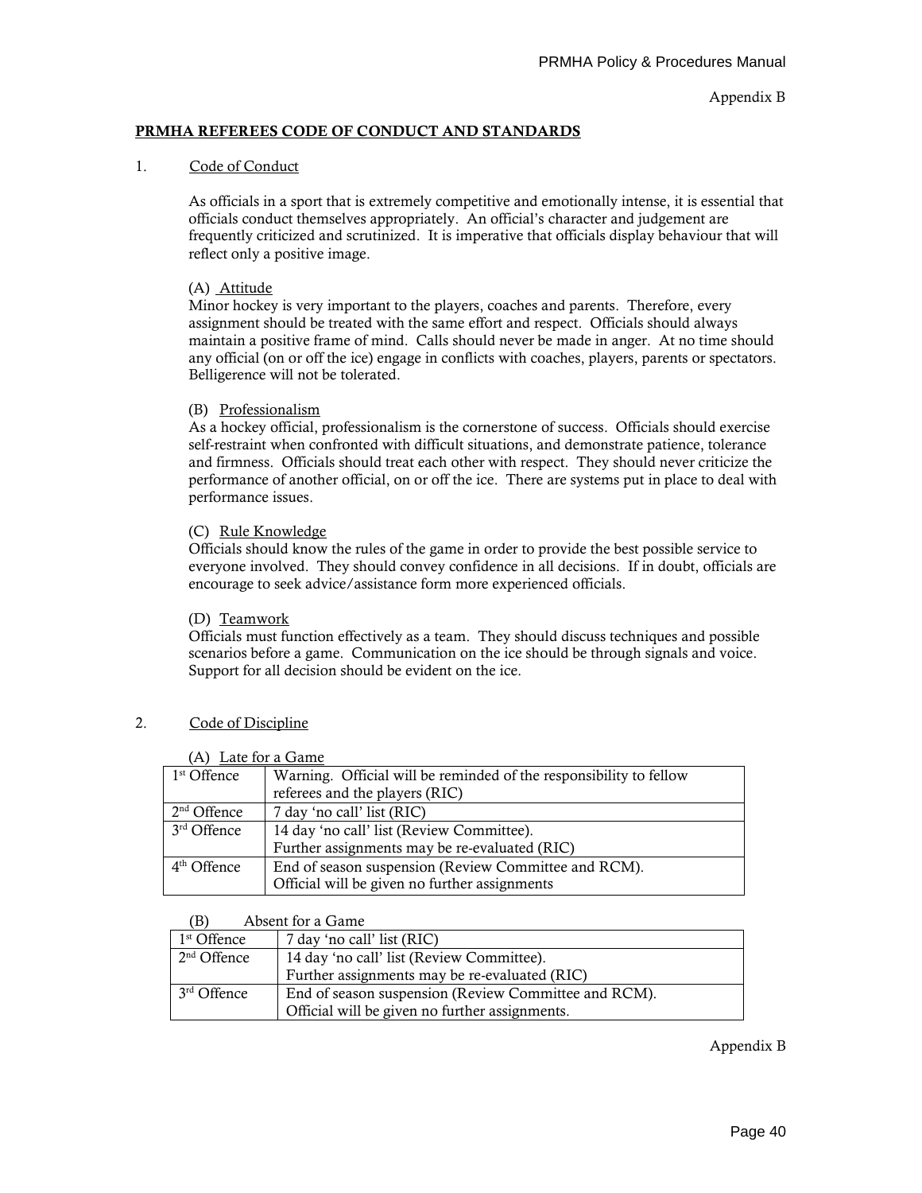Appendix B

## PRMHA REFEREES CODE OF CONDUCT AND STANDARDS

1. Code of Conduct

As officials in a sport that is extremely competitive and emotionally intense, it is essential that officials conduct themselves appropriately. An official's character and judgement are frequently criticized and scrutinized. It is imperative that officials display behaviour that will reflect only a positive image.

(A) Attitude
Minor hockey is very important to the players, coaches and parents. Therefore, every assignment should be treated with the same effort and respect. Officials should always maintain a positive frame of mind. Calls should never be made in anger. At no time should any official (on or off the ice) engage in conflicts with coaches, players, parents or spectators. Belligerence will not be tolerated.

(B) Professionalism
As a hockey official, professionalism is the cornerstone of success. Officials should exercise self-restraint when confronted with difficult situations, and demonstrate patience, tolerance and firmness. Officials should treat each other with respect. They should never criticize the performance of another official, on or off the ice. There are systems put in place to deal with performance issues.

(C) Rule Knowledge
Officials should know the rules of the game in order to provide the best possible service to everyone involved. They should convey confidence in all decisions. If in doubt, officials are encourage to seek advice/assistance form more experienced officials.

(D) Teamwork
Officials must function effectively as a team. They should discuss techniques and possible scenarios before a game. Communication on the ice should be through signals and voice. Support for all decision should be evident on the ice.

2. Code of Discipline

(A) Late for a Game

| | |
|---|---|
| 1st Offence | Warning. Official will be reminded of the responsibility to fellow referees and the players (RIC) |
| 2nd Offence | 7 day 'no call' list (RIC) |
| 3rd Offence | 14 day 'no call' list (Review Committee).<br>Further assignments may be re-evaluated (RIC) |
| 4th Offence | End of season suspension (Review Committee and RCM).<br>Official will be given no further assignments |

(B) Absent for a Game

| | |
|---|---|
| 1st Offence | 7 day 'no call' list (RIC) |
| 2nd Offence | 14 day 'no call' list (Review Committee).<br>Further assignments may be re-evaluated (RIC) |
| 3rd Offence | End of season suspension (Review Committee and RCM).<br>Official will be given no further assignments. |

Appendix B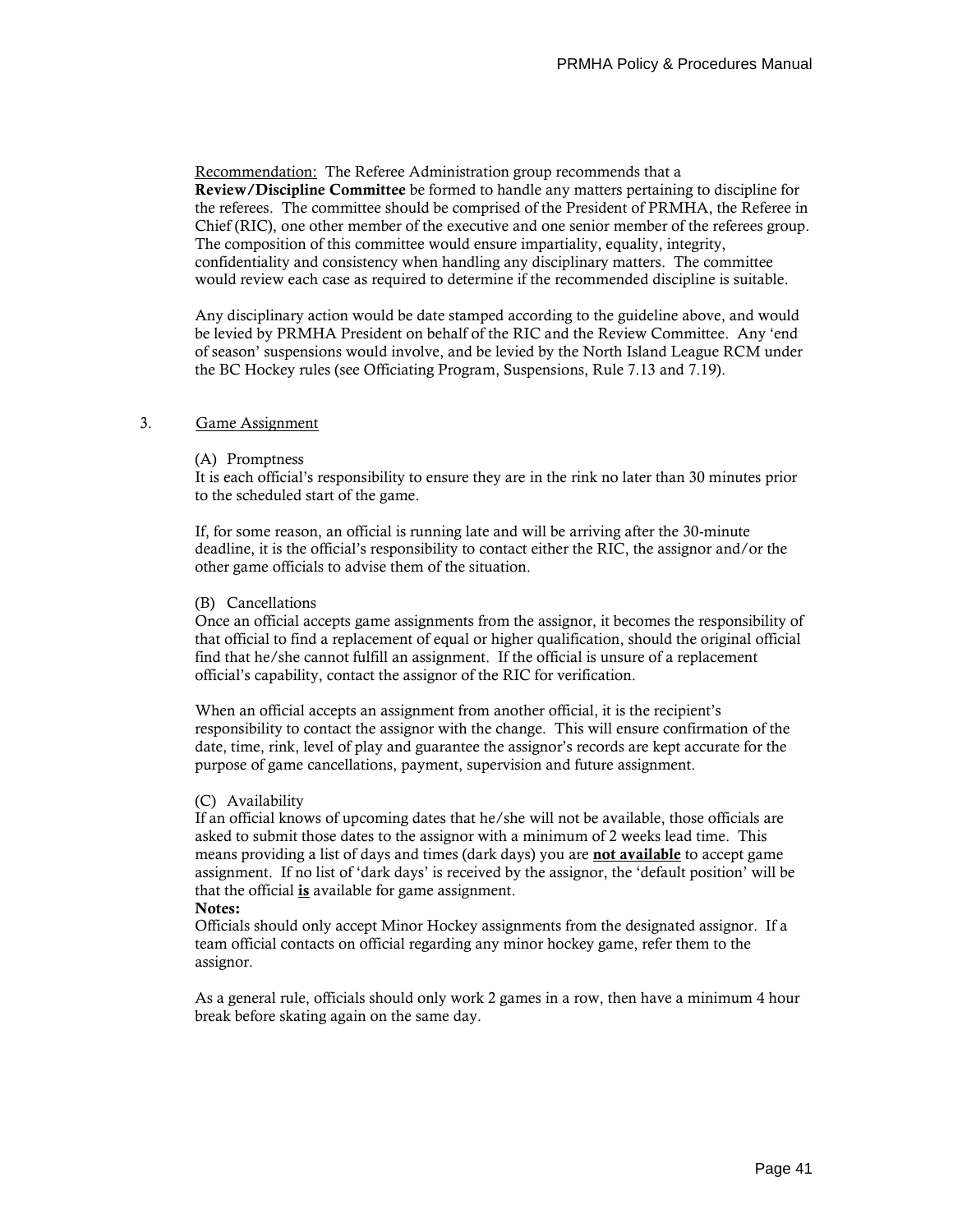<u>Recommendation:</u> The Referee Administration group recommends that a **Review/Discipline Committee** be formed to handle any matters pertaining to discipline for the referees. The committee should be comprised of the President of PRMHA, the Referee in Chief (RIC), one other member of the executive and one senior member of the referees group. The composition of this committee would ensure impartiality, equality, integrity, confidentiality and consistency when handling any disciplinary matters. The committee would review each case as required to determine if the recommended discipline is suitable.

Any disciplinary action would be date stamped according to the guideline above, and would be levied by PRMHA President on behalf of the RIC and the Review Committee. Any 'end of season' suspensions would involve, and be levied by the North Island League RCM under the BC Hockey rules (see Officiating Program, Suspensions, Rule 7.13 and 7.19).

3. <u>Game Assignment</u>

(A) Promptness

It is each official's responsibility to ensure they are in the rink no later than 30 minutes prior to the scheduled start of the game.

If, for some reason, an official is running late and will be arriving after the 30-minute deadline, it is the official's responsibility to contact either the RIC, the assignor and/or the other game officials to advise them of the situation.

(B) Cancellations

Once an official accepts game assignments from the assignor, it becomes the responsibility of that official to find a replacement of equal or higher qualification, should the original official find that he/she cannot fulfill an assignment. If the official is unsure of a replacement official's capability, contact the assignor of the RIC for verification.

When an official accepts an assignment from another official, it is the recipient's responsibility to contact the assignor with the change. This will ensure confirmation of the date, time, rink, level of play and guarantee the assignor's records are kept accurate for the purpose of game cancellations, payment, supervision and future assignment.

(C) Availability

If an official knows of upcoming dates that he/she will not be available, those officials are asked to submit those dates to the assignor with a minimum of 2 weeks lead time. This means providing a list of days and times (dark days) you are **<u>not available</u>** to accept game assignment. If no list of 'dark days' is received by the assignor, the 'default position' will be that the official **<u>is</u>** available for game assignment.

**Notes:**

Officials should only accept Minor Hockey assignments from the designated assignor. If a team official contacts on official regarding any minor hockey game, refer them to the assignor.

As a general rule, officials should only work 2 games in a row, then have a minimum 4 hour break before skating again on the same day.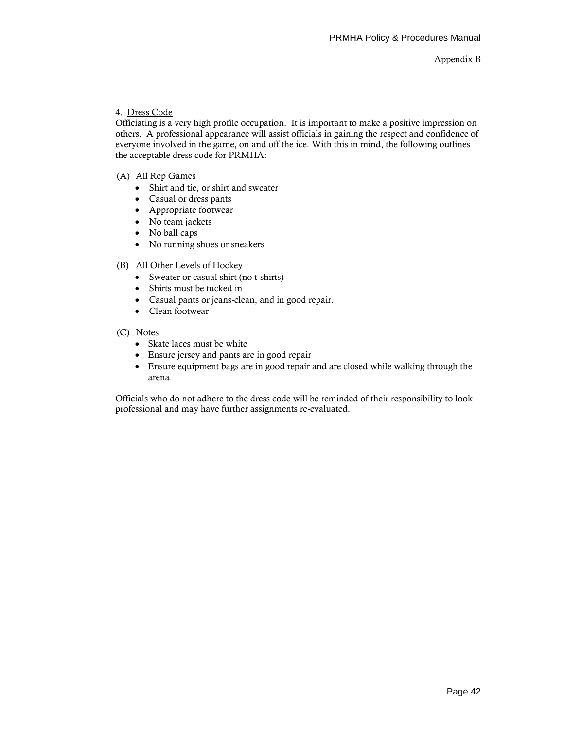4. Dress Code

Officiating is a very high profile occupation. It is important to make a positive impression on others. A professional appearance will assist officials in gaining the respect and confidence of everyone involved in the game, on and off the ice. With this in mind, the following outlines the acceptable dress code for PRMHA:

(A) All Rep Games

- Shirt and tie, or shirt and sweater
- Casual or dress pants
- Appropriate footwear
- No team jackets
- No ball caps
- No running shoes or sneakers

(B) All Other Levels of Hockey

- Sweater or casual shirt (no t-shirts)
- Shirts must be tucked in
- Casual pants or jeans-clean, and in good repair.
- Clean footwear

(C) Notes

- Skate laces must be white
- Ensure jersey and pants are in good repair
- Ensure equipment bags are in good repair and are closed while walking through the arena

Officials who do not adhere to the dress code will be reminded of their responsibility to look professional and may have further assignments re-evaluated.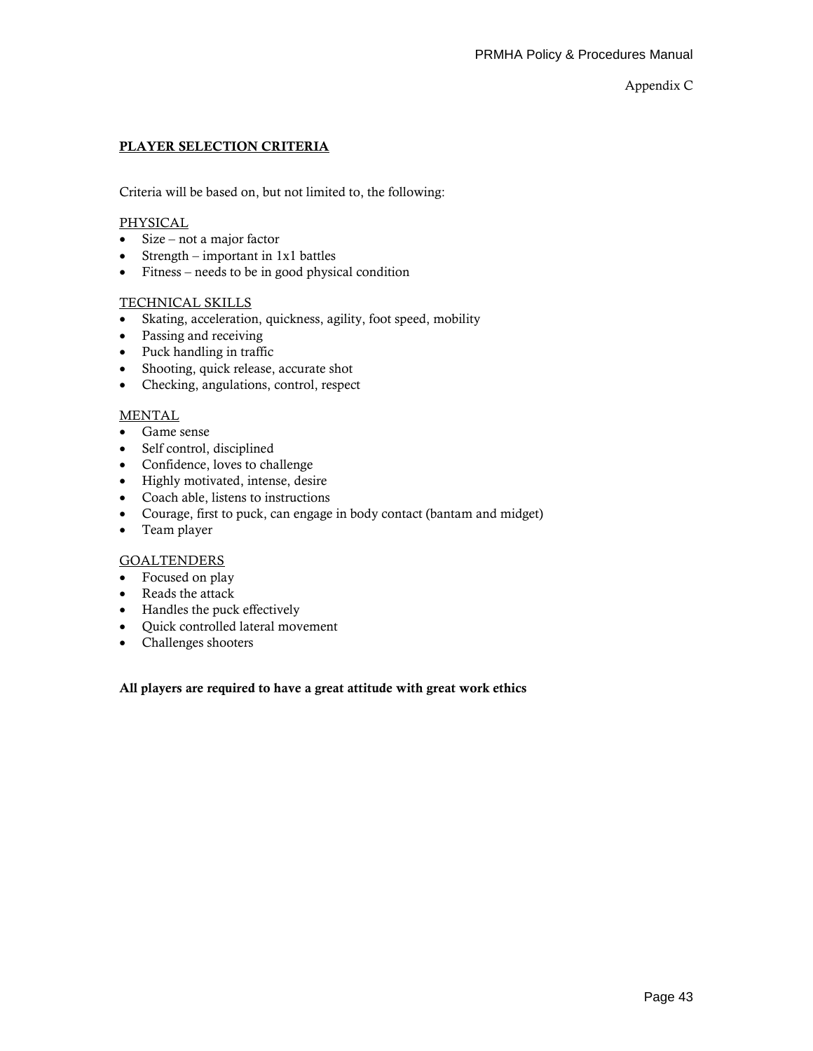Appendix C

## PLAYER SELECTION CRITERIA

Criteria will be based on, but not limited to, the following:

PHYSICAL

- Size – not a major factor
- Strength – important in 1x1 battles
- Fitness – needs to be in good physical condition

TECHNICAL SKILLS

- Skating, acceleration, quickness, agility, foot speed, mobility
- Passing and receiving
- Puck handling in traffic
- Shooting, quick release, accurate shot
- Checking, angulations, control, respect

MENTAL

- Game sense
- Self control, disciplined
- Confidence, loves to challenge
- Highly motivated, intense, desire
- Coach able, listens to instructions
- Courage, first to puck, can engage in body contact (bantam and midget)
- Team player

GOALTENDERS

- Focused on play
- Reads the attack
- Handles the puck effectively
- Quick controlled lateral movement
- Challenges shooters

**All players are required to have a great attitude with great work ethics**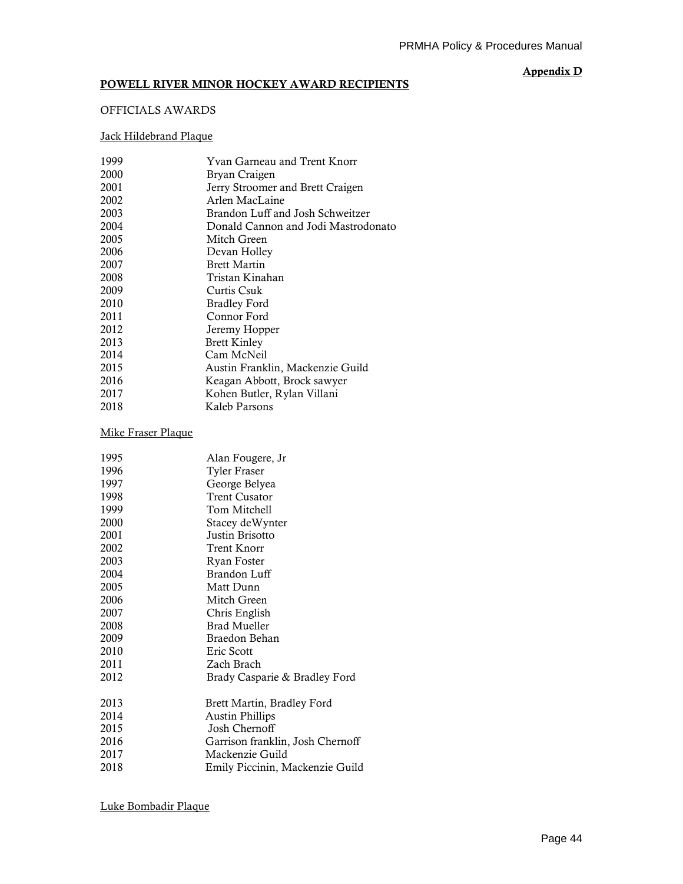**Appendix D**

## POWELL RIVER MINOR HOCKEY AWARD RECIPIENTS

OFFICIALS AWARDS

Jack Hildebrand Plaque

| | |
|---|---|
| 1999 | Yvan Garneau and Trent Knorr |
| 2000 | Bryan Craigen |
| 2001 | Jerry Stroomer and Brett Craigen |
| 2002 | Arlen MacLaine |
| 2003 | Brandon Luff and Josh Schweitzer |
| 2004 | Donald Cannon and Jodi Mastrodonato |
| 2005 | Mitch Green |
| 2006 | Devan Holley |
| 2007 | Brett Martin |
| 2008 | Tristan Kinahan |
| 2009 | Curtis Csuk |
| 2010 | Bradley Ford |
| 2011 | Connor Ford |
| 2012 | Jeremy Hopper |
| 2013 | Brett Kinley |
| 2014 | Cam McNeil |
| 2015 | Austin Franklin, Mackenzie Guild |
| 2016 | Keagan Abbott, Brock sawyer |
| 2017 | Kohen Butler, Rylan Villani |
| 2018 | Kaleb Parsons |

Mike Fraser Plaque

| | |
|---|---|
| 1995 | Alan Fougere, Jr |
| 1996 | Tyler Fraser |
| 1997 | George Belyea |
| 1998 | Trent Cusator |
| 1999 | Tom Mitchell |
| 2000 | Stacey deWynter |
| 2001 | Justin Brisotto |
| 2002 | Trent Knorr |
| 2003 | Ryan Foster |
| 2004 | Brandon Luff |
| 2005 | Matt Dunn |
| 2006 | Mitch Green |
| 2007 | Chris English |
| 2008 | Brad Mueller |
| 2009 | Braedon Behan |
| 2010 | Eric Scott |
| 2011 | Zach Brach |
| 2012 | Brady Casparie & Bradley Ford |
| 2013 | Brett Martin, Bradley Ford |
| 2014 | Austin Phillips |
| 2015 | Josh Chernoff |
| 2016 | Garrison franklin, Josh Chernoff |
| 2017 | Mackenzie Guild |
| 2018 | Emily Piccinin, Mackenzie Guild |

Luke Bombadir Plaque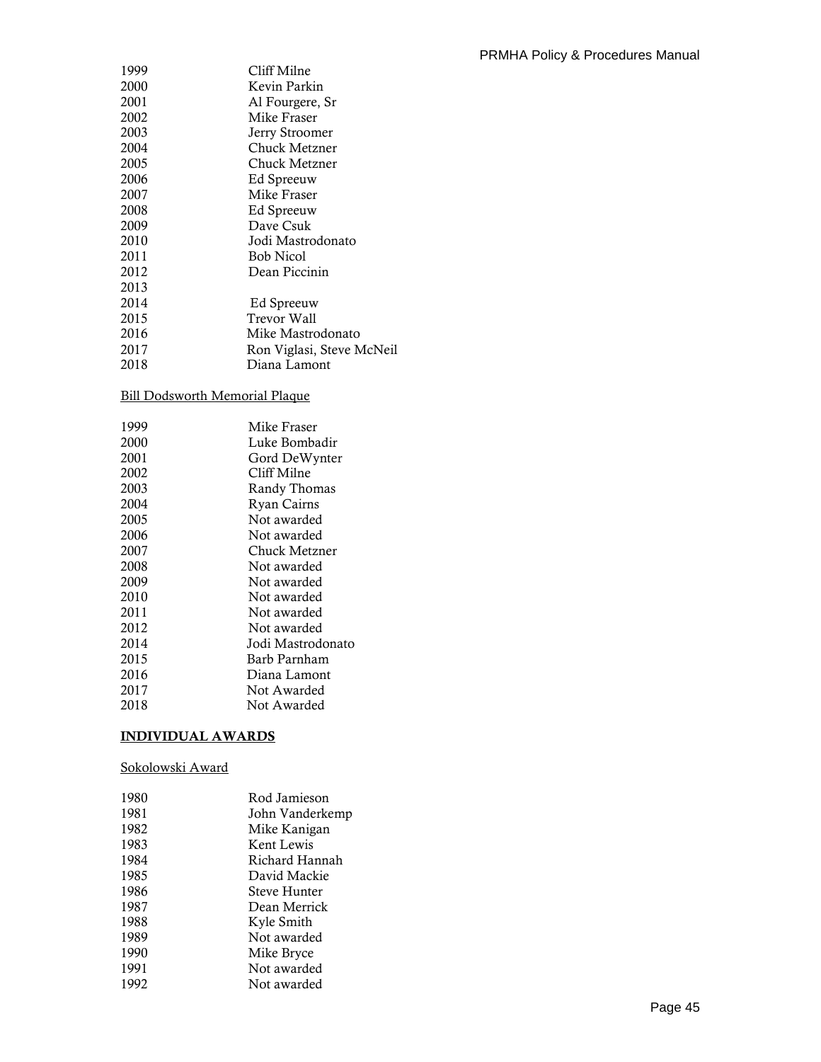| | |
|---|---|
| 1999 | Cliff Milne |
| 2000 | Kevin Parkin |
| 2001 | Al Fourgere, Sr |
| 2002 | Mike Fraser |
| 2003 | Jerry Stroomer |
| 2004 | Chuck Metzner |
| 2005 | Chuck Metzner |
| 2006 | Ed Spreeuw |
| 2007 | Mike Fraser |
| 2008 | Ed Spreeuw |
| 2009 | Dave Csuk |
| 2010 | Jodi Mastrodonato |
| 2011 | Bob Nicol |
| 2012 | Dean Piccinin |
| 2013 | |
| 2014 | Ed Spreeuw |
| 2015 | Trevor Wall |
| 2016 | Mike Mastrodonato |
| 2017 | Ron Viglasi, Steve McNeil |
| 2018 | Diana Lamont |

<u>Bill Dodsworth Memorial Plaque</u>

| | |
|---|---|
| 1999 | Mike Fraser |
| 2000 | Luke Bombadir |
| 2001 | Gord DeWynter |
| 2002 | Cliff Milne |
| 2003 | Randy Thomas |
| 2004 | Ryan Cairns |
| 2005 | Not awarded |
| 2006 | Not awarded |
| 2007 | Chuck Metzner |
| 2008 | Not awarded |
| 2009 | Not awarded |
| 2010 | Not awarded |
| 2011 | Not awarded |
| 2012 | Not awarded |
| 2014 | Jodi Mastrodonato |
| 2015 | Barb Parnham |
| 2016 | Diana Lamont |
| 2017 | Not Awarded |
| 2018 | Not Awarded |

## INDIVIDUAL AWARDS

<u>Sokolowski Award</u>

| | |
|---|---|
| 1980 | Rod Jamieson |
| 1981 | John Vanderkemp |
| 1982 | Mike Kanigan |
| 1983 | Kent Lewis |
| 1984 | Richard Hannah |
| 1985 | David Mackie |
| 1986 | Steve Hunter |
| 1987 | Dean Merrick |
| 1988 | Kyle Smith |
| 1989 | Not awarded |
| 1990 | Mike Bryce |
| 1991 | Not awarded |
| 1992 | Not awarded |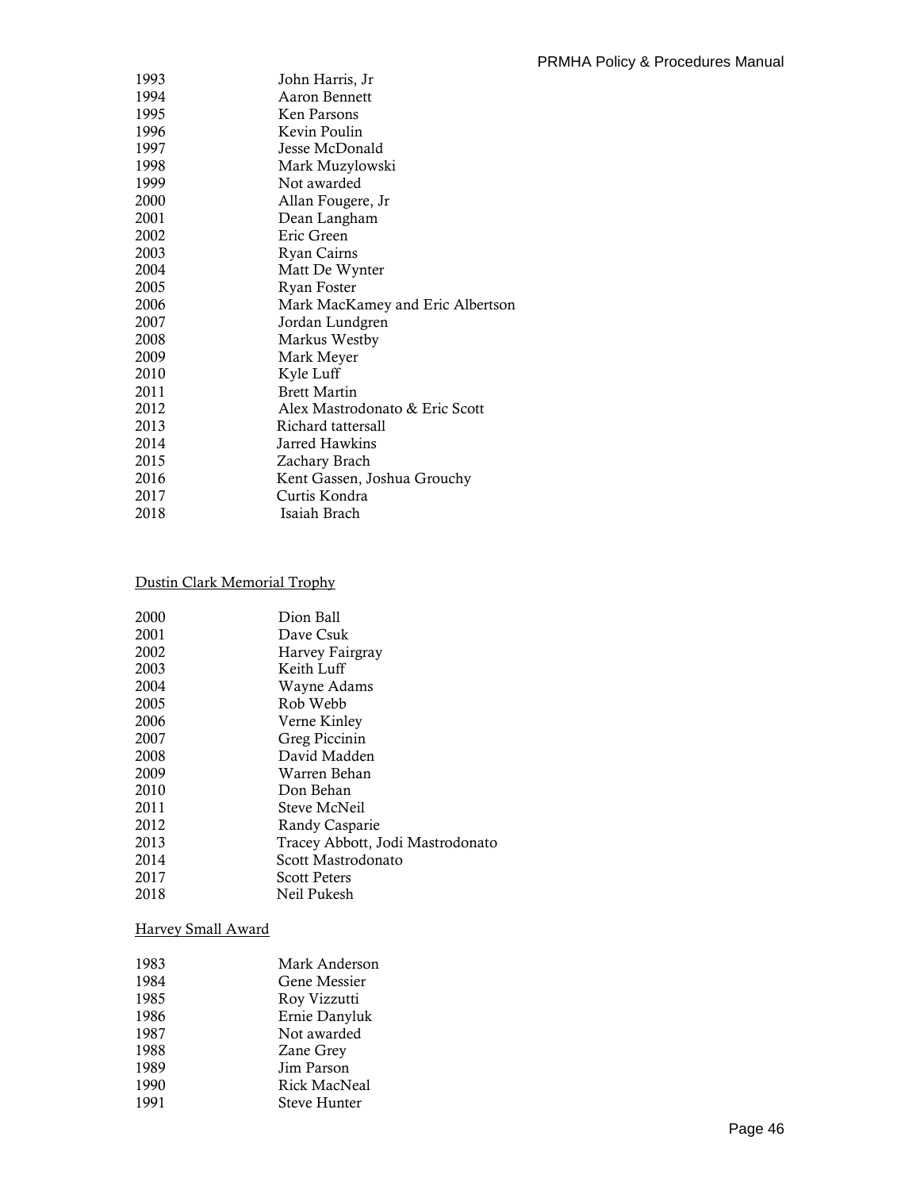1993 John Harris, Jr
1994 Aaron Bennett
1995 Ken Parsons
1996 Kevin Poulin
1997 Jesse McDonald
1998 Mark Muzylowski
1999 Not awarded
2000 Allan Fougere, Jr
2001 Dean Langham
2002 Eric Green
2003 Ryan Cairns
2004 Matt De Wynter
2005 Ryan Foster
2006 Mark MacKamey and Eric Albertson
2007 Jordan Lundgren
2008 Markus Westby
2009 Mark Meyer
2010 Kyle Luff
2011 Brett Martin
2012 Alex Mastrodonato & Eric Scott
2013 Richard tattersall
2014 Jarred Hawkins
2015 Zachary Brach
2016 Kent Gassen, Joshua Grouchy
2017 Curtis Kondra
2018 Isaiah Brach

Dustin Clark Memorial Trophy

2000 Dion Ball
2001 Dave Csuk
2002 Harvey Fairgray
2003 Keith Luff
2004 Wayne Adams
2005 Rob Webb
2006 Verne Kinley
2007 Greg Piccinin
2008 David Madden
2009 Warren Behan
2010 Don Behan
2011 Steve McNeil
2012 Randy Casparie
2013 Tracey Abbott, Jodi Mastrodonato
2014 Scott Mastrodonato
2017 Scott Peters
2018 Neil Pukesh

Harvey Small Award

1983 Mark Anderson
1984 Gene Messier
1985 Roy Vizzutti
1986 Ernie Danyluk
1987 Not awarded
1988 Zane Grey
1989 Jim Parson
1990 Rick MacNeal
1991 Steve Hunter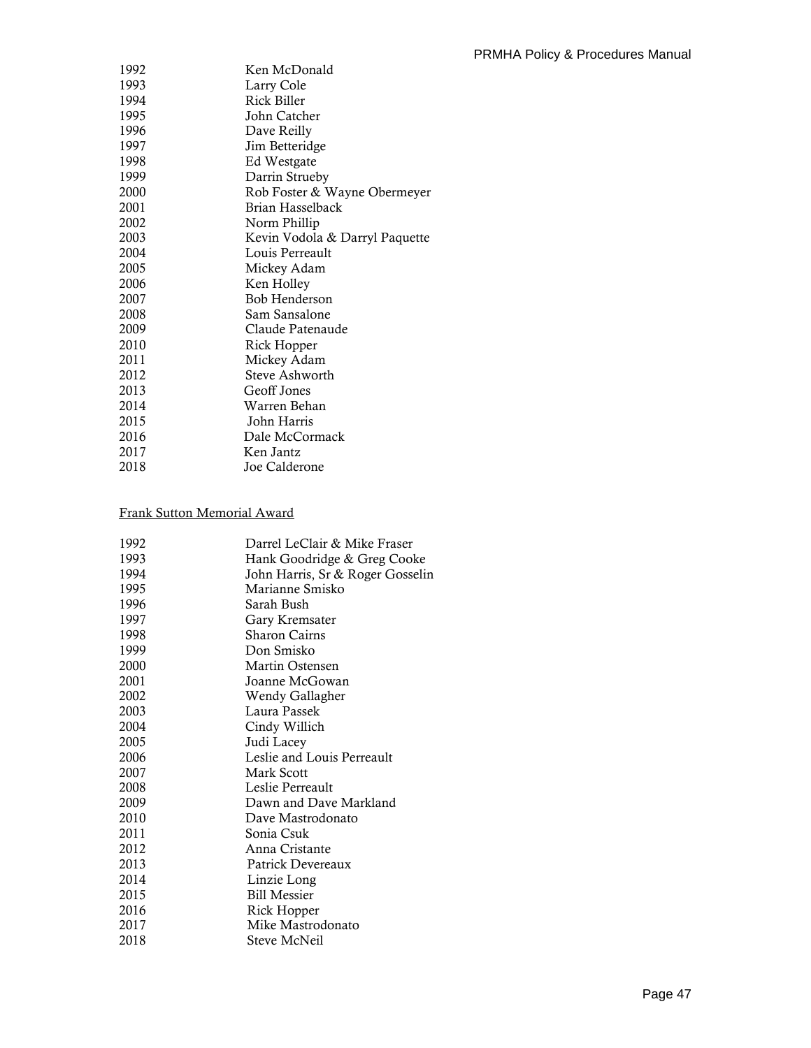| | |
|---|---|
| 1992 | Ken McDonald |
| 1993 | Larry Cole |
| 1994 | Rick Biller |
| 1995 | John Catcher |
| 1996 | Dave Reilly |
| 1997 | Jim Betteridge |
| 1998 | Ed Westgate |
| 1999 | Darrin Strueby |
| 2000 | Rob Foster & Wayne Obermeyer |
| 2001 | Brian Hasselback |
| 2002 | Norm Phillip |
| 2003 | Kevin Vodola & Darryl Paquette |
| 2004 | Louis Perreault |
| 2005 | Mickey Adam |
| 2006 | Ken Holley |
| 2007 | Bob Henderson |
| 2008 | Sam Sansalone |
| 2009 | Claude Patenaude |
| 2010 | Rick Hopper |
| 2011 | Mickey Adam |
| 2012 | Steve Ashworth |
| 2013 | Geoff Jones |
| 2014 | Warren Behan |
| 2015 | John Harris |
| 2016 | Dale McCormack |
| 2017 | Ken Jantz |
| 2018 | Joe Calderone |

Frank Sutton Memorial Award

| | |
|---|---|
| 1992 | Darrel LeClair & Mike Fraser |
| 1993 | Hank Goodridge & Greg Cooke |
| 1994 | John Harris, Sr & Roger Gosselin |
| 1995 | Marianne Smisko |
| 1996 | Sarah Bush |
| 1997 | Gary Kremsater |
| 1998 | Sharon Cairns |
| 1999 | Don Smisko |
| 2000 | Martin Ostensen |
| 2001 | Joanne McGowan |
| 2002 | Wendy Gallagher |
| 2003 | Laura Passek |
| 2004 | Cindy Willich |
| 2005 | Judi Lacey |
| 2006 | Leslie and Louis Perreault |
| 2007 | Mark Scott |
| 2008 | Leslie Perreault |
| 2009 | Dawn and Dave Markland |
| 2010 | Dave Mastrodonato |
| 2011 | Sonia Csuk |
| 2012 | Anna Cristante |
| 2013 | Patrick Devereaux |
| 2014 | Linzie Long |
| 2015 | Bill Messier |
| 2016 | Rick Hopper |
| 2017 | Mike Mastrodonato |
| 2018 | Steve McNeil |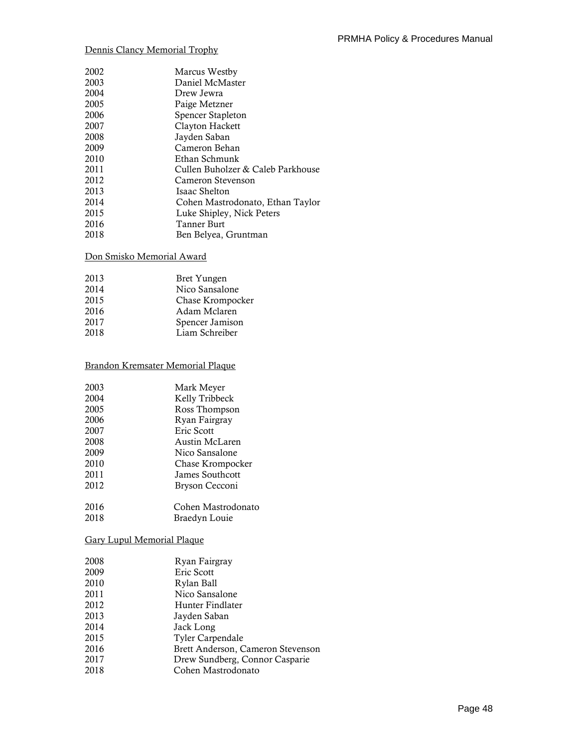Dennis Clancy Memorial Trophy

| | |
|---|---|
| 2002 | Marcus Westby |
| 2003 | Daniel McMaster |
| 2004 | Drew Jewra |
| 2005 | Paige Metzner |
| 2006 | Spencer Stapleton |
| 2007 | Clayton Hackett |
| 2008 | Jayden Saban |
| 2009 | Cameron Behan |
| 2010 | Ethan Schmunk |
| 2011 | Cullen Buholzer & Caleb Parkhouse |
| 2012 | Cameron Stevenson |
| 2013 | Isaac Shelton |
| 2014 | Cohen Mastrodonato, Ethan Taylor |
| 2015 | Luke Shipley, Nick Peters |
| 2016 | Tanner Burt |
| 2018 | Ben Belyea, Gruntman |

Don Smisko Memorial Award

| | |
|---|---|
| 2013 | Bret Yungen |
| 2014 | Nico Sansalone |
| 2015 | Chase Krompocker |
| 2016 | Adam Mclaren |
| 2017 | Spencer Jamison |
| 2018 | Liam Schreiber |

Brandon Kremsater Memorial Plaque

| | |
|---|---|
| 2003 | Mark Meyer |
| 2004 | Kelly Tribbeck |
| 2005 | Ross Thompson |
| 2006 | Ryan Fairgray |
| 2007 | Eric Scott |
| 2008 | Austin McLaren |
| 2009 | Nico Sansalone |
| 2010 | Chase Krompocker |
| 2011 | James Southcott |
| 2012 | Bryson Cecconi |
| 2016 | Cohen Mastrodonato |
| 2018 | Braedyn Louie |

Gary Lupul Memorial Plaque

| | |
|---|---|
| 2008 | Ryan Fairgray |
| 2009 | Eric Scott |
| 2010 | Rylan Ball |
| 2011 | Nico Sansalone |
| 2012 | Hunter Findlater |
| 2013 | Jayden Saban |
| 2014 | Jack Long |
| 2015 | Tyler Carpendale |
| 2016 | Brett Anderson, Cameron Stevenson |
| 2017 | Drew Sundberg, Connor Casparie |
| 2018 | Cohen Mastrodonato |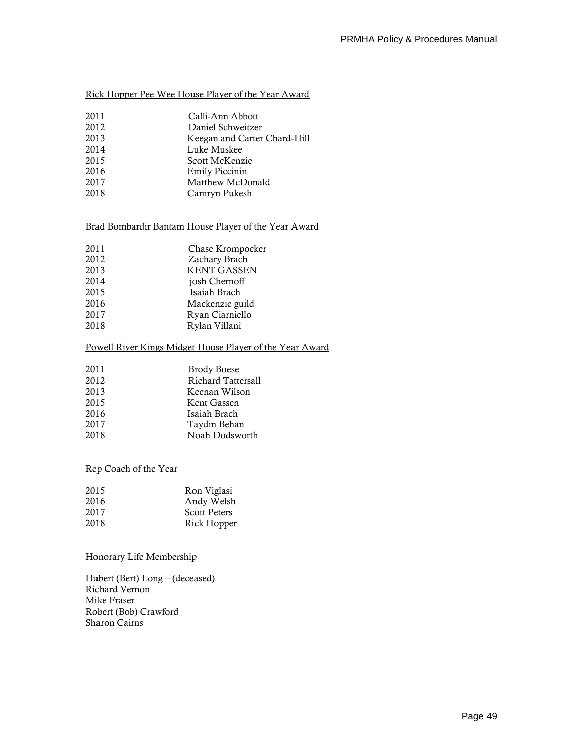Rick Hopper Pee Wee House Player of the Year Award

| | |
|---|---|
| 2011 | Calli-Ann Abbott |
| 2012 | Daniel Schweitzer |
| 2013 | Keegan and Carter Chard-Hill |
| 2014 | Luke Muskee |
| 2015 | Scott McKenzie |
| 2016 | Emily Piccinin |
| 2017 | Matthew McDonald |
| 2018 | Camryn Pukesh |

Brad Bombardir Bantam House Player of the Year Award

| | |
|---|---|
| 2011 | Chase Krompocker |
| 2012 | Zachary Brach |
| 2013 | KENT GASSEN |
| 2014 | josh Chernoff |
| 2015 | Isaiah Brach |
| 2016 | Mackenzie guild |
| 2017 | Ryan Ciarniello |
| 2018 | Rylan Villani |

Powell River Kings Midget House Player of the Year Award

| | |
|---|---|
| 2011 | Brody Boese |
| 2012 | Richard Tattersall |
| 2013 | Keenan Wilson |
| 2015 | Kent Gassen |
| 2016 | Isaiah Brach |
| 2017 | Taydin Behan |
| 2018 | Noah Dodsworth |

Rep Coach of the Year

| | |
|---|---|
| 2015 | Ron Viglasi |
| 2016 | Andy Welsh |
| 2017 | Scott Peters |
| 2018 | Rick Hopper |

Honorary Life Membership

Hubert (Bert) Long – (deceased)
Richard Vernon
Mike Fraser
Robert (Bob) Crawford
Sharon Cairns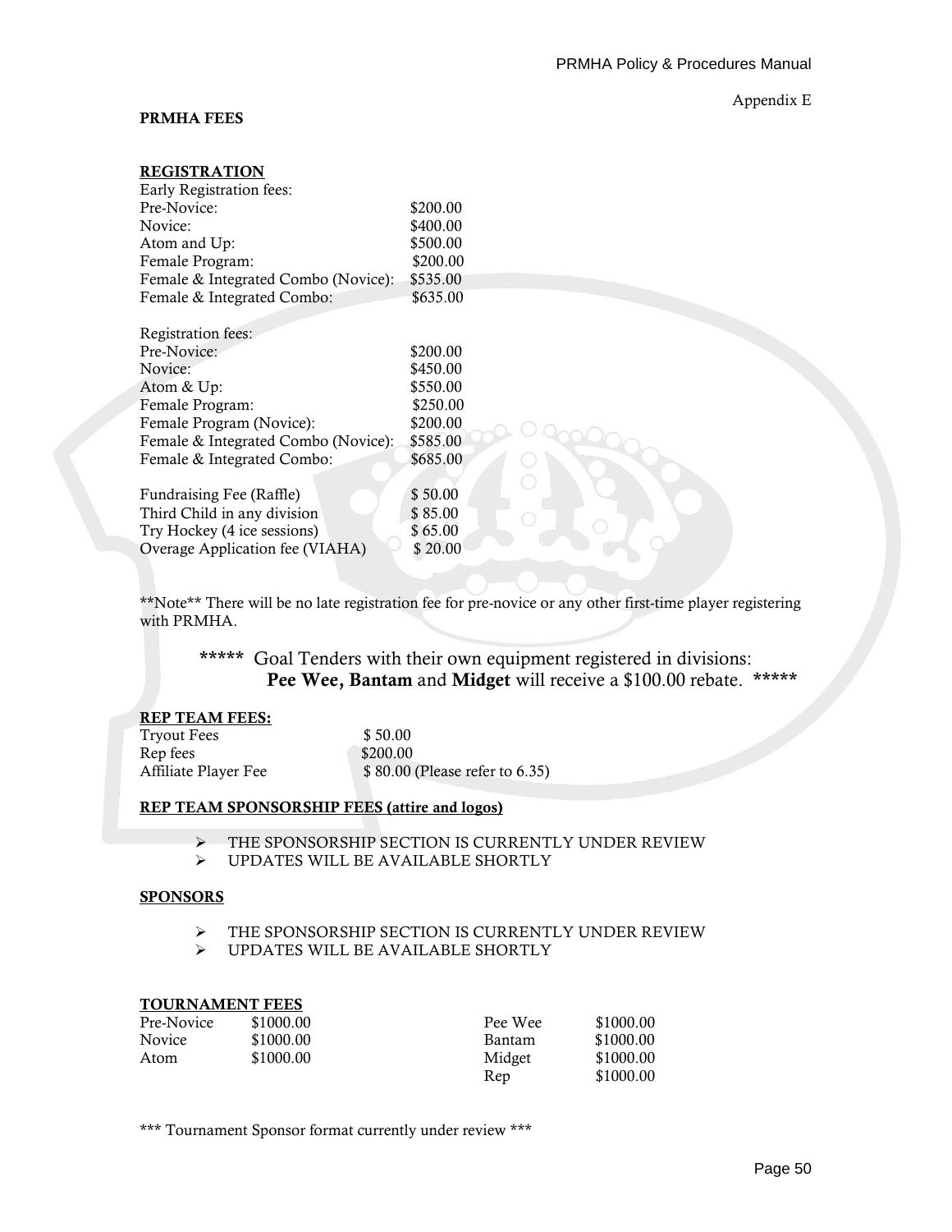Appendix E

**PRMHA FEES**

**REGISTRATION**

Early Registration fees:

| | |
|---|---|
| Pre-Novice: | $200.00 |
| Novice: | $400.00 |
| Atom and Up: | $500.00 |
| Female Program: | $200.00 |
| Female & Integrated Combo (Novice): | $535.00 |
| Female & Integrated Combo: | $635.00 |

Registration fees:

| | |
|---|---|
| Pre-Novice: | $200.00 |
| Novice: | $450.00 |
| Atom & Up: | $550.00 |
| Female Program: | $250.00 |
| Female Program (Novice): | $200.00 |
| Female & Integrated Combo (Novice): | $585.00 |
| Female & Integrated Combo: | $685.00 |

| | |
|---|---|
| Fundraising Fee (Raffle) | $ 50.00 |
| Third Child in any division | $ 85.00 |
| Try Hockey (4 ice sessions) | $ 65.00 |
| Overage Application fee (VIAHA) | $ 20.00 |

**Note** There will be no late registration fee for pre-novice or any other first-time player registering with PRMHA.

***** Goal Tenders with their own equipment registered in divisions: **Pee Wee, Bantam** and **Midget** will receive a $100.00 rebate. *****

**REP TEAM FEES:**

| | |
|---|---|
| Tryout Fees | $ 50.00 |
| Rep fees | $200.00 |
| Affiliate Player Fee | $ 80.00 (Please refer to 6.35) |

**REP TEAM SPONSORSHIP FEES (attire and logos)**

- THE SPONSORSHIP SECTION IS CURRENTLY UNDER REVIEW
- UPDATES WILL BE AVAILABLE SHORTLY

**SPONSORS**

- THE SPONSORSHIP SECTION IS CURRENTLY UNDER REVIEW
- UPDATES WILL BE AVAILABLE SHORTLY

**TOURNAMENT FEES**

| | | | |
|---|---|---|---|
| Pre-Novice | $1000.00 | Pee Wee | $1000.00 |
| Novice | $1000.00 | Bantam | $1000.00 |
| Atom | $1000.00 | Midget | $1000.00 |
| | | Rep | $1000.00 |

*** Tournament Sponsor format currently under review ***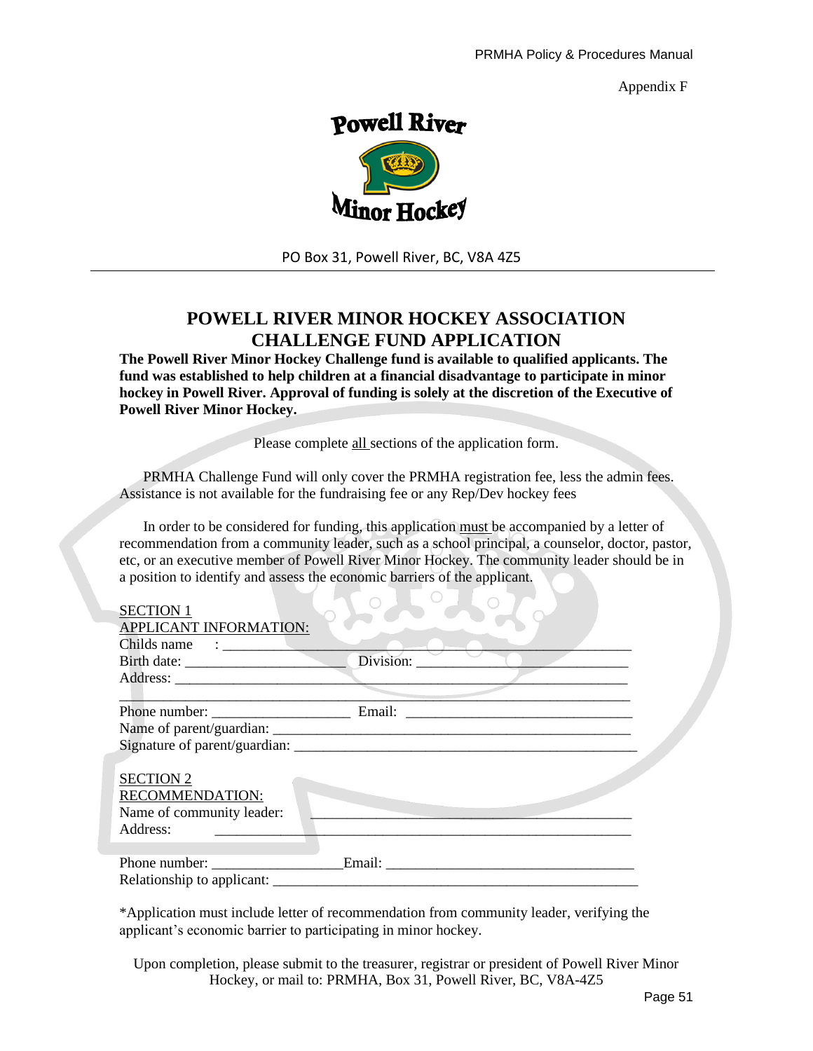Appendix F

Powell River Minor Hockey

PO Box 31, Powell River, BC, V8A 4Z5

# POWELL RIVER MINOR HOCKEY ASSOCIATION CHALLENGE FUND APPLICATION

**The Powell River Minor Hockey Challenge fund is available to qualified applicants. The fund was established to help children at a financial disadvantage to participate in minor hockey in Powell River. Approval of funding is solely at the discretion of the Executive of Powell River Minor Hockey.**

Please complete all sections of the application form.

PRMHA Challenge Fund will only cover the PRMHA registration fee, less the admin fees. Assistance is not available for the fundraising fee or any Rep/Dev hockey fees

In order to be considered for funding, this application must be accompanied by a letter of recommendation from a community leader, such as a school principal, a counselor, doctor, pastor, etc, or an executive member of Powell River Minor Hockey. The community leader should be in a position to identify and assess the economic barriers of the applicant.

SECTION 1
APPLICANT INFORMATION:

Childs name : ______________________________________________

Birth date: ______________________ Division: ______________________________

Address: ________________________________________________________________

_________________________________________________________________________

Phone number: ___________________ Email: _______________________________

Name of parent/guardian: ___________________________________________________

Signature of parent/guardian: ________________________________________________

SECTION 2
RECOMMENDATION:

Name of community leader: ____________________________________________

Address: ______________________________________________________________

Phone number: _________________Email: _________________________________

Relationship to applicant: ____________________________________________________

*Application must include letter of recommendation from community leader, verifying the applicant's economic barrier to participating in minor hockey.

Upon completion, please submit to the treasurer, registrar or president of Powell River Minor Hockey, or mail to: PRMHA, Box 31, Powell River, BC, V8A-4Z5